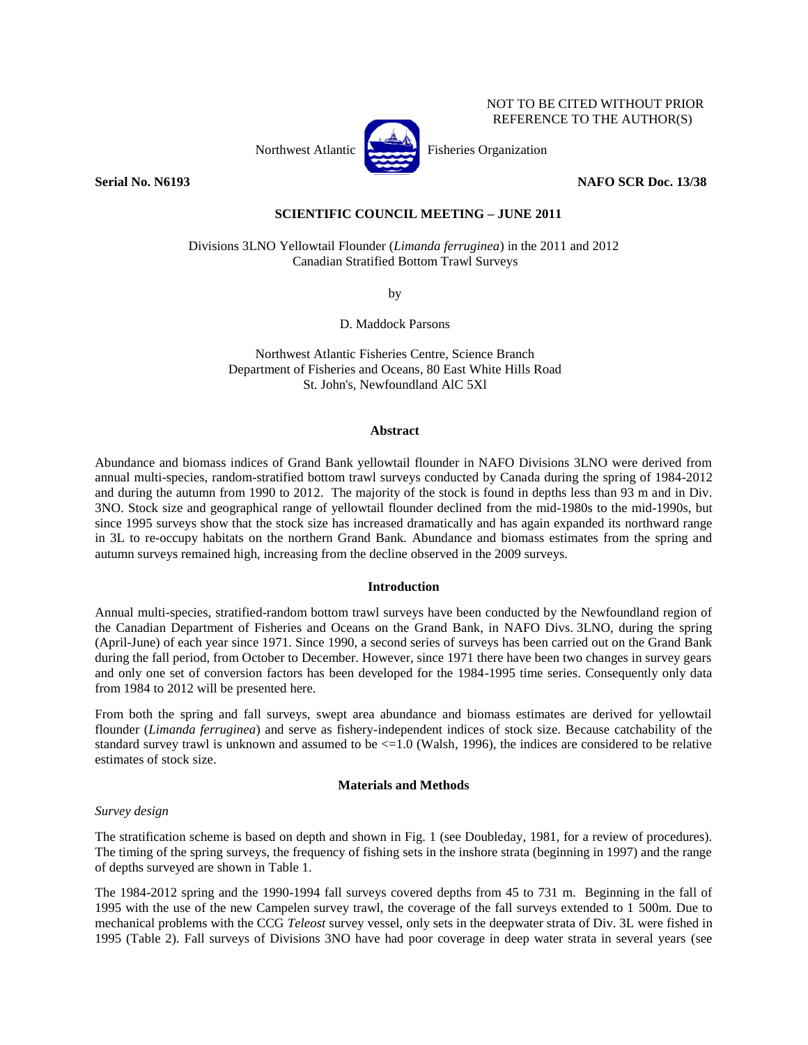NOT TO BE CITED WITHOUT PRIOR REFERENCE TO THE AUTHOR(S)

Northwest Atlantic Fisheries Organization

**Serial No. N6193** **NAFO SCR Doc. 13/38**

## SCIENTIFIC COUNCIL MEETING – JUNE 2011

Divisions 3LNO Yellowtail Flounder (*Limanda ferruginea*) in the 2011 and 2012 Canadian Stratified Bottom Trawl Surveys

by

D. Maddock Parsons

Northwest Atlantic Fisheries Centre, Science Branch
Department of Fisheries and Oceans, 80 East White Hills Road
St. John's, Newfoundland AlC 5Xl

### Abstract

Abundance and biomass indices of Grand Bank yellowtail flounder in NAFO Divisions 3LNO were derived from annual multi-species, random-stratified bottom trawl surveys conducted by Canada during the spring of 1984-2012 and during the autumn from 1990 to 2012. The majority of the stock is found in depths less than 93 m and in Div. 3NO. Stock size and geographical range of yellowtail flounder declined from the mid-1980s to the mid-1990s, but since 1995 surveys show that the stock size has increased dramatically and has again expanded its northward range in 3L to re-occupy habitats on the northern Grand Bank. Abundance and biomass estimates from the spring and autumn surveys remained high, increasing from the decline observed in the 2009 surveys.

### Introduction

Annual multi-species, stratified-random bottom trawl surveys have been conducted by the Newfoundland region of the Canadian Department of Fisheries and Oceans on the Grand Bank, in NAFO Divs. 3LNO, during the spring (April-June) of each year since 1971. Since 1990, a second series of surveys has been carried out on the Grand Bank during the fall period, from October to December. However, since 1971 there have been two changes in survey gears and only one set of conversion factors has been developed for the 1984-1995 time series. Consequently only data from 1984 to 2012 will be presented here.

From both the spring and fall surveys, swept area abundance and biomass estimates are derived for yellowtail flounder (*Limanda ferruginea*) and serve as fishery-independent indices of stock size. Because catchability of the standard survey trawl is unknown and assumed to be <=1.0 (Walsh, 1996), the indices are considered to be relative estimates of stock size.

### Materials and Methods

*Survey design*

The stratification scheme is based on depth and shown in Fig. 1 (see Doubleday, 1981, for a review of procedures). The timing of the spring surveys, the frequency of fishing sets in the inshore strata (beginning in 1997) and the range of depths surveyed are shown in Table 1.

The 1984-2012 spring and the 1990-1994 fall surveys covered depths from 45 to 731 m. Beginning in the fall of 1995 with the use of the new Campelen survey trawl, the coverage of the fall surveys extended to 1 500m. Due to mechanical problems with the CCG *Teleost* survey vessel, only sets in the deepwater strata of Div. 3L were fished in 1995 (Table 2). Fall surveys of Divisions 3NO have had poor coverage in deep water strata in several years (see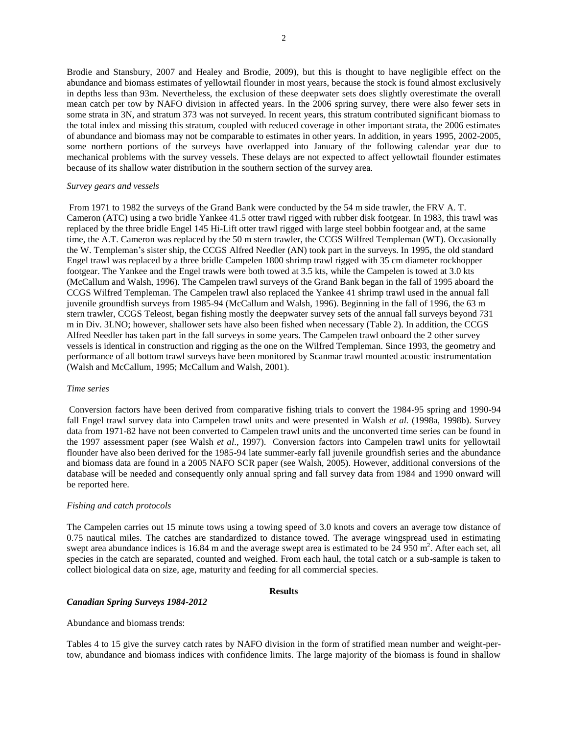Brodie and Stansbury, 2007 and Healey and Brodie, 2009), but this is thought to have negligible effect on the abundance and biomass estimates of yellowtail flounder in most years, because the stock is found almost exclusively in depths less than 93m. Nevertheless, the exclusion of these deepwater sets does slightly overestimate the overall mean catch per tow by NAFO division in affected years. In the 2006 spring survey, there were also fewer sets in some strata in 3N, and stratum 373 was not surveyed. In recent years, this stratum contributed significant biomass to the total index and missing this stratum, coupled with reduced coverage in other important strata, the 2006 estimates of abundance and biomass may not be comparable to estimates in other years. In addition, in years 1995, 2002-2005, some northern portions of the surveys have overlapped into January of the following calendar year due to mechanical problems with the survey vessels. These delays are not expected to affect yellowtail flounder estimates because of its shallow water distribution in the southern section of the survey area.

*Survey gears and vessels*

From 1971 to 1982 the surveys of the Grand Bank were conducted by the 54 m side trawler, the FRV A. T. Cameron (ATC) using a two bridle Yankee 41.5 otter trawl rigged with rubber disk footgear. In 1983, this trawl was replaced by the three bridle Engel 145 Hi-Lift otter trawl rigged with large steel bobbin footgear and, at the same time, the A.T. Cameron was replaced by the 50 m stern trawler, the CCGS Wilfred Templeman (WT). Occasionally the W. Templeman's sister ship, the CCGS Alfred Needler (AN) took part in the surveys. In 1995, the old standard Engel trawl was replaced by a three bridle Campelen 1800 shrimp trawl rigged with 35 cm diameter rockhopper footgear. The Yankee and the Engel trawls were both towed at 3.5 kts, while the Campelen is towed at 3.0 kts (McCallum and Walsh, 1996). The Campelen trawl surveys of the Grand Bank began in the fall of 1995 aboard the CCGS Wilfred Templeman. The Campelen trawl also replaced the Yankee 41 shrimp trawl used in the annual fall juvenile groundfish surveys from 1985-94 (McCallum and Walsh, 1996). Beginning in the fall of 1996, the 63 m stern trawler, CCGS Teleost, began fishing mostly the deepwater survey sets of the annual fall surveys beyond 731 m in Div. 3LNO; however, shallower sets have also been fished when necessary (Table 2). In addition, the CCGS Alfred Needler has taken part in the fall surveys in some years. The Campelen trawl onboard the 2 other survey vessels is identical in construction and rigging as the one on the Wilfred Templeman. Since 1993, the geometry and performance of all bottom trawl surveys have been monitored by Scanmar trawl mounted acoustic instrumentation (Walsh and McCallum, 1995; McCallum and Walsh, 2001).

*Time series*

Conversion factors have been derived from comparative fishing trials to convert the 1984-95 spring and 1990-94 fall Engel trawl survey data into Campelen trawl units and were presented in Walsh *et al.* (1998a, 1998b). Survey data from 1971-82 have not been converted to Campelen trawl units and the unconverted time series can be found in the 1997 assessment paper (see Walsh *et al*., 1997). Conversion factors into Campelen trawl units for yellowtail flounder have also been derived for the 1985-94 late summer-early fall juvenile groundfish series and the abundance and biomass data are found in a 2005 NAFO SCR paper (see Walsh, 2005). However, additional conversions of the database will be needed and consequently only annual spring and fall survey data from 1984 and 1990 onward will be reported here.

*Fishing and catch protocols*

The Campelen carries out 15 minute tows using a towing speed of 3.0 knots and covers an average tow distance of 0.75 nautical miles. The catches are standardized to distance towed. The average wingspread used in estimating swept area abundance indices is 16.84 m and the average swept area is estimated to be 24 950 $m^2$. After each set, all species in the catch are separated, counted and weighed. From each haul, the total catch or a sub-sample is taken to collect biological data on size, age, maturity and feeding for all commercial species.

## Results

### *Canadian Spring Surveys 1984-2012*

Abundance and biomass trends:

Tables 4 to 15 give the survey catch rates by NAFO division in the form of stratified mean number and weight-per-tow, abundance and biomass indices with confidence limits. The large majority of the biomass is found in shallow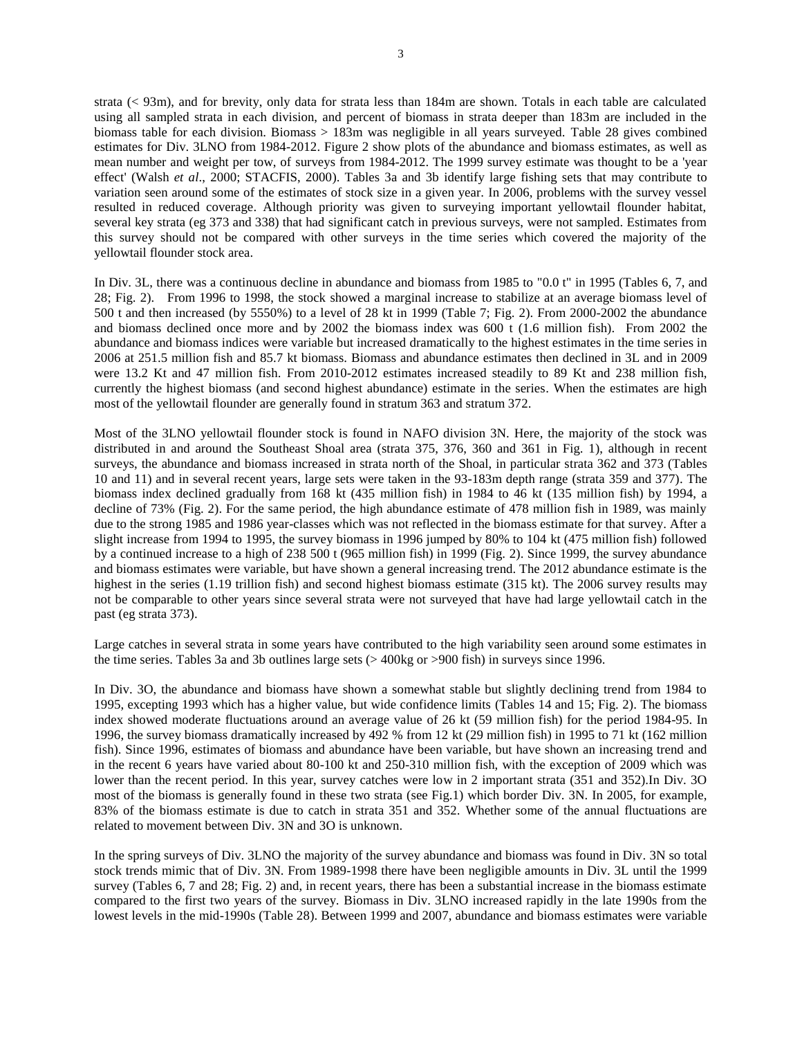strata (< 93m), and for brevity, only data for strata less than 184m are shown. Totals in each table are calculated using all sampled strata in each division, and percent of biomass in strata deeper than 183m are included in the biomass table for each division. Biomass > 183m was negligible in all years surveyed. Table 28 gives combined estimates for Div. 3LNO from 1984-2012. Figure 2 show plots of the abundance and biomass estimates, as well as mean number and weight per tow, of surveys from 1984-2012. The 1999 survey estimate was thought to be a 'year effect' (Walsh *et al*., 2000; STACFIS, 2000). Tables 3a and 3b identify large fishing sets that may contribute to variation seen around some of the estimates of stock size in a given year. In 2006, problems with the survey vessel resulted in reduced coverage. Although priority was given to surveying important yellowtail flounder habitat, several key strata (eg 373 and 338) that had significant catch in previous surveys, were not sampled. Estimates from this survey should not be compared with other surveys in the time series which covered the majority of the yellowtail flounder stock area.

In Div. 3L, there was a continuous decline in abundance and biomass from 1985 to "0.0 t" in 1995 (Tables 6, 7, and 28; Fig. 2). From 1996 to 1998, the stock showed a marginal increase to stabilize at an average biomass level of 500 t and then increased (by 5550%) to a level of 28 kt in 1999 (Table 7; Fig. 2). From 2000-2002 the abundance and biomass declined once more and by 2002 the biomass index was 600 t (1.6 million fish). From 2002 the abundance and biomass indices were variable but increased dramatically to the highest estimates in the time series in 2006 at 251.5 million fish and 85.7 kt biomass. Biomass and abundance estimates then declined in 3L and in 2009 were 13.2 Kt and 47 million fish. From 2010-2012 estimates increased steadily to 89 Kt and 238 million fish, currently the highest biomass (and second highest abundance) estimate in the series. When the estimates are high most of the yellowtail flounder are generally found in stratum 363 and stratum 372.

Most of the 3LNO yellowtail flounder stock is found in NAFO division 3N. Here, the majority of the stock was distributed in and around the Southeast Shoal area (strata 375, 376, 360 and 361 in Fig. 1), although in recent surveys, the abundance and biomass increased in strata north of the Shoal, in particular strata 362 and 373 (Tables 10 and 11) and in several recent years, large sets were taken in the 93-183m depth range (strata 359 and 377). The biomass index declined gradually from 168 kt (435 million fish) in 1984 to 46 kt (135 million fish) by 1994, a decline of 73% (Fig. 2). For the same period, the high abundance estimate of 478 million fish in 1989, was mainly due to the strong 1985 and 1986 year-classes which was not reflected in the biomass estimate for that survey. After a slight increase from 1994 to 1995, the survey biomass in 1996 jumped by 80% to 104 kt (475 million fish) followed by a continued increase to a high of 238 500 t (965 million fish) in 1999 (Fig. 2). Since 1999, the survey abundance and biomass estimates were variable, but have shown a general increasing trend. The 2012 abundance estimate is the highest in the series (1.19 trillion fish) and second highest biomass estimate (315 kt). The 2006 survey results may not be comparable to other years since several strata were not surveyed that have had large yellowtail catch in the past (eg strata 373).

Large catches in several strata in some years have contributed to the high variability seen around some estimates in the time series. Tables 3a and 3b outlines large sets (> 400kg or >900 fish) in surveys since 1996.

In Div. 3O, the abundance and biomass have shown a somewhat stable but slightly declining trend from 1984 to 1995, excepting 1993 which has a higher value, but wide confidence limits (Tables 14 and 15; Fig. 2). The biomass index showed moderate fluctuations around an average value of 26 kt (59 million fish) for the period 1984-95. In 1996, the survey biomass dramatically increased by 492 % from 12 kt (29 million fish) in 1995 to 71 kt (162 million fish). Since 1996, estimates of biomass and abundance have been variable, but have shown an increasing trend and in the recent 6 years have varied about 80-100 kt and 250-310 million fish, with the exception of 2009 which was lower than the recent period. In this year, survey catches were low in 2 important strata (351 and 352).In Div. 3O most of the biomass is generally found in these two strata (see Fig.1) which border Div. 3N. In 2005, for example, 83% of the biomass estimate is due to catch in strata 351 and 352. Whether some of the annual fluctuations are related to movement between Div. 3N and 3O is unknown.

In the spring surveys of Div. 3LNO the majority of the survey abundance and biomass was found in Div. 3N so total stock trends mimic that of Div. 3N. From 1989-1998 there have been negligible amounts in Div. 3L until the 1999 survey (Tables 6, 7 and 28; Fig. 2) and, in recent years, there has been a substantial increase in the biomass estimate compared to the first two years of the survey. Biomass in Div. 3LNO increased rapidly in the late 1990s from the lowest levels in the mid-1990s (Table 28). Between 1999 and 2007, abundance and biomass estimates were variable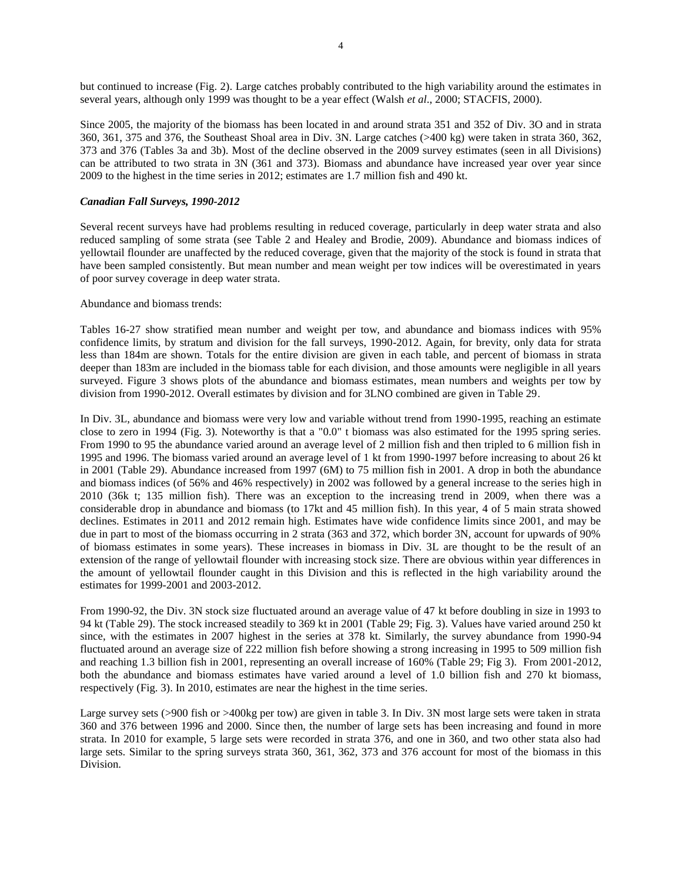but continued to increase (Fig. 2). Large catches probably contributed to the high variability around the estimates in several years, although only 1999 was thought to be a year effect (Walsh *et al*., 2000; STACFIS, 2000).

Since 2005, the majority of the biomass has been located in and around strata 351 and 352 of Div. 3O and in strata 360, 361, 375 and 376, the Southeast Shoal area in Div. 3N. Large catches (>400 kg) were taken in strata 360, 362, 373 and 376 (Tables 3a and 3b). Most of the decline observed in the 2009 survey estimates (seen in all Divisions) can be attributed to two strata in 3N (361 and 373). Biomass and abundance have increased year over year since 2009 to the highest in the time series in 2012; estimates are 1.7 million fish and 490 kt.

### *Canadian Fall Surveys, 1990-2012*

Several recent surveys have had problems resulting in reduced coverage, particularly in deep water strata and also reduced sampling of some strata (see Table 2 and Healey and Brodie, 2009). Abundance and biomass indices of yellowtail flounder are unaffected by the reduced coverage, given that the majority of the stock is found in strata that have been sampled consistently. But mean number and mean weight per tow indices will be overestimated in years of poor survey coverage in deep water strata.

Abundance and biomass trends:

Tables 16-27 show stratified mean number and weight per tow, and abundance and biomass indices with 95% confidence limits, by stratum and division for the fall surveys, 1990-2012. Again, for brevity, only data for strata less than 184m are shown. Totals for the entire division are given in each table, and percent of biomass in strata deeper than 183m are included in the biomass table for each division, and those amounts were negligible in all years surveyed. Figure 3 shows plots of the abundance and biomass estimates, mean numbers and weights per tow by division from 1990-2012. Overall estimates by division and for 3LNO combined are given in Table 29.

In Div. 3L, abundance and biomass were very low and variable without trend from 1990-1995, reaching an estimate close to zero in 1994 (Fig. 3). Noteworthy is that a "0.0" t biomass was also estimated for the 1995 spring series. From 1990 to 95 the abundance varied around an average level of 2 million fish and then tripled to 6 million fish in 1995 and 1996. The biomass varied around an average level of 1 kt from 1990-1997 before increasing to about 26 kt in 2001 (Table 29). Abundance increased from 1997 (6M) to 75 million fish in 2001. A drop in both the abundance and biomass indices (of 56% and 46% respectively) in 2002 was followed by a general increase to the series high in 2010 (36k t; 135 million fish). There was an exception to the increasing trend in 2009, when there was a considerable drop in abundance and biomass (to 17kt and 45 million fish). In this year, 4 of 5 main strata showed declines. Estimates in 2011 and 2012 remain high. Estimates have wide confidence limits since 2001, and may be due in part to most of the biomass occurring in 2 strata (363 and 372, which border 3N, account for upwards of 90% of biomass estimates in some years). These increases in biomass in Div. 3L are thought to be the result of an extension of the range of yellowtail flounder with increasing stock size. There are obvious within year differences in the amount of yellowtail flounder caught in this Division and this is reflected in the high variability around the estimates for 1999-2001 and 2003-2012.

From 1990-92, the Div. 3N stock size fluctuated around an average value of 47 kt before doubling in size in 1993 to 94 kt (Table 29). The stock increased steadily to 369 kt in 2001 (Table 29; Fig. 3). Values have varied around 250 kt since, with the estimates in 2007 highest in the series at 378 kt. Similarly, the survey abundance from 1990-94 fluctuated around an average size of 222 million fish before showing a strong increasing in 1995 to 509 million fish and reaching 1.3 billion fish in 2001, representing an overall increase of 160% (Table 29; Fig 3). From 2001-2012, both the abundance and biomass estimates have varied around a level of 1.0 billion fish and 270 kt biomass, respectively (Fig. 3). In 2010, estimates are near the highest in the time series.

Large survey sets (>900 fish or >400kg per tow) are given in table 3. In Div. 3N most large sets were taken in strata 360 and 376 between 1996 and 2000. Since then, the number of large sets has been increasing and found in more strata. In 2010 for example, 5 large sets were recorded in strata 376, and one in 360, and two other stata also had large sets. Similar to the spring surveys strata 360, 361, 362, 373 and 376 account for most of the biomass in this Division.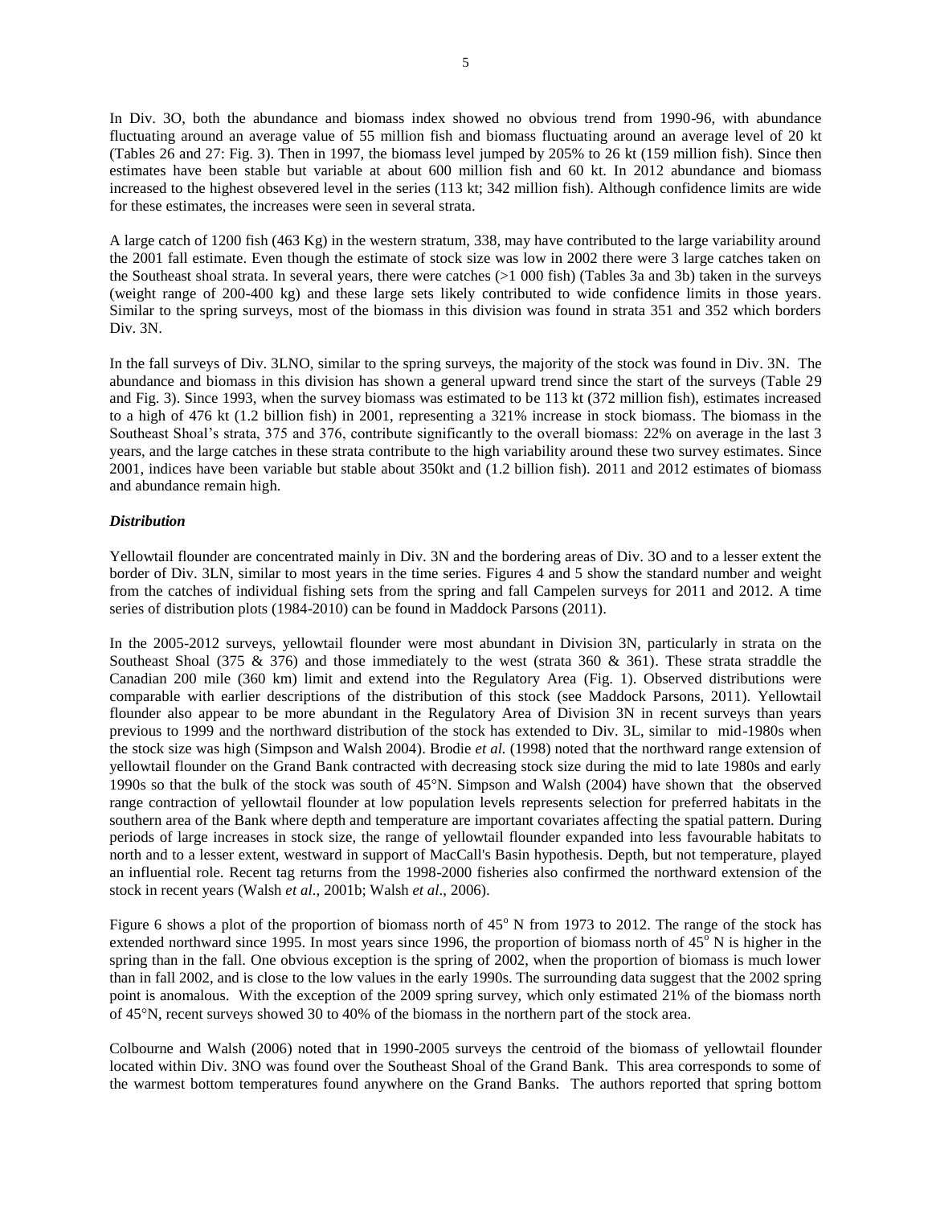In Div. 3O, both the abundance and biomass index showed no obvious trend from 1990-96, with abundance fluctuating around an average value of 55 million fish and biomass fluctuating around an average level of 20 kt (Tables 26 and 27: Fig. 3). Then in 1997, the biomass level jumped by 205% to 26 kt (159 million fish). Since then estimates have been stable but variable at about 600 million fish and 60 kt. In 2012 abundance and biomass increased to the highest obsevered level in the series (113 kt; 342 million fish). Although confidence limits are wide for these estimates, the increases were seen in several strata.

A large catch of 1200 fish (463 Kg) in the western stratum, 338, may have contributed to the large variability around the 2001 fall estimate. Even though the estimate of stock size was low in 2002 there were 3 large catches taken on the Southeast shoal strata. In several years, there were catches (>1 000 fish) (Tables 3a and 3b) taken in the surveys (weight range of 200-400 kg) and these large sets likely contributed to wide confidence limits in those years. Similar to the spring surveys, most of the biomass in this division was found in strata 351 and 352 which borders Div. 3N.

In the fall surveys of Div. 3LNO, similar to the spring surveys, the majority of the stock was found in Div. 3N. The abundance and biomass in this division has shown a general upward trend since the start of the surveys (Table 29 and Fig. 3). Since 1993, when the survey biomass was estimated to be 113 kt (372 million fish), estimates increased to a high of 476 kt (1.2 billion fish) in 2001, representing a 321% increase in stock biomass. The biomass in the Southeast Shoal's strata, 375 and 376, contribute significantly to the overall biomass: 22% on average in the last 3 years, and the large catches in these strata contribute to the high variability around these two survey estimates. Since 2001, indices have been variable but stable about 350kt and (1.2 billion fish). 2011 and 2012 estimates of biomass and abundance remain high.

***Distribution***

Yellowtail flounder are concentrated mainly in Div. 3N and the bordering areas of Div. 3O and to a lesser extent the border of Div. 3LN, similar to most years in the time series. Figures 4 and 5 show the standard number and weight from the catches of individual fishing sets from the spring and fall Campelen surveys for 2011 and 2012. A time series of distribution plots (1984-2010) can be found in Maddock Parsons (2011).

In the 2005-2012 surveys, yellowtail flounder were most abundant in Division 3N, particularly in strata on the Southeast Shoal (375 & 376) and those immediately to the west (strata 360 & 361). These strata straddle the Canadian 200 mile (360 km) limit and extend into the Regulatory Area (Fig. 1). Observed distributions were comparable with earlier descriptions of the distribution of this stock (see Maddock Parsons, 2011). Yellowtail flounder also appear to be more abundant in the Regulatory Area of Division 3N in recent surveys than years previous to 1999 and the northward distribution of the stock has extended to Div. 3L, similar to mid-1980s when the stock size was high (Simpson and Walsh 2004). Brodie *et al.* (1998) noted that the northward range extension of yellowtail flounder on the Grand Bank contracted with decreasing stock size during the mid to late 1980s and early 1990s so that the bulk of the stock was south of 45°N. Simpson and Walsh (2004) have shown that the observed range contraction of yellowtail flounder at low population levels represents selection for preferred habitats in the southern area of the Bank where depth and temperature are important covariates affecting the spatial pattern. During periods of large increases in stock size, the range of yellowtail flounder expanded into less favourable habitats to north and to a lesser extent, westward in support of MacCall's Basin hypothesis. Depth, but not temperature, played an influential role. Recent tag returns from the 1998-2000 fisheries also confirmed the northward extension of the stock in recent years (Walsh *et al*., 2001b; Walsh *et al*., 2006).

Figure 6 shows a plot of the proportion of biomass north of 45° N from 1973 to 2012. The range of the stock has extended northward since 1995. In most years since 1996, the proportion of biomass north of 45° N is higher in the spring than in the fall. One obvious exception is the spring of 2002, when the proportion of biomass is much lower than in fall 2002, and is close to the low values in the early 1990s. The surrounding data suggest that the 2002 spring point is anomalous. With the exception of the 2009 spring survey, which only estimated 21% of the biomass north of 45°N, recent surveys showed 30 to 40% of the biomass in the northern part of the stock area.

Colbourne and Walsh (2006) noted that in 1990-2005 surveys the centroid of the biomass of yellowtail flounder located within Div. 3NO was found over the Southeast Shoal of the Grand Bank. This area corresponds to some of the warmest bottom temperatures found anywhere on the Grand Banks. The authors reported that spring bottom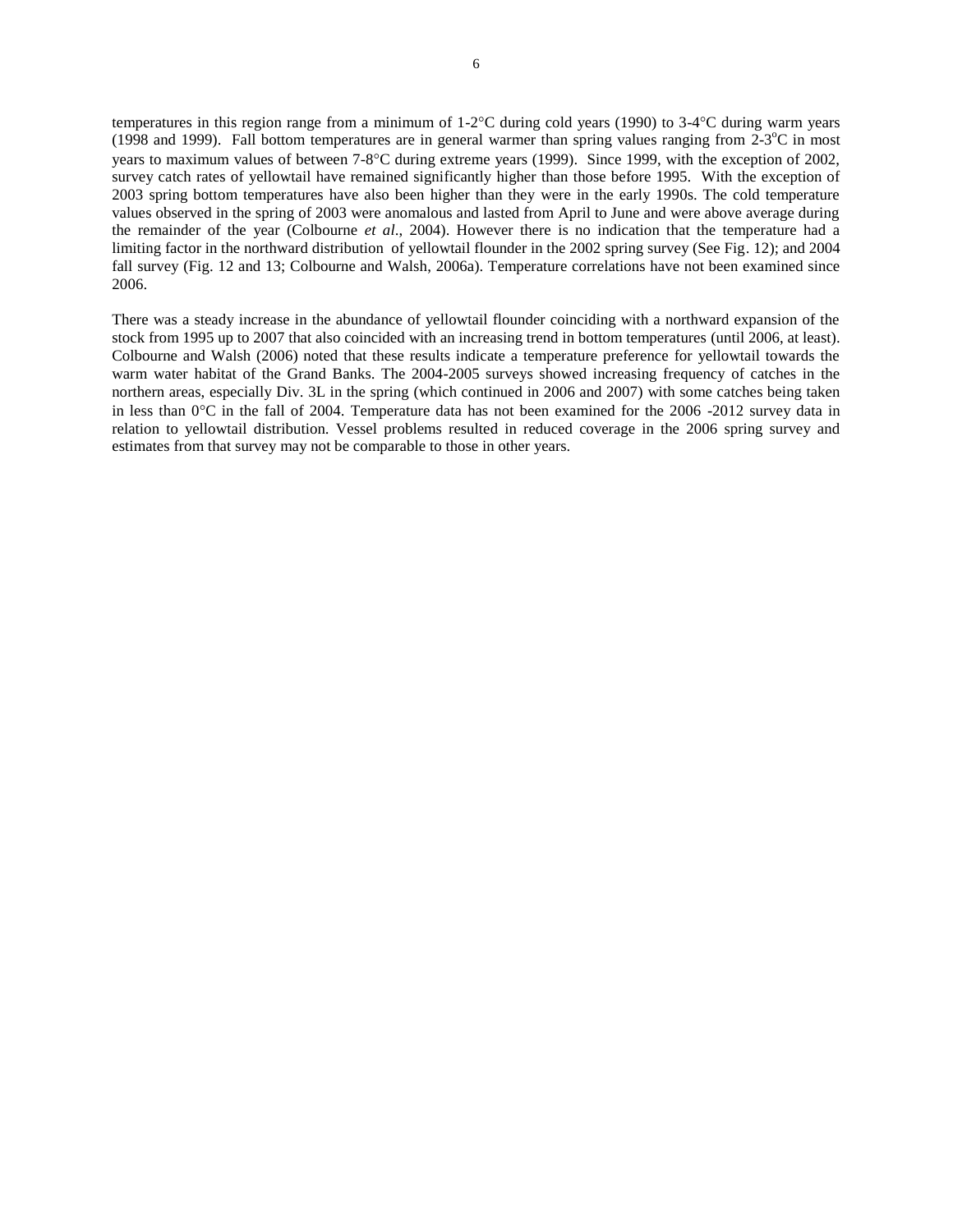temperatures in this region range from a minimum of 1-2°C during cold years (1990) to 3-4°C during warm years (1998 and 1999). Fall bottom temperatures are in general warmer than spring values ranging from 2-3°C in most years to maximum values of between 7-8°C during extreme years (1999). Since 1999, with the exception of 2002, survey catch rates of yellowtail have remained significantly higher than those before 1995. With the exception of 2003 spring bottom temperatures have also been higher than they were in the early 1990s. The cold temperature values observed in the spring of 2003 were anomalous and lasted from April to June and were above average during the remainder of the year (Colbourne *et al*., 2004). However there is no indication that the temperature had a limiting factor in the northward distribution of yellowtail flounder in the 2002 spring survey (See Fig. 12); and 2004 fall survey (Fig. 12 and 13; Colbourne and Walsh, 2006a). Temperature correlations have not been examined since 2006.

There was a steady increase in the abundance of yellowtail flounder coinciding with a northward expansion of the stock from 1995 up to 2007 that also coincided with an increasing trend in bottom temperatures (until 2006, at least). Colbourne and Walsh (2006) noted that these results indicate a temperature preference for yellowtail towards the warm water habitat of the Grand Banks. The 2004-2005 surveys showed increasing frequency of catches in the northern areas, especially Div. 3L in the spring (which continued in 2006 and 2007) with some catches being taken in less than 0°C in the fall of 2004. Temperature data has not been examined for the 2006 -2012 survey data in relation to yellowtail distribution. Vessel problems resulted in reduced coverage in the 2006 spring survey and estimates from that survey may not be comparable to those in other years.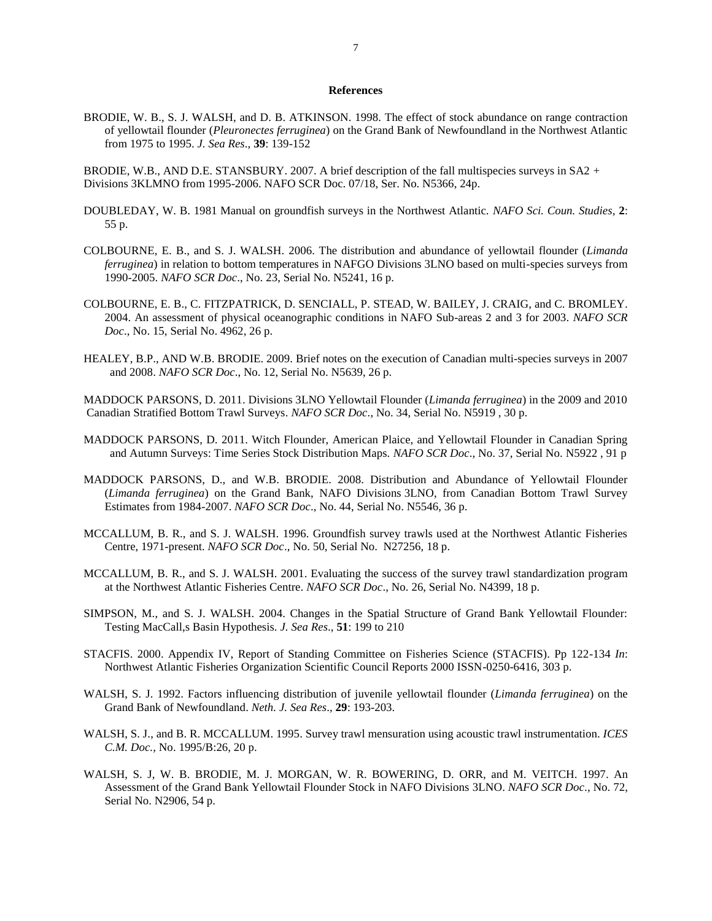## References

BRODIE, W. B., S. J. WALSH, and D. B. ATKINSON. 1998. The effect of stock abundance on range contraction of yellowtail flounder (*Pleuronectes ferruginea*) on the Grand Bank of Newfoundland in the Northwest Atlantic from 1975 to 1995. *J. Sea Res*., **39**: 139-152

BRODIE, W.B., AND D.E. STANSBURY. 2007. A brief description of the fall multispecies surveys in SA2 + Divisions 3KLMNO from 1995-2006. NAFO SCR Doc. 07/18, Ser. No. N5366, 24p.

DOUBLEDAY, W. B. 1981 Manual on groundfish surveys in the Northwest Atlantic. *NAFO Sci. Coun. Studies*, **2**: 55 p.

COLBOURNE, E. B., and S. J. WALSH. 2006. The distribution and abundance of yellowtail flounder (*Limanda ferruginea*) in relation to bottom temperatures in NAFGO Divisions 3LNO based on multi-species surveys from 1990-2005. *NAFO SCR Doc*., No. 23, Serial No. N5241, 16 p.

COLBOURNE, E. B., C. FITZPATRICK, D. SENCIALL, P. STEAD, W. BAILEY, J. CRAIG, and C. BROMLEY. 2004. An assessment of physical oceanographic conditions in NAFO Sub-areas 2 and 3 for 2003. *NAFO SCR Doc*., No. 15, Serial No. 4962, 26 p.

HEALEY, B.P., AND W.B. BRODIE. 2009. Brief notes on the execution of Canadian multi-species surveys in 2007 and 2008. *NAFO SCR Doc*., No. 12, Serial No. N5639, 26 p.

MADDOCK PARSONS, D. 2011. Divisions 3LNO Yellowtail Flounder (*Limanda ferruginea*) in the 2009 and 2010 Canadian Stratified Bottom Trawl Surveys. *NAFO SCR Doc*., No. 34, Serial No. N5919 , 30 p.

MADDOCK PARSONS, D. 2011. Witch Flounder, American Plaice, and Yellowtail Flounder in Canadian Spring and Autumn Surveys: Time Series Stock Distribution Maps. *NAFO SCR Doc*., No. 37, Serial No. N5922 , 91 p

MADDOCK PARSONS, D., and W.B. BRODIE. 2008. Distribution and Abundance of Yellowtail Flounder (*Limanda ferruginea*) on the Grand Bank, NAFO Divisions 3LNO, from Canadian Bottom Trawl Survey Estimates from 1984-2007. *NAFO SCR Doc*., No. 44, Serial No. N5546, 36 p.

MCCALLUM, B. R., and S. J. WALSH. 1996. Groundfish survey trawls used at the Northwest Atlantic Fisheries Centre, 1971-present. *NAFO SCR Doc*., No. 50, Serial No. N27256, 18 p.

MCCALLUM, B. R., and S. J. WALSH. 2001. Evaluating the success of the survey trawl standardization program at the Northwest Atlantic Fisheries Centre. *NAFO SCR Doc*., No. 26, Serial No. N4399, 18 p.

SIMPSON, M., and S. J. WALSH. 2004. Changes in the Spatial Structure of Grand Bank Yellowtail Flounder: Testing MacCall,s Basin Hypothesis. *J. Sea Res*., **51**: 199 to 210

STACFIS. 2000. Appendix IV, Report of Standing Committee on Fisheries Science (STACFIS). Pp 122-134 *In*: Northwest Atlantic Fisheries Organization Scientific Council Reports 2000 ISSN-0250-6416, 303 p.

WALSH, S. J. 1992. Factors influencing distribution of juvenile yellowtail flounder (*Limanda ferruginea*) on the Grand Bank of Newfoundland. *Neth. J. Sea Res*., **29**: 193-203.

WALSH, S. J., and B. R. MCCALLUM. 1995. Survey trawl mensuration using acoustic trawl instrumentation. *ICES C.M. Doc.*, No. 1995/B:26, 20 p.

WALSH, S. J, W. B. BRODIE, M. J. MORGAN, W. R. BOWERING, D. ORR, and M. VEITCH. 1997. An Assessment of the Grand Bank Yellowtail Flounder Stock in NAFO Divisions 3LNO. *NAFO SCR Doc*., No. 72, Serial No. N2906, 54 p.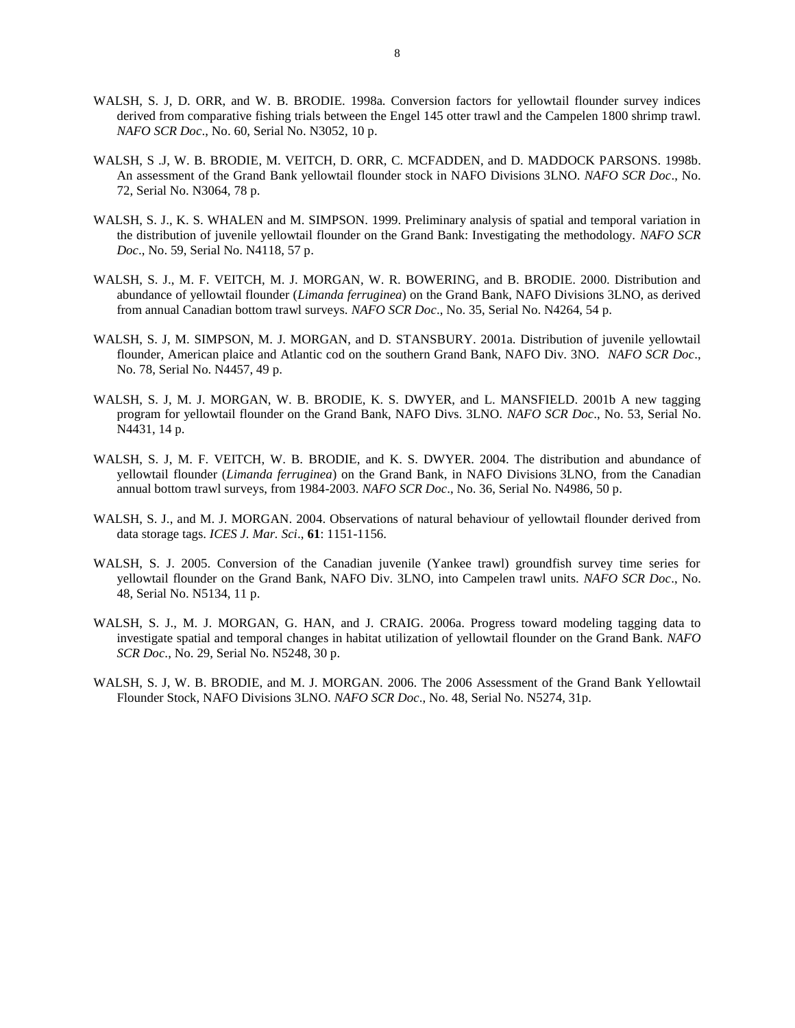WALSH, S. J, D. ORR, and W. B. BRODIE. 1998a. Conversion factors for yellowtail flounder survey indices derived from comparative fishing trials between the Engel 145 otter trawl and the Campelen 1800 shrimp trawl. *NAFO SCR Doc*., No. 60, Serial No. N3052, 10 p.

WALSH, S .J, W. B. BRODIE, M. VEITCH, D. ORR, C. MCFADDEN, and D. MADDOCK PARSONS. 1998b. An assessment of the Grand Bank yellowtail flounder stock in NAFO Divisions 3LNO. *NAFO SCR Doc*., No. 72, Serial No. N3064, 78 p.

WALSH, S. J., K. S. WHALEN and M. SIMPSON. 1999. Preliminary analysis of spatial and temporal variation in the distribution of juvenile yellowtail flounder on the Grand Bank: Investigating the methodology. *NAFO SCR Doc*., No. 59, Serial No. N4118, 57 p.

WALSH, S. J., M. F. VEITCH, M. J. MORGAN, W. R. BOWERING, and B. BRODIE. 2000. Distribution and abundance of yellowtail flounder (*Limanda ferruginea*) on the Grand Bank, NAFO Divisions 3LNO, as derived from annual Canadian bottom trawl surveys. *NAFO SCR Doc*., No. 35, Serial No. N4264, 54 p.

WALSH, S. J, M. SIMPSON, M. J. MORGAN, and D. STANSBURY. 2001a. Distribution of juvenile yellowtail flounder, American plaice and Atlantic cod on the southern Grand Bank, NAFO Div. 3NO. *NAFO SCR Doc*., No. 78, Serial No. N4457, 49 p.

WALSH, S. J, M. J. MORGAN, W. B. BRODIE, K. S. DWYER, and L. MANSFIELD. 2001b A new tagging program for yellowtail flounder on the Grand Bank, NAFO Divs. 3LNO. *NAFO SCR Doc*., No. 53, Serial No. N4431, 14 p.

WALSH, S. J, M. F. VEITCH, W. B. BRODIE, and K. S. DWYER. 2004. The distribution and abundance of yellowtail flounder (*Limanda ferruginea*) on the Grand Bank, in NAFO Divisions 3LNO, from the Canadian annual bottom trawl surveys, from 1984-2003. *NAFO SCR Doc*., No. 36, Serial No. N4986, 50 p.

WALSH, S. J., and M. J. MORGAN. 2004. Observations of natural behaviour of yellowtail flounder derived from data storage tags. *ICES J. Mar. Sci*., **61**: 1151-1156.

WALSH, S. J. 2005. Conversion of the Canadian juvenile (Yankee trawl) groundfish survey time series for yellowtail flounder on the Grand Bank, NAFO Div. 3LNO, into Campelen trawl units. *NAFO SCR Doc*., No. 48, Serial No. N5134, 11 p.

WALSH, S. J., M. J. MORGAN, G. HAN, and J. CRAIG. 2006a. Progress toward modeling tagging data to investigate spatial and temporal changes in habitat utilization of yellowtail flounder on the Grand Bank. *NAFO SCR Doc*., No. 29, Serial No. N5248, 30 p.

WALSH, S. J, W. B. BRODIE, and M. J. MORGAN. 2006. The 2006 Assessment of the Grand Bank Yellowtail Flounder Stock, NAFO Divisions 3LNO. *NAFO SCR Doc*., No. 48, Serial No. N5274, 31p.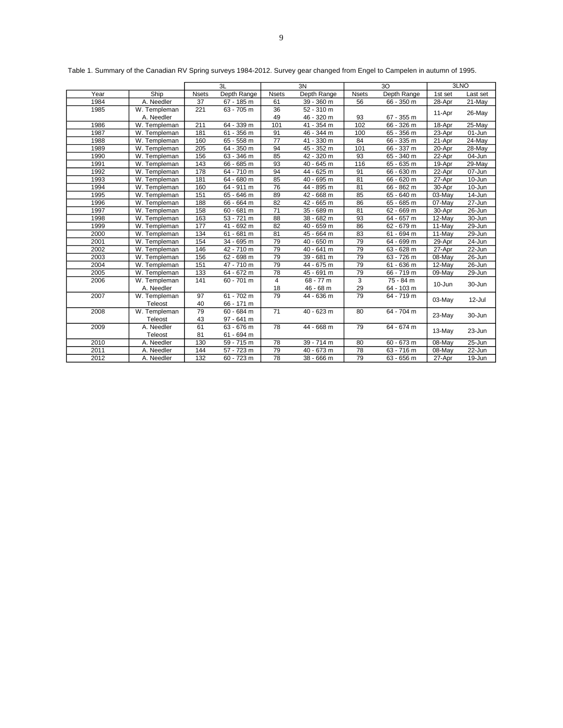Table 1. Summary of the Canadian RV Spring surveys 1984-2012. Survey gear changed from Engel to Campelen in autumn of 1995.

| | | 3L | | 3N | | 3O | | 3LNO | |
|---|---|---|---|---|---|---|---|---|---|
| Year | Ship | Nsets | Depth Range | Nsets | Depth Range | Nsets | Depth Range | 1st set | Last set |
| 1984 | A. Needler | 37 | 67 - 185 m | 61 | 39 - 360 m | 56 | 66 - 350 m | 28-Apr | 21-May |
| 1985 | W. Templeman | 221 | 63 - 705 m | 36 | 52 - 310 m | | | 11-Apr | 26-May |
| | A. Needler | | | 49 | 46 - 320 m | 93 | 67 - 355 m | | |
| 1986 | W. Templeman | 211 | 64 - 339 m | 101 | 41 - 354 m | 102 | 66 - 326 m | 18-Apr | 25-May |
| 1987 | W. Templeman | 181 | 61 - 356 m | 91 | 46 - 344 m | 100 | 65 - 356 m | 23-Apr | 01-Jun |
| 1988 | W. Templeman | 160 | 65 - 558 m | 77 | 41 - 330 m | 84 | 66 - 335 m | 21-Apr | 24-May |
| 1989 | W. Templeman | 205 | 64 - 350 m | 94 | 45 - 352 m | 101 | 66 - 337 m | 20-Apr | 28-May |
| 1990 | W. Templeman | 156 | 63 - 346 m | 85 | 42 - 320 m | 93 | 65 - 340 m | 22-Apr | 04-Jun |
| 1991 | W. Templeman | 143 | 66 - 685 m | 93 | 40 - 645 m | 116 | 65 - 635 m | 19-Apr | 29-May |
| 1992 | W. Templeman | 178 | 64 - 710 m | 94 | 44 - 625 m | 91 | 66 - 630 m | 22-Apr | 07-Jun |
| 1993 | W. Templeman | 181 | 64 - 680 m | 85 | 40 - 695 m | 81 | 66 - 620 m | 27-Apr | 10-Jun |
| 1994 | W. Templeman | 160 | 64 - 911 m | 76 | 44 - 895 m | 81 | 66 - 862 m | 30-Apr | 10-Jun |
| 1995 | W. Templeman | 151 | 65 - 646 m | 89 | 42 - 668 m | 85 | 65 - 640 m | 03-May | 14-Jun |
| 1996 | W. Templeman | 188 | 66 - 664 m | 82 | 42 - 665 m | 86 | 65 - 685 m | 07-May | 27-Jun |
| 1997 | W. Templeman | 158 | 60 - 681 m | 71 | 35 - 689 m | 81 | 62 - 669 m | 30-Apr | 26-Jun |
| 1998 | W. Templeman | 163 | 53 - 721 m | 88 | 38 - 682 m | 93 | 64 - 657 m | 12-May | 30-Jun |
| 1999 | W. Templeman | 177 | 41 - 692 m | 82 | 40 - 659 m | 86 | 62 - 679 m | 11-May | 29-Jun |
| 2000 | W. Templeman | 134 | 61 - 681 m | 81 | 45 - 664 m | 83 | 61 - 694 m | 11-May | 29-Jun |
| 2001 | W. Templeman | 154 | 34 - 695 m | 79 | 40 - 650 m | 79 | 64 - 699 m | 29-Apr | 24-Jun |
| 2002 | W. Templeman | 146 | 42 - 710 m | 79 | 40 - 641 m | 79 | 63 - 628 m | 27-Apr | 22-Jun |
| 2003 | W. Templeman | 156 | 62 - 698 m | 79 | 39 - 681 m | 79 | 63 - 726 m | 08-May | 26-Jun |
| 2004 | W. Templeman | 151 | 47 - 710 m | 79 | 44 - 675 m | 79 | 61 - 636 m | 12-May | 26-Jun |
| 2005 | W. Templeman | 133 | 64 - 672 m | 78 | 45 - 691 m | 79 | 66 - 719 m | 09-May | 29-Jun |
| 2006 | W. Templeman | 141 | 60 - 701 m | 4 | 68 - 77 m | 3 | 75 - 84 m | 10-Jun | 30-Jun |
| | A. Needler | | | 18 | 46 - 68 m | 29 | 64 - 103 m | | |
| 2007 | W. Templeman | 97 | 61 - 702 m | 79 | 44 - 636 m | 79 | 64 - 719 m | 03-May | 12-Jul |
| | Teleost | 40 | 66 - 171 m | | | | | | |
| 2008 | W. Templeman | 79 | 60 - 684 m | 71 | 40 - 623 m | 80 | 64 - 704 m | 23-May | 30-Jun |
| | Teleost | 43 | 97 - 641 m | | | | | | |
| 2009 | A. Needler | 61 | 63 - 676 m | 78 | 44 - 668 m | 79 | 64 - 674 m | 13-May | 23-Jun |
| | Teleost | 81 | 61 - 694 m | | | | | | |
| 2010 | A. Needler | 130 | 59 - 715 m | 78 | 39 - 714 m | 80 | 60 - 673 m | 08-May | 25-Jun |
| 2011 | A. Needler | 144 | 57 - 723 m | 79 | 40 - 673 m | 78 | 63 - 716 m | 08-May | 22-Jun |
| 2012 | A. Needler | 132 | 60 - 723 m | 78 | 38 - 666 m | 79 | 63 - 656 m | 27-Apr | 19-Jun |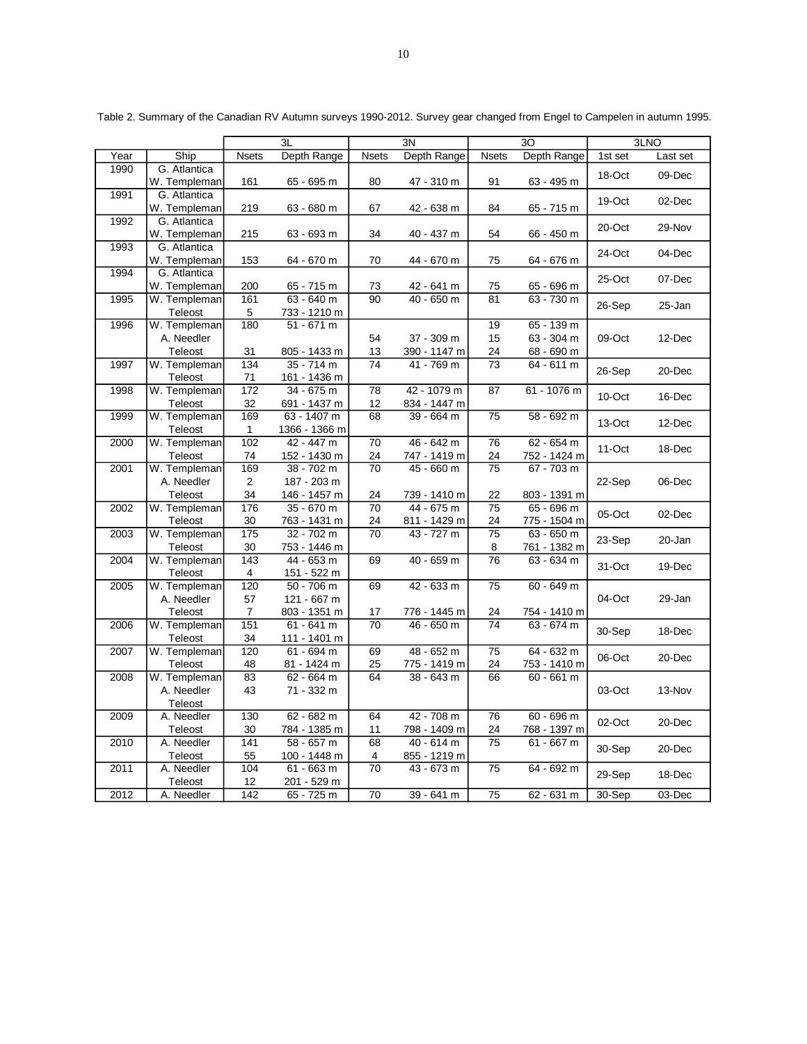Table 2. Summary of the Canadian RV Autumn surveys 1990-2012. Survey gear changed from Engel to Campelen in autumn 1995.

| | | 3L | | 3N | | 3O | | 3LNO | |
|---|---|---|---|---|---|---|---|---|---|
| Year | Ship | Nsets | Depth Range | Nsets | Depth Range | Nsets | Depth Range | 1st set | Last set |
| 1990 | G. Atlantica | | | | | | | 18-Oct | 09-Dec |
| | W. Templeman | 161 | 65 - 695 m | 80 | 47 - 310 m | 91 | 63 - 495 m | | |
| 1991 | G. Atlantica | | | | | | | 19-Oct | 02-Dec |
| | W. Templeman | 219 | 63 - 680 m | 67 | 42 - 638 m | 84 | 65 - 715 m | | |
| 1992 | G. Atlantica | | | | | | | 20-Oct | 29-Nov |
| | W. Templeman | 215 | 63 - 693 m | 34 | 40 - 437 m | 54 | 66 - 450 m | | |
| 1993 | G. Atlantica | | | | | | | 24-Oct | 04-Dec |
| | W. Templeman | 153 | 64 - 670 m | 70 | 44 - 670 m | 75 | 64 - 676 m | | |
| 1994 | G. Atlantica | | | | | | | 25-Oct | 07-Dec |
| | W. Templeman | 200 | 65 - 715 m | 73 | 42 - 641 m | 75 | 65 - 696 m | | |
| 1995 | W. Templeman | 161 | 63 - 640 m | 90 | 40 - 650 m | 81 | 63 - 730 m | 26-Sep | 25-Jan |
| | Teleost | 5 | 733 - 1210 m | | | | | | |
| 1996 | W. Templeman | 180 | 51 - 671 m | | | 19 | 65 - 139 m | 09-Oct | 12-Dec |
| | A. Needler | | | 54 | 37 - 309 m | 15 | 63 - 304 m | | |
| | Teleost | 31 | 805 - 1433 m | 13 | 390 - 1147 m | 24 | 68 - 690 m | | |
| 1997 | W. Templeman | 134 | 35 - 714 m | 74 | 41 - 769 m | 73 | 64 - 611 m | 26-Sep | 20-Dec |
| | Teleost | 71 | 161 - 1436 m | | | | | | |
| 1998 | W. Templeman | 172 | 34 - 675 m | 78 | 42 - 1079 m | 87 | 61 - 1076 m | 10-Oct | 16-Dec |
| | Teleost | 32 | 691 - 1437 m | 12 | 834 - 1447 m | | | | |
| 1999 | W. Templeman | 169 | 63 - 1407 m | 68 | 39 - 664 m | 75 | 58 - 692 m | 13-Oct | 12-Dec |
| | Teleost | 1 | 1366 - 1366 m | | | | | | |
| 2000 | W. Templeman | 102 | 42 - 447 m | 70 | 46 - 642 m | 76 | 62 - 654 m | 11-Oct | 18-Dec |
| | Teleost | 74 | 152 - 1430 m | 24 | 747 - 1419 m | 24 | 752 - 1424 m | | |
| 2001 | W. Templeman | 169 | 38 - 702 m | 70 | 45 - 660 m | 75 | 67 - 703 m | 22-Sep | 06-Dec |
| | A. Needler | 2 | 187 - 203 m | | | | | | |
| | Teleost | 34 | 146 - 1457 m | 24 | 739 - 1410 m | 22 | 803 - 1391 m | | |
| 2002 | W. Templeman | 176 | 35 - 670 m | 70 | 44 - 675 m | 75 | 65 - 696 m | 05-Oct | 02-Dec |
| | Teleost | 30 | 763 - 1431 m | 24 | 811 - 1429 m | 24 | 775 - 1504 m | | |
| 2003 | W. Templeman | 175 | 32 - 702 m | 70 | 43 - 727 m | 75 | 63 - 650 m | 23-Sep | 20-Jan |
| | Teleost | 30 | 753 - 1446 m | | | 8 | 761 - 1382 m | | |
| 2004 | W. Templeman | 143 | 44 - 653 m | 69 | 40 - 659 m | 76 | 63 - 634 m | 31-Oct | 19-Dec |
| | Teleost | 4 | 151 - 522 m | | | | | | |
| 2005 | W. Templeman | 120 | 50 - 706 m | 69 | 42 - 633 m | 75 | 60 - 649 m | 04-Oct | 29-Jan |
| | A. Needler | 57 | 121 - 667 m | | | | | | |
| | Teleost | 7 | 803 - 1351 m | 17 | 776 - 1445 m | 24 | 754 - 1410 m | | |
| 2006 | W. Templeman | 151 | 61 - 641 m | 70 | 46 - 650 m | 74 | 63 - 674 m | 30-Sep | 18-Dec |
| | Teleost | 34 | 111 - 1401 m | | | | | | |
| 2007 | W. Templeman | 120 | 61 - 694 m | 69 | 48 - 652 m | 75 | 64 - 632 m | 06-Oct | 20-Dec |
| | Teleost | 48 | 81 - 1424 m | 25 | 775 - 1419 m | 24 | 753 - 1410 m | | |
| 2008 | W. Templeman | 83 | 62 - 664 m | 64 | 38 - 643 m | 66 | 60 - 661 m | 03-Oct | 13-Nov |
| | A. Needler | 43 | 71 - 332 m | | | | | | |
| | Teleost | | | | | | | | |
| 2009 | A. Needler | 130 | 62 - 682 m | 64 | 42 - 708 m | 76 | 60 - 696 m | 02-Oct | 20-Dec |
| | Teleost | 30 | 784 - 1385 m | 11 | 798 - 1409 m | 24 | 768 - 1397 m | | |
| 2010 | A. Needler | 141 | 58 - 657 m | 68 | 40 - 614 m | 75 | 61 - 667 m | 30-Sep | 20-Dec |
| | Teleost | 55 | 100 - 1448 m | 4 | 855 - 1219 m | | | | |
| 2011 | A. Needler | 104 | 61 - 663 m | 70 | 43 - 673 m | 75 | 64 - 692 m | 29-Sep | 18-Dec |
| | Teleost | 12 | 201 - 529 m | | | | | | |
| 2012 | A. Needler | 142 | 65 - 725 m | 70 | 39 - 641 m | 75 | 62 - 631 m | 30-Sep | 03-Dec |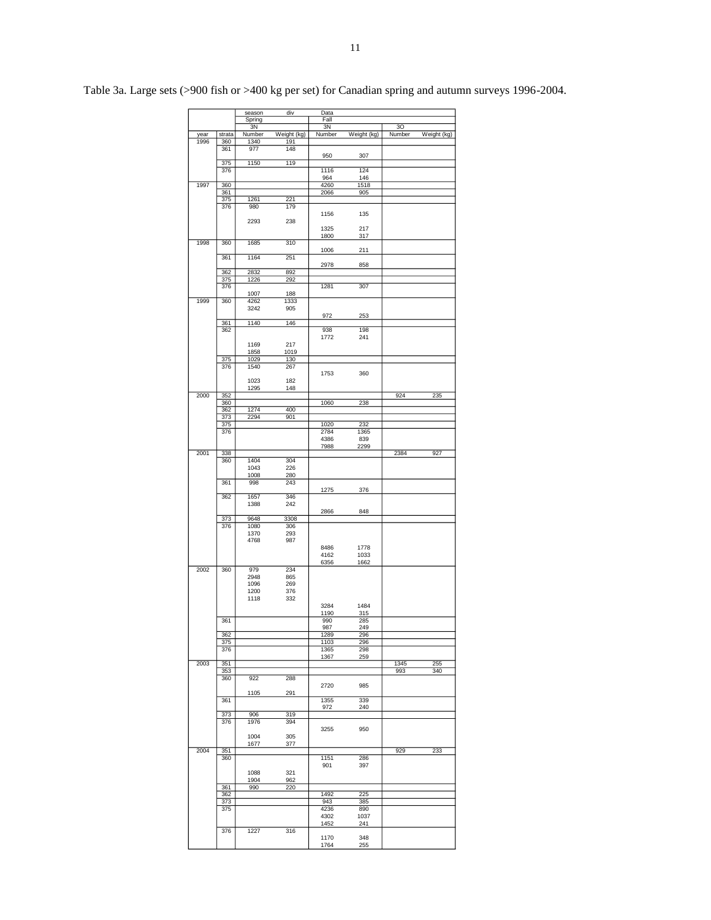Table 3a. Large sets (>900 fish or >400 kg per set) for Canadian spring and autumn surveys 1996-2004.

| | | season | div | Data | | | |
|---|---|---|---|---|---|---|---|
| | | Spring | | Fall | | | |
| | | 3N | | 3N | | 3O | |
| year | strata | Number | Weight (kg) | Number | Weight (kg) | Number | Weight (kg) |
| 1996 | 360 | 1340 | 191 | | | | |
| | 361 | 977 | 148 | | | | |
| | | | | 950 | 307 | | |
| | 375 | 1150 | 119 | | | | |
| | 376 | | | 1116 | 124 | | |
| | | | | 964 | 146 | | |
| 1997 | 360 | | | 4260 | 1518 | | |
| | 361 | | | 2066 | 905 | | |
| | 375 | 1261 | 221 | | | | |
| | 376 | 980 | 179 | | | | |
| | | | | 1156 | 135 | | |
| | | 2293 | 238 | | | | |
| | | | | 1325 | 217 | | |
| | | | | 1800 | 317 | | |
| 1998 | 360 | 1685 | 310 | | | | |
| | | | | 1006 | 211 | | |
| | 361 | 1164 | 251 | | | | |
| | | | | 2978 | 858 | | |
| | 362 | 2832 | 892 | | | | |
| | 375 | 1226 | 292 | | | | |
| | 376 | | | 1281 | 307 | | |
| | | 1007 | 188 | | | | |
| 1999 | 360 | 4262 | 1333 | | | | |
| | | 3242 | 905 | | | | |
| | | | | 972 | 253 | | |
| | 361 | 1140 | 146 | | | | |
| | 362 | | | 938 | 198 | | |
| | | | | 1772 | 241 | | |
| | | 1169 | 217 | | | | |
| | | 1858 | 1019 | | | | |
| | 375 | 1029 | 130 | | | | |
| | 376 | 1540 | 267 | | | | |
| | | | | 1753 | 360 | | |
| | | 1023 | 182 | | | | |
| | | 1295 | 148 | | | | |
| 2000 | 352 | | | | | 924 | 235 |
| | 360 | | | 1060 | 238 | | |
| | 362 | 1274 | 400 | | | | |
| | 373 | 2294 | 901 | | | | |
| | 375 | | | 1020 | 232 | | |
| | 376 | | | 2784 | 1365 | | |
| | | | | 4386 | 839 | | |
| | | | | 7988 | 2299 | | |
| 2001 | 338 | | | | | 2384 | 927 |
| | 360 | 1404 | 304 | | | | |
| | | 1043 | 226 | | | | |
| | | 1008 | 280 | | | | |
| | 361 | 998 | 243 | | | | |
| | | | | 1275 | 376 | | |
| | 362 | 1657 | 346 | | | | |
| | | 1388 | 242 | | | | |
| | | | | 2866 | 848 | | |
| | 373 | 9648 | 3308 | | | | |
| | 376 | 1080 | 306 | | | | |
| | | 1370 | 293 | | | | |
| | | 4768 | 987 | | | | |
| | | | | 8486 | 1778 | | |
| | | | | 4162 | 1033 | | |
| | | | | 6356 | 1662 | | |
| 2002 | 360 | 979 | 234 | | | | |
| | | 2948 | 865 | | | | |
| | | 1096 | 269 | | | | |
| | | 1200 | 376 | | | | |
| | | 1118 | 332 | | | | |
| | | | | 3284 | 1484 | | |
| | | | | 1190 | 315 | | |
| | 361 | | | 990 | 285 | | |
| | | | | 987 | 249 | | |
| | 362 | | | 1289 | 296 | | |
| | 375 | | | 1103 | 296 | | |
| | 376 | | | 1365 | 298 | | |
| | | | | 1367 | 259 | | |
| 2003 | 351 | | | | | 1345 | 255 |
| | 353 | | | | | 993 | 340 |
| | 360 | 922 | 288 | | | | |
| | | | | 2720 | 985 | | |
| | | 1105 | 291 | | | | |
| | 361 | | | 1355 | 339 | | |
| | | | | 972 | 240 | | |
| | 373 | 906 | 319 | | | | |
| | 376 | 1976 | 394 | | | | |
| | | | | 3255 | 950 | | |
| | | 1004 | 305 | | | | |
| | | 1677 | 377 | | | | |
| 2004 | 351 | | | | | 929 | 233 |
| | 360 | | | 1151 | 286 | | |
| | | | | 901 | 397 | | |
| | | 1088 | 321 | | | | |
| | | 1904 | 962 | | | | |
| | 361 | 990 | 220 | | | | |
| | 362 | | | 1492 | 225 | | |
| | 373 | | | 943 | 385 | | |
| | 375 | | | 4236 | 890 | | |
| | | | | 4302 | 1037 | | |
| | | | | 1452 | 241 | | |
| | 376 | 1227 | 316 | | | | |
| | | | | 1170 | 348 | | |
| | | | | 1764 | 255 | | |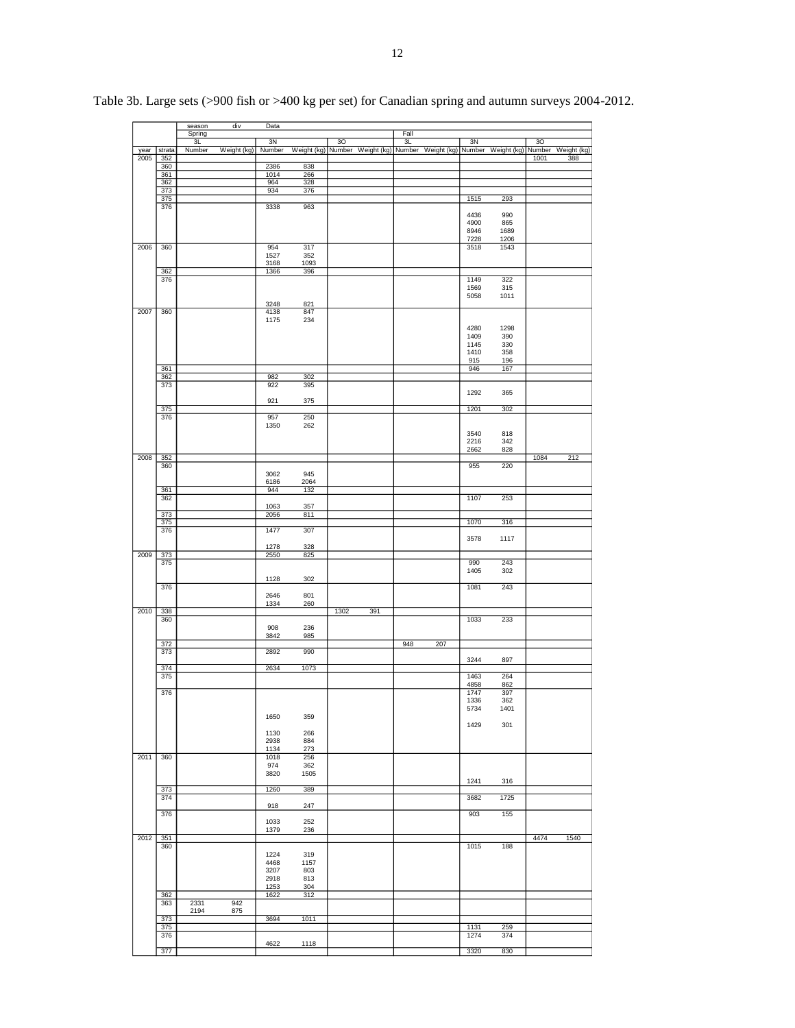Table 3b. Large sets (>900 fish or >400 kg per set) for Canadian spring and autumn surveys 2004-2012.

| | | season | div | Data | | | | | | | | | |
|---|---|---|---|---|---|---|---|---|---|---|---|---|---|
| | | Spring | | | | | | Fall | | | | | |
| | | 3L | | 3N | | 3O | | 3L | | 3N | | 3O | |
| year | strata | Number | Weight (kg) | Number | Weight (kg) | Number | Weight (kg) | Number | Weight (kg) | Number | Weight (kg) | Number | Weight (kg) |
| 2005 | 352 | | | | | | | | | | | 1001 | 388 |
| | 360 | | | 2386 | 838 | | | | | | | | |
| | 361 | | | 1014 | 266 | | | | | | | | |
| | 362 | | | 964 | 328 | | | | | | | | |
| | 373 | | | 934 | 376 | | | | | | | | |
| | 375 | | | | | | | | | 1515 | 293 | | |
| | 376 | | | 3338 | 963 | | | | | | | | |
| | | | | | | | | | | 4436 | 990 | | |
| | | | | | | | | | | 4900 | 865 | | |
| | | | | | | | | | | 8946 | 1689 | | |
| | | | | | | | | | | 7228 | 1206 | | |
| 2006 | 360 | | | 954 | 317 | | | | | 3518 | 1543 | | |
| | | | | 1527 | 352 | | | | | | | | |
| | | | | 3168 | 1093 | | | | | | | | |
| | 362 | | | 1366 | 396 | | | | | | | | |
| | 376 | | | | | | | | | 1149 | 322 | | |
| | | | | | | | | | | 1569 | 315 | | |
| | | | | | | | | | | 5058 | 1011 | | |
| | | | | 3248 | 821 | | | | | | | | |
| 2007 | 360 | | | 4138 | 847 | | | | | | | | |
| | | | | 1175 | 234 | | | | | | | | |
| | | | | | | | | | | 4280 | 1298 | | |
| | | | | | | | | | | 1409 | 390 | | |
| | | | | | | | | | | 1145 | 330 | | |
| | | | | | | | | | | 1410 | 358 | | |
| | | | | | | | | | | 915 | 196 | | |
| | 361 | | | | | | | | | 946 | 167 | | |
| | 362 | | | 982 | 302 | | | | | | | | |
| | 373 | | | 922 | 395 | | | | | | | | |
| | | | | | | | | | | 1292 | 365 | | |
| | | | | 921 | 375 | | | | | | | | |
| | 375 | | | | | | | | | 1201 | 302 | | |
| | 376 | | | 957 | 250 | | | | | | | | |
| | | | | 1350 | 262 | | | | | | | | |
| | | | | | | | | | | 3540 | 818 | | |
| | | | | | | | | | | 2216 | 342 | | |
| | | | | | | | | | | 2662 | 828 | | |
| 2008 | 352 | | | | | | | | | | | 1084 | 212 |
| | 360 | | | | | | | | | 955 | 220 | | |
| | | | | 3062 | 945 | | | | | | | | |
| | | | | 6186 | 2064 | | | | | | | | |
| | 361 | | | 944 | 132 | | | | | | | | |
| | 362 | | | | | | | | | 1107 | 253 | | |
| | | | | 1063 | 357 | | | | | | | | |
| | 373 | | | 2056 | 811 | | | | | | | | |
| | 375 | | | | | | | | | 1070 | 316 | | |
| | 376 | | | 1477 | 307 | | | | | | | | |
| | | | | | | | | | | 3578 | 1117 | | |
| | | | | 1278 | 328 | | | | | | | | |
| 2009 | 373 | | | 2550 | 825 | | | | | | | | |
| | 375 | | | | | | | | | 990 | 243 | | |
| | | | | | | | | | | 1405 | 302 | | |
| | | | | 1128 | 302 | | | | | | | | |
| | 376 | | | | | | | | | 1081 | 243 | | |
| | | | | 2646 | 801 | | | | | | | | |
| | | | | 1334 | 260 | | | | | | | | |
| 2010 | 338 | | | | | 1302 | 391 | | | | | | |
| | 360 | | | | | | | | | 1033 | 233 | | |
| | | | | 908 | 236 | | | | | | | | |
| | | | | 3842 | 985 | | | | | | | | |
| | 372 | | | | | | | 948 | 207 | | | | |
| | 373 | | | 2892 | 990 | | | | | | | | |
| | | | | | | | | | | 3244 | 897 | | |
| | 374 | | | 2634 | 1073 | | | | | | | | |
| | 375 | | | | | | | | | 1463 | 264 | | |
| | | | | | | | | | | 4858 | 862 | | |
| | 376 | | | | | | | | | 1747 | 397 | | |
| | | | | | | | | | | 1336 | 362 | | |
| | | | | | | | | | | 5734 | 1401 | | |
| | | | | 1650 | 359 | | | | | | | | |
| | | | | | | | | | | 1429 | 301 | | |
| | | | | 1130 | 266 | | | | | | | | |
| | | | | 2938 | 884 | | | | | | | | |
| | | | | 1134 | 273 | | | | | | | | |
| 2011 | 360 | | | 1018 | 256 | | | | | | | | |
| | | | | 974 | 362 | | | | | | | | |
| | | | | 3820 | 1505 | | | | | | | | |
| | | | | | | | | | | 1241 | 316 | | |
| | 373 | | | 1260 | 389 | | | | | | | | |
| | 374 | | | | | | | | | 3682 | 1725 | | |
| | | | | 918 | 247 | | | | | | | | |
| | 376 | | | | | | | | | 903 | 155 | | |
| | | | | 1033 | 252 | | | | | | | | |
| | | | | 1379 | 236 | | | | | | | | |
| 2012 | 351 | | | | | | | | | | | 4474 | 1540 |
| | 360 | | | | | | | | | 1015 | 188 | | |
| | | | | 1224 | 319 | | | | | | | | |
| | | | | 4468 | 1157 | | | | | | | | |
| | | | | 3207 | 803 | | | | | | | | |
| | | | | 2918 | 813 | | | | | | | | |
| | | | | 1253 | 304 | | | | | | | | |
| | 362 | | | 1622 | 312 | | | | | | | | |
| | 363 | 2331 | 942 | | | | | | | | | | |
| | | 2194 | 875 | | | | | | | | | | |
| | 373 | | | 3694 | 1011 | | | | | | | | |
| | 375 | | | | | | | | | 1131 | 259 | | |
| | 376 | | | | | | | | | 1274 | 374 | | |
| | | | | 4622 | 1118 | | | | | | | | |
| | 377 | | | | | | | | | 3320 | 830 | | |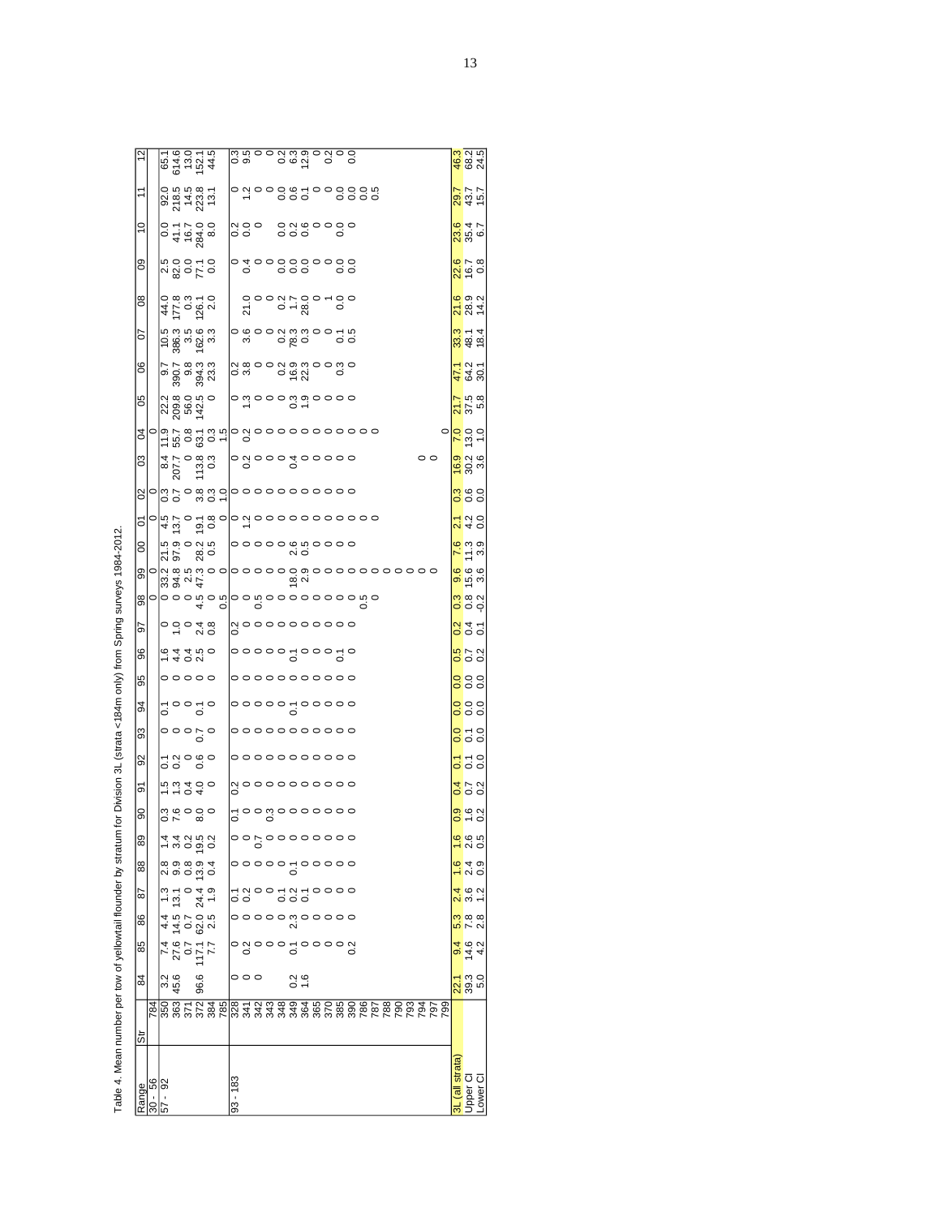Table 4. Mean number per tow of yellowtail flounder by stratum for Division 3L (strata <184m only) from Spring surveys 1984-2012.

| Range | Str | 84 | 85 | 86 | 87 | 88 | 89 | 90 | 91 | 92 | 93 | 94 | 95 | 96 | 97 | 98 | 99 | 00 | 01 | 02 | 03 | 04 | 05 | 06 | 07 | 08 | 09 | 10 | 11 | 12 |
|---|---|---|---|---|---|---|---|---|---|---|---|---|---|---|---|---|---|---|---|---|---|---|---|---|---|---|---|---|---|---|
| 30 - 56 | 784 | | | | | | | | | | | | | | | 0 | 0 | | 0 | 0 | | 0 | | | | | | | | |
| 57 - 92 | 350 | 3.2 | 7.4 | 4.4 | 1.3 | 2.8 | 1.4 | 0.3 | 1.5 | 0.1 | 0 | 0.1 | 0 | 1.6 | 0 | 0 | 33.2 | 21.5 | 4.5 | 0.3 | 8.4 | 11.9 | 22.2 | 9.7 | 10.5 | 44.0 | 2.5 | 0.0 | 92.0 | 65.1 |
| | 363 | 45.6 | 27.6 | 14.5 | 13.1 | 9.9 | 3.4 | 7.6 | 1.3 | 0.2 | 0 | 0 | 0 | 4.4 | 1.0 | 0 | 94.8 | 97.9 | 13.7 | 0.7 | 207.7 | 55.7 | 209.8 | 390.7 | 386.3 | 177.8 | 82.0 | 41.1 | 218.5 | 614.6 |
| | 371 | | 0.7 | 0.7 | 0 | 0.8 | 0.2 | 0 | 0.4 | 0 | 0 | 0 | 0 | 0.4 | 0 | 0 | 2.5 | 0 | 0 | 0 | 0 | 0.8 | 56.0 | 9.8 | 3.5 | 0.3 | 0.0 | 16.7 | 14.5 | 13.0 |
| | 372 | 96.6 | 117.1 | 62.0 | 24.4 | 13.9 | 19.5 | 8.0 | 4.0 | 0.6 | 0.7 | 0.1 | 0 | 2.5 | 2.4 | 4.5 | 47.3 | 28.2 | 19.1 | 3.8 | 113.8 | 63.1 | 142.5 | 394.3 | 162.6 | 126.1 | 77.1 | 284.0 | 223.8 | 152.1 |
| | 384 | | 7.7 | 2.5 | 1.9 | 0.4 | 0.2 | 0 | 0 | 0 | 0 | 0 | 0 | 0 | 0.8 | 0 | 0 | 0.5 | 0.8 | 0.3 | 0.3 | 0.3 | 0 | 23.3 | 3.3 | 2.0 | 0.0 | 8.0 | 13.1 | 44.5 |
| | 785 | | | | | | | | | | | | | | | 0.5 | 0 | | 0 | 1.0 | | 1.5 | | | | | | | | |
| 93 - 183 | 328 | 0 | 0 | 0 | 0.1 | 0 | 0 | 0.1 | 0.2 | 0 | 0 | 0 | 0 | 0 | 0.2 | 0 | 0 | 0 | 0 | 0 | 0 | 0 | 0 | 0.2 | 0 | | 0 | 0.2 | 0 | 0.3 |
| | 341 | 0 | 0.2 | 0 | 0.2 | 0 | 0 | 0 | 0 | 0 | 0 | 0 | 0 | 0 | 0 | 0 | 0 | 0 | 1.2 | 0 | 0.2 | 0.2 | 1.3 | 3.8 | 3.6 | 21.0 | 0.4 | 0.0 | 1.2 | 9.5 |
| | 342 | 0 | 0 | 0 | 0 | 0 | 0.7 | 0 | 0 | 0 | 0 | 0 | 0 | 0 | 0 | 0.5 | 0 | 0 | 0 | 0 | 0 | 0 | 0 | 0 | 0 | 0 | 0 | 0 | 0 | 0 |
| | 343 | | 0 | 0 | 0 | 0 | 0 | 0.3 | 0 | 0 | 0 | 0 | 0 | 0 | 0 | 0 | 0 | 0 | 0 | 0 | 0 | 0 | 0 | 0 | 0 | 0 | 0 | | 0 | 0 |
| | 348 | | 0 | 0 | 0.1 | 0 | 0 | 0 | 0 | 0 | 0 | 0 | 0 | 0 | 0 | 0 | 0 | 0 | 0 | 0 | 0 | 0 | 0 | 0.2 | 0.2 | 0.2 | 0.0 | 0.0 | 0.0 | 0.2 |
| | 349 | 0.2 | 0.1 | 2.3 | 0.2 | 0.1 | 0 | 0 | 0 | 0 | 0 | 0.1 | 0 | 0.1 | 0 | 0 | 18.0 | 2.6 | 0 | 0 | 0.4 | 0 | 0.3 | 16.9 | 78.3 | 1.7 | 0.0 | 0.2 | 0.6 | 6.3 |
| | 364 | 1.6 | 0 | 0 | 0.1 | 0 | 0 | 0 | 0 | 0 | 0 | 0 | 0 | 0 | 0 | 0 | 2.9 | 0.5 | 0 | 0 | 0 | 0 | 1.9 | 22.3 | 0.3 | 28.0 | 0.0 | 0.6 | 0.1 | 12.9 |
| | 365 | | 0 | 0 | 0 | 0 | 0 | 0 | 0 | 0 | 0 | 0 | 0 | 0 | 0 | 0 | 0 | 0 | 0 | 0 | 0 | 0 | 0 | 0 | 0 | 0 | 0 | 0 | 0 | 0 |
| | 370 | | 0 | 0 | 0 | 0 | 0 | 0 | 0 | 0 | 0 | 0 | 0 | 0 | 0 | 0 | 0 | 0 | 0 | 0 | 0 | 0 | 0 | 0 | 0 | 1 | 0 | 0 | 0 | 0.2 |
| | 385 | | 0 | 0 | 0 | 0 | 0 | 0 | 0 | 0 | 0 | 0 | 0 | 0.1 | 0 | 0 | 0 | 0 | 0 | 0 | 0 | 0 | 0 | 0.3 | 0.1 | 0.0 | 0.0 | 0.0 | 0.0 | 0 |
| | 390 | | 0.2 | 0 | 0 | 0 | 0 | 0 | 0 | 0 | 0 | 0 | 0 | 0 | 0 | 0 | 0 | 0 | 0 | 0 | 0 | 0 | 0 | 0 | 0.5 | 0 | 0.0 | 0 | 0.0 | 0.0 |
| | 786 | | | | | | | | | | | | | | | 0 | 0 | | 0 | | | 0 | | | | | | | 0.0 | |
| | 787 | | | | | | | | | | | | | | | 0.5 | 0 | | 0 | | | 0 | | | | | | | 0.5 | |
| | 788 | | | | | | | | | | | | | | | 0 | 0 | | 0 | | | 0 | | | | | | | | |
| | 790 | | | | | | | | | | | | | | | | 0 | | | | | | | | | | | | | |
| | 793 | | | | | | | | | | | | | | | | 0 | | | | 0 | | | | | | | | | |
| | 794 | | | | | | | | | | | | | | | | 0 | | | | 0 | | | | | | | | | |
| | 797 | | | | | | | | | | | | | | | | | | | | | | | | | | | | | |
| | 799 | | | | | | | | | | | | | | | | | | | | | 0 | | | | | | | | |
| 3L (all strata) | | 22.1 | 9.4 | 5.3 | 2.4 | 1.6 | 1.6 | 0.9 | 0.4 | 0.1 | 0.0 | 0.0 | 0.0 | 0.5 | 0.2 | 0.3 | 9.6 | 7.6 | 2.1 | 0.3 | 16.9 | 7.0 | 21.7 | 47.1 | 33.3 | 21.6 | 22.6 | 23.6 | 29.7 | 46.3 |
| Upper CI | | 39.3 | 14.6 | 7.8 | 3.6 | 2.4 | 2.6 | 1.6 | 0.7 | 0.1 | 0.1 | 0.0 | 0.0 | 0.7 | 0.4 | 0.8 | 15.6 | 11.3 | 4.2 | 0.6 | 30.2 | 13.0 | 37.5 | 64.2 | 48.1 | 28.9 | 16.7 | 35.4 | 43.7 | 68.2 |
| Lower CI | | 5.0 | 4.2 | 2.8 | 1.2 | 0.9 | 0.5 | 0.2 | 0.2 | 0.0 | 0.0 | 0.0 | 0.0 | 0.2 | 0.1 | -0.2 | 3.6 | 3.9 | 0.0 | 0.0 | 3.6 | 1.0 | 5.8 | 30.1 | 18.4 | 14.2 | 0.8 | 6.7 | 15.7 | 24.5 |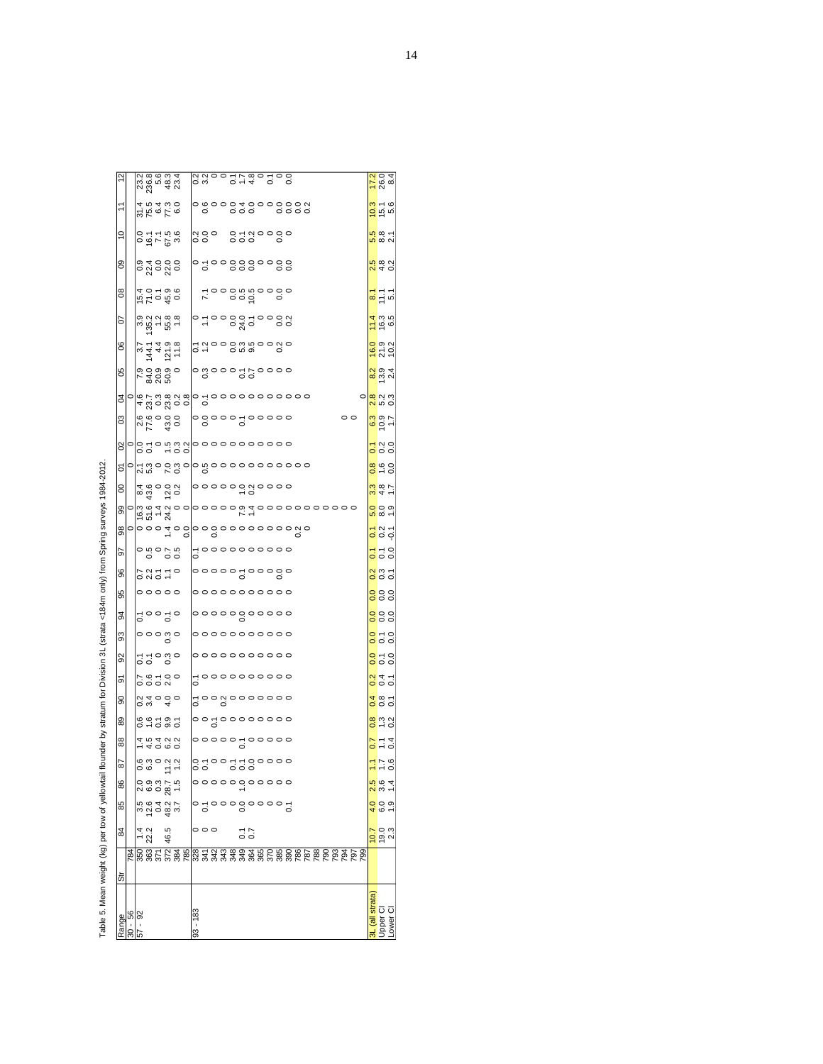Table 5. Mean weight (kg) per tow of yellowtail flounder by stratum for Division 3L (strata <184m only) from Spring surveys 1984-2012.

| Range | Str | 84 | 85 | 86 | 87 | 88 | 89 | 90 | 91 | 92 | 93 | 94 | 95 | 96 | 97 | 98 | 99 | 00 | 01 | 02 | 03 | 04 | 05 | 06 | 07 | 08 | 09 | 10 | 11 | 12 |
|---|---|---|---|---|---|---|---|---|---|---|---|---|---|---|---|---|---|---|---|---|---|---|---|---|---|---|---|---|---|---|
| 30 - 56 | 784 | | | | | | | | | | | | | | | 0 | 0 | 0 | 0 | 0 | | 0 | | | | | | | | |
| 57 - 92 | 350 | 1.4 | 3.5 | 2.0 | 0.6 | 1.4 | 0.6 | 0.2 | 0.7 | 0.1 | 0 | 0.1 | 0 | 0.7 | 0 | 0 | 16.3 | 8.4 | 2.1 | 0.0 | 2.6 | 4.6 | 7.9 | 3.7 | 3.9 | 15.4 | 0.9 | 0.0 | 31.4 | 23.2 |
| | 363 | 22.2 | 12.6 | 6.9 | 6.3 | 4.5 | 1.6 | 3.4 | 0.6 | 0.1 | 0 | 0 | 0 | 2.2 | 0.5 | 0 | 51.6 | 43.6 | 5.3 | 0.1 | 77.6 | 23.7 | 84.0 | 144.1 | 135.2 | 71.0 | 22.4 | 16.1 | 75.5 | 236.8 |
| | 371 | | 0.4 | 0.3 | 0 | 0.4 | 0.1 | 0 | 0.1 | 0 | 0 | 0 | 0 | 0.1 | 0 | 0 | 1.4 | 0 | 0 | 0 | 0 | 0.3 | 20.9 | 4.4 | 1.2 | 0.1 | 0.0 | 7.1 | 6.4 | 5.6 |
| | 372 | 46.5 | 48.2 | 28.7 | 11.2 | 6.2 | 9.9 | 4.0 | 2.0 | 0.3 | 0.3 | 0.1 | 0 | 1.1 | 0.7 | 1.4 | 24.2 | 12.0 | 7.0 | 1.5 | 43.0 | 23.8 | 50.9 | 121.9 | 55.8 | 45.9 | 22.0 | 67.5 | 77.3 | 48.3 |
| | 384 | | 3.7 | 1.5 | 1.2 | 0.2 | 0.1 | 0 | 0 | 0 | 0 | 0 | 0 | 0 | 0.5 | 0 | 0 | 0.2 | 0.3 | 0.3 | 0.0 | 0.2 | 0 | 11.8 | 1.8 | 0.6 | 0.0 | 3.6 | 6.0 | 23.4 |
| | 785 | | | | | | | | | | | | | | | 0.0 | 0 | | 0 | 0.2 | | 0.8 | | | | | | | | |
| 93 - 183 | 328 | 0 | 0 | 0 | 0.0 | 0 | 0 | 0.1 | 0.1 | 0 | 0 | 0 | 0 | 0 | 0.1 | 0 | 0 | 0 | 0 | 0 | 0 | 0 | 0 | 0.1 | 0 | | 0 | 0.2 | 0 | 0.2 |
| | 341 | 0 | 0.1 | 0 | 0.1 | 0 | 0 | 0 | 0 | 0 | 0 | 0 | 0 | 0 | 0 | 0 | 0 | 0 | 0.5 | 0 | 0.0 | 0.1 | 0.3 | 1.2 | 1.1 | 7.1 | 0.1 | 0.0 | 0.6 | 3.2 |
| | 342 | 0 | 0 | 0 | 0 | 0 | 0.1 | 0 | 0 | 0 | 0 | 0 | 0 | 0 | 0 | 0.0 | 0 | 0 | 0 | 0 | 0 | 0 | 0 | 0 | 0 | 0 | 0 | 0 | 0 | 0 |
| | 343 | | 0 | 0 | 0 | 0 | 0 | 0.2 | 0 | 0 | 0 | 0 | 0 | 0 | 0 | 0 | 0 | 0 | 0 | 0 | 0 | 0 | 0 | 0 | 0 | 0 | 0 | | 0 | 0 |
| | 348 | | 0 | 0 | 0.1 | 0 | 0 | 0 | 0 | 0 | 0 | 0 | 0 | 0 | 0 | 0 | 0 | 0 | 0 | 0 | 0 | 0 | 0 | 0.0 | 0.0 | 0.0 | 0.0 | 0.0 | 0.0 | 0.1 |
| | 349 | 0.1 | 0.0 | 1.0 | 0.1 | 0.1 | 0 | 0 | 0 | 0 | 0 | 0.0 | 0 | 0.1 | 0 | 0 | 7.9 | 1.0 | 0 | 0 | 0.1 | 0 | 0.1 | 5.3 | 24.0 | 0.5 | 0.0 | 0.1 | 0.4 | 1.7 |
| | 364 | 0.7 | 0 | 0 | 0.0 | 0 | 0 | 0 | 0 | 0 | 0 | 0 | 0 | 0 | 0 | 0 | 1.4 | 0.2 | 0 | 0 | 0 | 0 | 0.7 | 9.5 | 0.1 | 10.5 | 0.0 | 0.2 | 0.0 | 4.8 |
| | 365 | | 0 | 0 | 0 | 0 | 0 | 0 | 0 | 0 | 0 | 0 | 0 | 0 | 0 | 0 | 0 | 0 | 0 | 0 | 0 | 0 | 0 | 0 | 0 | 0 | 0 | 0 | 0 | 0 |
| | 370 | | 0 | 0 | 0 | 0 | 0 | 0 | 0 | 0 | 0 | 0 | 0 | 0 | 0 | 0 | 0 | 0 | 0 | 0 | 0 | 0 | 0 | 0 | 0 | 0 | 0 | 0 | 0 | 0.1 |
| | 385 | | 0 | 0 | 0 | 0 | 0 | 0 | 0 | 0 | 0 | 0 | 0 | 0.0 | 0 | 0 | 0 | 0 | 0 | 0 | 0 | 0 | 0 | 0.2 | 0.0 | 0.0 | 0.0 | 0.0 | 0.0 | 0 |
| | 390 | | 0.1 | 0 | 0 | 0 | 0 | 0 | 0 | 0 | 0 | 0 | 0 | 0 | 0 | 0 | 0 | 0 | 0 | 0 | 0 | 0 | 0 | 0 | 0.2 | 0 | 0.0 | 0 | 0.0 | 0.0 |
| | 786 | | | | | | | | | | | | | | | 0.2 | 0 | | 0 | | | 0 | | | | | | | 0.0 | |
| | 787 | | | | | | | | | | | | | | | 0 | 0 | | 0 | | | 0 | | | | | | | 0.2 | |
| | 788 | | | | | | | | | | | | | | | | 0 | | | | | | | | | | | | | |
| | 790 | | | | | | | | | | | | | | | | 0 | | | | | | | | | | | | | |
| | 793 | | | | | | | | | | | | | | | | 0 | | | | 0 | | | | | | | | | |
| | 794 | | | | | | | | | | | | | | | | 0 | | | | 0 | | | | | | | | | |
| | 797 | | | | | | | | | | | | | | | | 0 | | | | | | | | | | | | | |
| | 799 | | | | | | | | | | | | | | | | | | | | | 0 | | | | | | | | |
| 3L (all strata) | | 10.7 | 4.0 | 2.5 | 1.1 | 0.7 | 0.8 | 0.4 | 0.2 | 0.0 | 0.0 | 0.0 | 0.0 | 0.2 | 0.1 | 0.1 | 5.0 | 3.3 | 0.8 | 0.1 | 6.3 | 2.8 | 8.2 | 16.0 | 11.4 | 8.1 | 2.5 | 5.5 | 10.3 | 17.2 |
| Upper CI | | 19.0 | 6.0 | 3.6 | 1.7 | 1.1 | 1.3 | 0.8 | 0.4 | 0.1 | 0.1 | 0.0 | 0.0 | 0.3 | 0.1 | 0.2 | 8.0 | 4.8 | 1.6 | 0.2 | 10.9 | 5.2 | 13.9 | 21.9 | 16.3 | 11.1 | 4.8 | 8.8 | 15.1 | 26.0 |
| Lower CI | | 2.3 | 1.9 | 1.4 | 0.6 | 0.4 | 0.2 | 0.1 | 0.1 | 0.0 | 0.0 | 0.0 | 0.0 | 0.1 | 0.0 | -0.1 | 1.9 | 1.7 | 0.0 | 0.0 | 1.7 | 0.3 | 2.4 | 10.2 | 6.5 | 5.1 | 0.2 | 2.1 | 5.6 | 8.4 |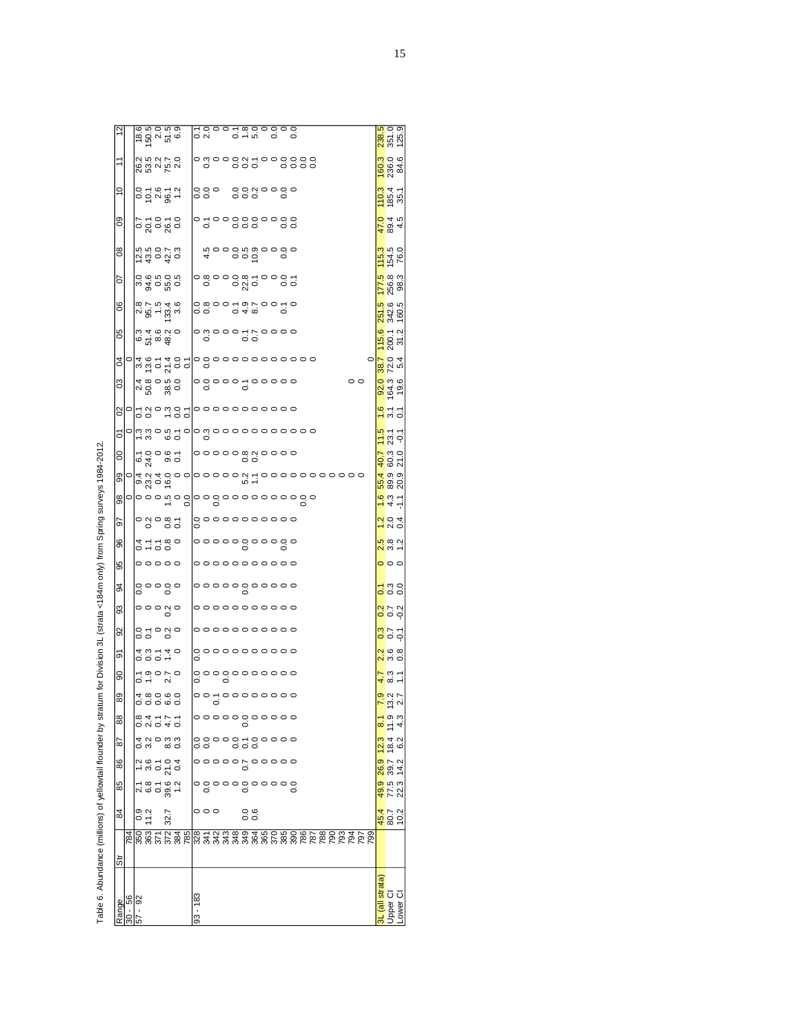Table 6. Abundance (millions) of yellowtail flounder by stratum for Division 3L (strata <184m only) from Spring surveys 1984-2012.

| Range | Str | 84 | 85 | 86 | 87 | 88 | 89 | 90 | 91 | 92 | 93 | 94 | 95 | 96 | 97 | 98 | 99 | 00 | 01 | 02 | 03 | 04 | 05 | 06 | 07 | 08 | 09 | 10 | 11 | 12 |
|---|---|---|---|---|---|---|---|---|---|---|---|---|---|---|---|---|---|---|---|---|---|---|---|---|---|---|---|---|---|---|
| 30 - 56 | 784 | | | | | | | | | | | | | | | | 0 | 0 | 0 | 0 | | 0 | | | | | | | | |
| 57 - 92 | 350 | 0.9 | 2.1 | 1.2 | 0.4 | 0.8 | 0.4 | 0.1 | 0.4 | 0.0 | 0 | 0.0 | 0 | 0.4 | 0 | 0 | 9.4 | 6.1 | 1.3 | 0.1 | 2.4 | 3.4 | 6.3 | 2.8 | 3.0 | 12.5 | 0.7 | 0.0 | 26.2 | 18.6 |
| | 363 | 11.2 | 6.8 | 3.6 | 3.2 | 2.4 | 0.8 | 1.9 | 0.3 | 0.1 | 0 | 0 | 0 | 1.1 | 0.2 | 0 | 23.2 | 24.0 | 3.3 | 0.2 | 50.8 | 13.6 | 51.4 | 95.7 | 94.6 | 43.5 | 20.1 | 10.1 | 53.5 | 150.5 |
| | 371 | | 0.1 | 0.1 | 0 | 0.1 | 0.0 | 0 | 0.1 | 0 | 0 | 0 | 0 | 0.1 | 0 | 0 | 0.4 | 0 | 0 | 0 | 0 | 0.1 | 8.6 | 1.5 | 0.5 | 0.0 | 0.0 | 2.6 | 2.2 | 2.0 |
| | 372 | 32.7 | 39.6 | 21.0 | 8.3 | 4.7 | 6.6 | 2.7 | 1.4 | 0.2 | 0.2 | 0.0 | 0 | 0.8 | 0.8 | 1.5 | 16.0 | 9.6 | 6.5 | 1.3 | 38.5 | 21.4 | 48.2 | 133.4 | 55.0 | 42.7 | 26.1 | 96.1 | 75.7 | 51.5 |
| | 384 | | 1.2 | 0.4 | 0.3 | 0.1 | 0.0 | 0 | 0 | 0 | 0 | 0 | 0 | 0 | 0.1 | 0 | 0 | 0.1 | 0.1 | 0.0 | 0.0 | 0.0 | 0 | 3.6 | 0.5 | 0.3 | 0.0 | 1.2 | 2.0 | 6.9 |
| | 785 | | | | | | | | | | | | | | | 0.0 | 0 | | 0 | 0.1 | | 0.1 | | | | | | | | |
| 93 - 183 | 328 | 0 | 0 | 0 | 0.0 | 0 | 0 | 0.0 | 0.0 | 0 | 0 | 0 | 0 | 0 | 0.0 | 0 | 0 | 0 | 0 | 0 | 0 | 0 | 0 | 0.0 | 0 | | 0 | 0.0 | 0 | 0.1 |
| | 341 | 0 | 0.0 | 0 | 0.0 | 0 | 0 | 0 | 0 | 0 | 0 | 0 | 0 | 0 | 0 | 0 | 0 | 0 | 0.3 | 0 | 0.0 | 0.0 | 0.3 | 0.8 | 0.8 | 4.5 | 0.1 | 0.0 | 0.3 | 2.0 |
| | 342 | 0 | 0 | 0 | 0 | 0 | 0.1 | 0 | 0 | 0 | 0 | 0 | 0 | 0 | 0 | 0.0 | 0 | 0 | 0 | 0 | 0 | 0 | 0 | 0 | 0 | 0 | 0 | 0 | 0 | 0 |
| | 343 | | 0 | 0 | 0 | 0 | 0 | 0.0 | 0 | 0 | 0 | 0 | 0 | 0 | 0 | 0 | 0 | 0 | 0 | 0 | 0 | 0 | 0 | 0 | 0 | 0 | 0 | | 0 | 0 |
| | 348 | | 0 | 0 | 0 | 0 | 0 | 0 | 0 | 0 | 0 | 0 | 0 | 0 | 0 | 0 | 0 | 0 | 0 | 0 | 0 | 0 | 0 | 0 | 0 | 0.0 | 0 | 0.0 | 0 | 0 |
| | 349 | 0.0 | 0.0 | 0.7 | 0.0 | 0.0 | 0 | 0 | 0 | 0 | 0 | 0.0 | 0 | 0.0 | 0 | 0 | 5.2 | 0.8 | 0 | 0 | 0.1 | 0 | 0.1 | 0.1 | 0.0 | 0.5 | 0.0 | 0.0 | 0.0 | 0.1 |
| | 364 | 0.6 | 0 | 0 | 0.1 | 0 | 0 | 0 | 0 | 0 | 0 | 0 | 0 | 0 | 0 | 0 | 1.1 | 0.2 | 0 | 0 | 0 | 0 | 0.7 | 4.9 | 22.8 | 10.9 | 0.0 | 0.2 | 0.2 | 1.8 |
| | 365 | | 0 | 0 | 0.0 | 0 | 0 | 0 | 0 | 0 | 0 | 0 | 0 | 0 | 0 | 0 | 0 | 0 | 0 | 0 | 0 | 0 | 0 | 8.7 | 0.1 | 0 | 0.0 | 0 | 0.1 | 5.0 |
| | 370 | | 0 | 0 | 0 | 0 | 0 | 0 | 0 | 0 | 0 | 0 | 0 | 0 | 0 | 0 | 0 | 0 | 0 | 0 | 0 | 0 | 0 | 0 | 0 | 0 | 0 | 0 | 0 | 0 |
| | 385 | | 0 | 0 | 0 | 0 | 0 | 0 | 0 | 0 | 0 | 0 | 0 | 0.0 | 0 | 0 | 0 | 0 | 0 | 0 | 0 | 0 | 0 | 0 | 0 | 0 | 0 | 0.0 | 0 | 0.0 |
| | 390 | | 0.0 | 0 | 0 | 0 | 0 | 0 | 0 | 0 | 0 | 0 | 0 | 0 | 0 | 0 | 0 | 0 | 0 | 0 | 0 | 0 | 0 | 0.1 | 0.0 | 0.0 | 0.0 | 0 | 0.0 | 0 |
| | 786 | | | | 0 | 0 | 0 | 0 | 0 | 0 | 0 | 0 | 0 | 0 | 0 | 0.0 | 0 | 0 | 0 | 0 | 0 | 0 | 0 | 0 | 0.1 | 0 | 0.0 | | 0.0 | 0.0 |
| | 787 | | | | | | | | | | | | | | | 0 | 0 | | 0 | | | 0 | | | | | | | 0.0 | 0.0 |
| | 788 | | | | | | | | | | | | | | | | 0 | | 0 | | | 0 | | | | | | | | |
| | 790 | | | | | | | | | | | | | | | | 0 | | | | | | | | | | | | | |
| | 793 | | | | | | | | | | | | | | | | 0 | | | | | | | | | | | | | |
| | 794 | | | | | | | | | | | | | | | | 0 | | | | 0 | | | | | | | | | |
| | 797 | | | | | | | | | | | | | | | | 0 | | | | 0 | | | | | | | | | |
| | 799 | | | | | | | | | | | | | | | | 0 | | | | | 0 | | | | | | | | |
| 3L (all strata) | | 45.4 | 49.9 | 26.9 | 12.3 | 8.1 | 7.9 | 4.7 | 2.2 | 0.3 | 0.2 | 0.1 | 0 | 2.5 | 1.2 | 1.6 | 55.4 | 40.7 | 11.5 | 1.6 | 92.0 | 38.7 | 115.6 | 251.5 | 177.5 | 115.3 | 47.0 | 110.3 | 160.3 | 238.5 |
| Upper CI | | 80.7 | 77.5 | 39.7 | 18.4 | 11.9 | 13.2 | 8.3 | 3.6 | 0.7 | 0.7 | 0.3 | 0 | 3.8 | 2.0 | 4.3 | 89.9 | 60.3 | 23.1 | 3.1 | 164.3 | 72.0 | 200.1 | 342.6 | 256.8 | 154.5 | 89.4 | 185.4 | 236.0 | 351.0 |
| Lower CI | | 10.2 | 22.3 | 14.2 | 6.2 | 4.3 | 2.7 | 1.1 | 0.8 | -0.1 | -0.2 | 0.0 | 0 | 1.2 | 0.4 | -1.1 | 20.9 | 21.0 | -0.1 | 0.1 | 19.6 | 5.4 | 31.2 | 160.5 | 98.3 | 76.0 | 4.5 | 35.1 | 84.6 | 125.9 |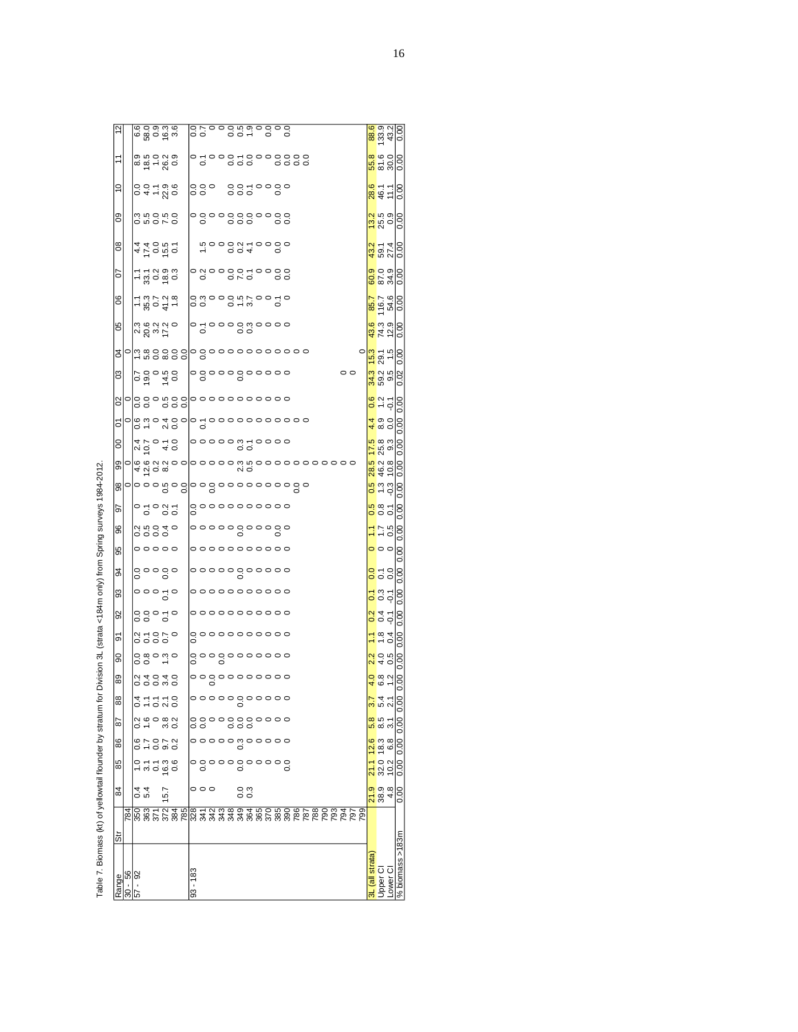Table 7. Biomass (kt) of yellowtail flounder by stratum for Division 3L (strata <184m only) from Spring surveys 1984-2012.

| Range | Str | 84 | 85 | 86 | 87 | 88 | 89 | 90 | 91 | 92 | 93 | 94 | 95 | 96 | 97 | 98 | 99 | 00 | 01 | 02 | 03 | 04 | 05 | 06 | 07 | 08 | 09 | 10 | 11 | 12 |
|---|---|---|---|---|---|---|---|---|---|---|---|---|---|---|---|---|---|---|---|---|---|---|---|---|---|---|---|---|---|---|
| 30 - 56 | 784 | | | | | | | | | | | | | | | | 0 | | 0 | 0 | | 0 | | | | | | | | |
| 57 - 92 | 350 | 0.4 | 1.0 | 0.6 | 0.2 | 0.4 | 0.2 | 0.0 | 0.2 | 0.0 | 0 | 0.0 | 0 | 0.2 | 0 | 0 | 4.6 | 2.4 | 0.6 | 0.0 | 0.7 | 1.3 | 2.3 | 1.1 | 1.1 | 4.4 | 0.3 | 0.0 | 8.9 | 6.6 |
| | 363 | 5.4 | 3.1 | 1.7 | 1.6 | 1.1 | 0.4 | 0.8 | 0.1 | 0.0 | 0 | 0 | 0 | 0.5 | 0.1 | 0 | 12.6 | 10.7 | 1.3 | 0.0 | 19.0 | 5.8 | 20.6 | 35.3 | 33.1 | 17.4 | 5.5 | 4.0 | 18.5 | 58.0 |
| | 371 | | 0.1 | 0.0 | 0 | 0.1 | 0.0 | 0 | 0.0 | 0 | 0 | 0 | 0 | 0.0 | 0 | 0 | 0.2 | 0 | 0 | 0 | 0 | 0.0 | 3.2 | 0.7 | 0.2 | 0.0 | 0.0 | 1.1 | 1.0 | 0.9 |
| | 372 | 15.7 | 16.3 | 9.7 | 3.8 | 2.1 | 3.4 | 1.3 | 0.7 | 0.1 | 0.1 | 0.0 | 0 | 0.4 | 0.2 | 0.5 | 8.2 | 4.1 | 2.4 | 0.5 | 14.5 | 8.0 | 17.2 | 41.2 | 18.9 | 15.5 | 7.5 | 22.9 | 26.2 | 16.3 |
| | 384 | | 0.6 | 0.2 | 0.2 | 0.0 | 0.0 | 0 | 0 | 0 | 0 | 0 | 0 | 0 | 0.1 | 0 | 0 | 0.0 | 0.0 | 0.0 | 0.0 | 0.0 | 0 | 1.8 | 0.3 | 0.1 | 0.0 | 0.6 | 0.9 | 3.6 |
| | 785 | | | | | | | | | | | | | | | 0.0 | 0 | 0 | 0 | 0.0 | | 0.0 | | | | | | | | |
| 93 - 183 | 328 | 0 | 0 | 0 | 0.0 | 0 | 0 | 0.0 | 0.0 | 0 | 0 | 0 | 0 | 0 | 0.0 | 0 | 0 | 0 | 0 | 0 | 0 | 0.0 | 0 | 0.0 | 0 | | 0 | 0.0 | 0 | 0.0 |
| | 341 | 0 | 0.0 | 0 | 0.0 | 0 | 0 | 0 | 0 | 0 | 0 | 0 | 0 | 0 | 0 | 0 | 0 | 0 | 0.1 | 0 | 0.0 | 0 | 0.1 | 0.3 | 0.2 | 1.5 | 0.0 | 0.0 | 0.1 | 0.7 |
| | 342 | 0 | 0 | 0 | 0 | 0 | 0.0 | 0 | 0 | 0 | 0 | 0 | 0 | 0 | 0 | 0.0 | 0 | 0 | 0 | 0 | 0 | 0 | 0 | 0 | 0 | 0 | 0 | 0 | 0 | 0 |
| | 343 | | 0 | 0 | 0 | 0 | 0 | 0.0 | 0 | 0 | 0 | 0 | 0 | 0 | 0 | 0 | 0 | 0 | 0 | 0 | 0 | 0 | 0 | 0 | 0 | 0 | 0 | | 0 | 0 |
| | 348 | | 0 | 0 | 0.0 | 0 | 0 | 0 | 0 | 0 | 0 | 0 | 0 | 0 | 0 | 0 | 0 | 0 | 0 | 0 | 0 | 0 | 0 | 0 | 0 | 0.0 | 0 | 0.0 | 0 | 0 |
| | 349 | 0.0 | 0.0 | 0.3 | 0.0 | 0.0 | 0 | 0 | 0 | 0 | 0 | 0.0 | 0 | 0.0 | 0 | 0 | 2.3 | 0.3 | 0 | 0 | 0.0 | 0 | 0.0 | 0.0 | 0.0 | 0.2 | 0.0 | 0.0 | 0.0 | 0.0 |
| | 364 | 0.3 | 0 | 0 | 0.0 | 0 | 0 | 0 | 0 | 0 | 0 | 0 | 0 | 0 | 0 | 0 | 0.5 | 0.1 | 0 | 0 | 0 | 0 | 0.3 | 1.5 | 7.0 | 4.1 | 0.0 | 0.1 | 0.1 | 0.5 |
| | 365 | | 0 | 0 | 0 | 0 | 0 | 0 | 0 | 0 | 0 | 0 | 0 | 0 | 0 | 0 | 0 | 0 | 0 | 0 | 0 | 0 | 0 | 3.7 | 0.1 | 0 | 0 | 0 | 0 | 1.9 |
| | 370 | | 0 | 0 | 0 | 0 | 0 | 0 | 0 | 0 | 0 | 0 | 0 | 0 | 0 | 0 | 0 | 0 | 0 | 0 | 0 | 0 | 0 | 0 | 0 | 0 | 0 | 0 | 0 | 0 |
| | 385 | | 0 | 0 | 0 | 0 | 0 | 0 | 0 | 0 | 0 | 0 | 0 | 0.0 | 0 | 0 | 0 | 0 | 0 | 0 | 0 | 0 | 0 | 0 | 0 | 0.0 | 0 | 0.0 | 0.0 | 0.0 |
| | 390 | | 0.0 | 0 | 0 | 0 | 0 | 0 | 0 | 0 | 0 | 0 | 0 | 0 | 0 | 0 | 0 | 0 | 0 | 0 | 0 | 0 | 0 | 0.1 | 0.0 | 0.0 | 0.0 | 0 | 0.0 | 0.0 |
| | 786 | | | | | | | | | | | | | | | 0.0 | 0 | 0 | 0 | 0 | | 0 | 0 | 0 | 0.0 | 0 | 0.0 | | 0.0 | |
| | 787 | | | | | | | | | | | | | | | 0 | 0 | | 0 | | | 0 | | | | | | | 0.0 | |
| | 788 | | | | | | | | | | | | | | | | 0 | | | | | | | | | | | | | |
| | 790 | | | | | | | | | | | | | | | | 0 | | | | | | | | | | | | | |
| | 793 | | | | | | | | | | | | | | | | 0 | | | | | | | | | | | | | |
| | 794 | | | | | | | | | | | | | | | | 0 | | | | 0 | | | | | | | | | |
| | 797 | | | | | | | | | | | | | | | | 0 | | | | 0 | | | | | | | | | |
| | 799 | | | | | | | | | | | | | | | | | | | | | 0 | | | | | | | | |
| 3L (all strata) | | 21.9 | 21.1 | 12.6 | 5.8 | 3.7 | 4.0 | 2.2 | 1.1 | 0.2 | 0.1 | 0.0 | 0 | 1.1 | 0.5 | 0.5 | 28.5 | 17.5 | 4.4 | 0.6 | 34.3 | 15.3 | 43.6 | 85.7 | 60.9 | 43.2 | 13.2 | 28.6 | 55.8 | 88.6 |
| Upper CI | | 38.9 | 32.0 | 18.3 | 8.5 | 5.4 | 6.8 | 4.0 | 1.8 | 0.4 | 0.3 | 0.1 | 0 | 1.7 | 0.8 | 1.3 | 46.2 | 25.8 | 8.9 | 1.2 | 59.2 | 29.1 | 74.3 | 116.7 | 87.0 | 59.1 | 25.5 | 46.1 | 81.6 | 133.9 |
| Lower CI | | 4.8 | 10.2 | 6.8 | 3.1 | 2.1 | 1.2 | 0.5 | 0.4 | -0.1 | -0.1 | 0.0 | 0 | 0.5 | 0.1 | -0.3 | 10.8 | 9.3 | 0.0 | -0.1 | 9.5 | 1.5 | 12.9 | 54.6 | 34.9 | 27.4 | 0.9 | 11.1 | 30.0 | 43.2 |
| % biomass >183m | | 0.00 | 0.00 | 0.00 | 0.00 | 0.00 | 0.00 | 0.00 | 0.00 | 0.00 | 0.00 | 0.00 | 0.00 | 0.00 | 0.00 | 0.00 | 0.00 | 0.00 | 0.00 | 0.00 | 0.02 | 0.00 | 0.00 | 0.00 | 0.00 | 0.00 | 0.00 | 0.00 | 0.00 | 0.00 |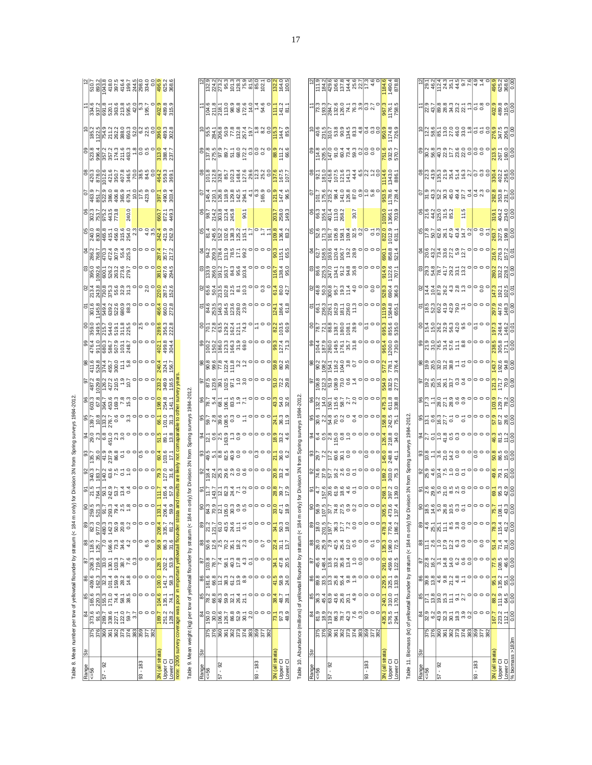Table 8. Mean number per tow of yellowtail flounder by stratum (< 184 m only) for Division 3N from Spring surveys 1984-2012.

| Range | Str | 84 | 85 | 86 | 87 | 88 | 89 | 90 | 91 | 92 | 93 | 94 | 95 | 96 | 97 | 98 | 99 | 00 | 01 | 02 | 03 | 04 | 05 | 06 | 07 | 08 | 09 | 10 | 11 | 12 |
|---|---|---|---|---|---|---|---|---|---|---|---|---|---|---|---|---|---|---|---|---|---|---|---|---|---|---|---|---|---|---|
| <=56 | 375 | 373.6 | 165.6 | 409.6 | 208.3 | 118.5 | 82.3 | 259.5 | 21.5 | 340.3 | 135.7 | 29.0 | 139.7 | 603.3 | 487.2 | 411.6 | 476.4 | 359.0 | 301.6 | 213.4 | 395.0 | 286.2 | 240.0 | 302.3 | 463.9 | 420.3 | 523.8 | 185.2 | 334.6 | 510.7 |
| | 376 | 91.5 | 220.3 | 162.3 | 719.6 | 125.7 | 977.0 | 521.3 | 764.1 | 183.7 | 35.0 | 2.3 | 10.8 | 67.8 | 1029.8 | 524.8 | 911.0 | 349.5 | 1145.8 | 243.8 | 1092.6 | 768.7 | 830.8 | 753.7 | 851.7 | 878.0 | 996.4 | 1122.5 | 937.2 | 893.2 |
| 57 - 92 | 360 | 289.7 | 155.3 | 32.3 | 33.0 | 7.0 | 480.3 | 91.7 | 50.1 | 140.2 | 41.9 | 6.8 | 133.2 | 364.7 | 126.2 | 374.4 | 680.3 | 215.7 | 549.4 | 730.8 | 600.1 | 470.3 | 465.8 | 975.2 | 522.9 | 1012.6 | 357.2 | 754.9 | 691.8 | 1043.8 |
| | 361 | 338.6 | 171.0 | 101.4 | 130.1 | 166.6 | 142.3 | 293.3 | 242.9 | 63.6 | 237.9 | 451.0 | 276.7 | 453.6 | 427.2 | 455.7 | 586.7 | 544.0 | 639.2 | 375.3 | 526.2 | 472.4 | 415.1 | 443.5 | 386.0 | 421.6 | 357.2 | 211.2 | 520.1 | 418.0 |
| | 362 | 227.1 | 74.4 | 159.9 | 103.3 | 73.3 | 50.9 | 79.4 | 53.7 | 7.5 | 86.8 | 2.3 | 0.6 | 169.3 | 210.5 | 300.0 | 507.9 | 519.1 | 522.6 | 55.6 | 263.2 | 307.9 | 456.0 | 773.8 | 406.8 | 350.7 | 174.3 | 262.2 | 363.6 | 397.5 |
| | 373 | 122.0 | 58.1 | 28.2 | 38.7 | 34.6 | 20.8 | 2.5 | 13.4 | 0.1 | 0.1 | 0 | 0 | 7.8 | 1.9 | 11.1 | 103.1 | 311.8 | 680.9 | 32.9 | 273.6 | 55.4 | 315.6 | | 365.9 | 407.8 | 211.6 | 388.0 | 213.8 | 416.4 |
| | 374 | 59.7 | 38.5 | 14.8 | 7.6 | 4.2 | 0.2 | 1.8 | 0.4 | 1.0 | 0 | 0 | 3.3 | 15.3 | 10.7 | 5.8 | 248.7 | 225.5 | 88.3 | 31.3 | 278.7 | 225.3 | 254.0 | 240.0 | 679.1 | 346.5 | 463.3 | 650.3 | 595.5 | 199.7 |
| | 383 | 3.7 | 0 | 0 | 0.3 | 0 | 0 | 0 | 0 | 0 | 0 | 0 | 0 | 0 | 0 | 0 | 0 | 0 | 0 | 0 | 0 | 0 | 2.3 | | 10.0 | 70.0 | 1.8 | 52.0 | 42.0 | 244.5 |
| 93 - 183 | 359 | 0 | 0 | 0 | 0 | 0 | 0 | 0 | 0 | 0 | 0.5 | 0 | 0 | 0 | 0 | 0 | 0 | 2.5 | 0 | 0 | 0 | 0 | 0 | | 17.5 | 38.5 | 0.0 | 6.2 | 5.3 | 298.0 |
| | 377 | 0 | 0 | 0 | 0 | 6.5 | 0 | 0 | 0 | 0 | 0 | 0 | 0 | 0 | 0 | 0 | 0 | 0 | 0 | 2.0 | 0 | 0 | 4.0 | | 423.9 | 84.5 | 0.5 | 22.5 | 195.7 | 334.0 |
| | 382 | 0 | 0 | 0 | 0 | 0 | 0 | 0 | 0 | 0 | 0 | 0 | 0 | 0 | 0 | 0 | 0 | 0 | 0 | 0 | 0 | 0 | 3.5 | | 0 | 0.0 | 0.0 | 0.0 | 0 | 0.0 |
| 3N (all strata) | | 189.7 | 104.6 | 100.0 | 128.1 | 58.9 | 208.4 | 133.1 | 111.7 | 79.3 | 60.4 | 51.5 | 66.1 | 198.0 | 233.2 | 240.4 | 402.1 | 289.6 | 466.4 | 220.0 | 381.0 | 287.4 | 342.4 | 660.7 | 397.1 | 464.2 | 313.0 | 396.0 | 402.9 | 496.9 |
| Upper CI | | 251.2 | 135.1 | 141.7 | 202.2 | 86.3 | 335.7 | 206.4 | 165.4 | 127.0 | 103.6 | 89.1 | 101.0 | 254.8 | 349.9 | 324.1 | 499.8 | 356.3 | 660.0 | 287.5 | 467.6 | 357.7 | 421.9 | 872.1 | 490.9 | 559.3 | 388.4 | 489.3 | 489.8 | 625.2 |
| Lower CI | | 128.2 | 74.1 | 58.3 | 54.0 | 31.6 | 81.1 | 59.9 | 57.9 | 31.6 | 17.1 | 13.8 | 31.3 | 141.1 | 116.5 | 156.7 | 304.4 | 222.8 | 272.8 | 152.6 | 294.5 | 217.2 | 262.9 | 449.3 | 303.4 | 369.1 | 237.7 | 302.8 | 315.9 | 368.6 |

note: 2006 survey coverage was poor in important yellowtail flounder strata and results are likely not comparable to other survey years.

Table 9. Mean weight (kg) per tow of yellowtail flounder by stratum (< 184 m only) for Division 3N from Spring surveys 1984-2012.

| Range | Str | 84 | 85 | 86 | 87 | 88 | 89 | 90 | 91 | 92 | 93 | 94 | 95 | 96 | 97 | 98 | 99 | 00 | 01 | 02 | 03 | 04 | 05 | 06 | 07 | 08 | 09 | 10 | 11 | 12 |
|---|---|---|---|---|---|---|---|---|---|---|---|---|---|---|---|---|---|---|---|---|---|---|---|---|---|---|---|---|---|---|
| <=56 | 375 | 150.0 | 78.2 | 181.6 | 103.8 | 50.6 | 21.2 | 84.3 | 11.7 | 118.4 | 49.5 | 12.1 | 59.7 | 78.7 | 87.5 | 90.8 | 100.2 | 70.1 | 84.6 | 65.6 | 133.9 | 94.2 | 81.4 | 96.7 | 145.4 | 101.8 | 137.8 | 55.5 | 104.6 | 132.9 |
| | 376 | 30.0 | 66.0 | 68.8 | 78.7 | 12.6 | 121.7 | 70.9 | 143.2 | 22.4 | 5.1 | 0.6 | 2.1 | 5.4 | 122.6 | 99.6 | 150.2 | 72.8 | 253.6 | 50.6 | 266.8 | 209.3 | 246.7 | 214.2 | 210.1 | 212.8 | 275.9 | 284.1 | 211.8 | 224.2 |
| 57 - 92 | 360 | 106.6 | 46.3 | 11.2 | 7.4 | 2.5 | 61.0 | 12.1 | 12.1 | 25.3 | 8.8 | 2.5 | 39.6 | 68.0 | 39.1 | 77.8 | 186.0 | 63.5 | 146.3 | 213.5 | 191.2 | 178.4 | 152.2 | 303.8 | 126.8 | 328.7 | 97.9 | 206.8 | 218.1 | 273.2 |
| | 361 | 126.7 | 59.9 | 38.3 | 58.1 | 70.2 | 43.5 | 105.0 | 82.3 | 29.6 | 82.5 | 163.9 | 108.5 | 106.1 | 102.5 | 122.4 | 123.3 | 129.2 | 164.3 | 102.8 | 163.7 | 131.9 | 102.6 | 123.5 | 118.9 | 85.7 | 89.7 | 50.9 | 113.0 | 95.3 |
| | 362 | 86.8 | 32.1 | 61.2 | 40.3 | 35.1 | 24.6 | 30.3 | 24.4 | 2.9 | 40.9 | 0.9 | 0.3 | 83.5 | 97.1 | 111.8 | 166.3 | 162.4 | 123.6 | 12.5 | 84.3 | 78.5 | 138.3 | 245.8 | 129.8 | 102.3 | 51.1 | 77.8 | 98.9 | 101.3 |
| | 373 | 52.9 | 26.4 | 13.9 | 17.8 | 18.2 | 11.1 | 0.9 | 7.1 | 0.0 | 0.0 | 0 | 0 | 1.9 | 1.0 | 3.2 | 31.9 | 121.1 | 228.0 | 8.1 | 95.6 | 17.1 | 125.2 | | 142.5 | 148.4 | 68.0 | 132.8 | 66.8 | 128.3 |
| | 374 | 30.1 | 21.1 | 8.9 | 4.3 | 2.3 | 0.1 | 0.5 | 0.2 | 0.6 | 0 | 0 | 1.1 | 7.1 | 3.0 | 1.2 | 69.0 | 74.3 | 23.9 | 10.3 | 103.4 | 99.2 | 115.1 | 90.1 | 294.1 | 127.6 | 172.2 | 257.4 | 172.6 | 75.9 |
| | 383 | 2.2 | 0 | 0 | 0.1 | 0 | 0 | 0 | 0 | 0 | 0 | 0 | 0 | 0 | 0 | 0 | 0 | 0 | 0 | 0 | 0 | 0 | 1.7 | | 4.1 | 29.6 | 0.3 | 19.7 | 14.0 | 81.5 |
| 93 - 183 | 359 | 0 | 0 | 0 | 0 | 0 | 0 | 0 | 0 | 0 | 0.3 | 0 | 0 | 0 | 0 | 0 | 0 | 1.1 | 0 | 0 | 0 | 0 | 0 | | 6.9 | 6.5 | 0.0 | 1.8 | 1.4 | 83.0 |
| | 377 | 0 | 0 | 0 | 0 | 0.7 | 0 | 0 | 0 | 0 | 0 | 0 | 0 | 0 | 0 | 0 | 0 | 0 | 0 | 0.3 | 0 | 0 | 1.7 | | 165.9 | 25.2 | 0.2 | 8.2 | 54.6 | 102.1 |
| | 382 | 0 | 0 | 0 | 0 | 0 | 0 | 0 | 0 | 0 | 0 | 0 | 0 | 0 | 0 | 0 | 0 | 0 | 0 | 0 | 0 | 0 | 1.1 | | 0 | 0.0 | 0.0 | 0.0 | 0 | 0 |
| 3N (all strata) | | 73.1 | 38.4 | 41.5 | 34.1 | 22.4 | 34.1 | 33.0 | 28.8 | 20.8 | 21.1 | 18.9 | 24.1 | 43.3 | 51.0 | 59.8 | 99.3 | 82.2 | 124.1 | 61.4 | 116.7 | 90.3 | 109.8 | 203.7 | 121.9 | 137.6 | 88.9 | 115.3 | 111.1 | 132.2 |
| Upper CI | | 97.3 | 48.7 | 58.9 | 47.8 | 31.1 | 50.3 | 47.1 | 39.7 | 33.2 | 36.0 | 33.2 | 36.3 | 54.0 | 72.2 | 80.2 | 127.4 | 103.5 | 186.4 | 80.0 | 138.4 | 115.1 | 136.4 | 258.0 | 147.4 | 167.5 | 111.2 | 144.7 | 141.2 | 164.0 |
| Lower CI | | 48.9 | 28.1 | 24.0 | 20.5 | 13.7 | 18.0 | 18.9 | 17.9 | 8.4 | 6.2 | 4.6 | 11.9 | 32.6 | 29.8 | 39.5 | 71.3 | 60.9 | 61.8 | 42.7 | 95.0 | 65.5 | 83.2 | 149.3 | 96.5 | 107.7 | 66.6 | 85.9 | 81.1 | 100.5 |

Table 10. Abundance (millions) of yellowtail flounder by stratum (< 184 m only) for Division 3N from Spring surveys 1984-2012.

| Range | Str | 84 | 85 | 86 | 87 | 88 | 89 | 90 | 91 | 92 | 93 | 94 | 95 | 96 | 97 | 98 | 99 | 00 | 01 | 02 | 03 | 04 | 05 | 06 | 07 | 08 | 09 | 10 | 11 | 12 |
|---|---|---|---|---|---|---|---|---|---|---|---|---|---|---|---|---|---|---|---|---|---|---|---|---|---|---|---|---|---|---|
| <=56 | 375 | 81.9 | 36.3 | 89.8 | 45.6 | 26.0 | 18.0 | 56.9 | 4.7 | 74.6 | 29.7 | 6.4 | 30.6 | 132.2 | 106.8 | 90.2 | 104.4 | 78.7 | 66.1 | 46.8 | 86.6 | 62.7 | 52.6 | 66.3 | 101.7 | 92.1 | 114.8 | 40.6 | 73.3 | 111.9 |
| | 376 | 18.9 | 45.4 | 33.5 | 148.4 | 25.9 | 201.5 | 107.5 | 157.6 | 37.9 | 7.2 | 0.5 | 2.2 | 14.0 | 212.3 | 108.2 | 187.8 | 72.1 | 236.3 | 50.3 | 225.3 | 158.5 | 171.3 | 155.4 | 175.6 | 181.0 | 205.5 | 231.5 | 193.3 | 184.2 |
| 57 - 92 | 360 | 119.2 | 63.9 | 13.3 | 13.6 | 2.9 | 197.7 | 37.7 | 20.6 | 57.7 | 17.2 | 2.8 | 54.8 | 150.1 | 51.9 | 154.1 | 280.0 | 88.8 | 226.1 | 300.8 | 247.0 | 193.6 | 191.7 | 401.4 | 215.2 | 416.8 | 147.0 | 310.7 | 284.7 | 429.6 |
| | 361 | 86.3 | 43.6 | 25.9 | 33.2 | 42.5 | 36.3 | 74.8 | 61.9 | 16.2 | 60.7 | 115.0 | 70.6 | 115.7 | 108.9 | 116.2 | 149.6 | 138.7 | 163.0 | 95.7 | 134.2 | 120.5 | 105.9 | 113.1 | 98.4 | 107.5 | 91.1 | 53.9 | 132.6 | 106.6 |
| | 362 | 78.7 | 25.8 | 55.4 | 35.8 | 25.4 | 17.6 | 27.5 | 18.6 | 2.6 | 30.1 | 0.8 | 0.2 | 58.7 | 73.0 | 104.0 | 176.1 | 180.0 | 181.2 | 19.3 | 91.3 | 106.7 | 158.1 | 268.3 | 141.0 | 121.6 | 60.4 | 90.9 | 126.1 | 137.8 |
| | 373 | 42.3 | 20.1 | 9.8 | 13.4 | 12.0 | 7.2 | 0.9 | 4.6 | 0.0 | 0.0 | 0 | 0 | 2.7 | 0.7 | 3.8 | 35.8 | 108.1 | 236.1 | 11.4 | 94.9 | 19.2 | 109.4 | | 126.9 | 141.4 | 73.4 | 134.6 | 74.1 | 144.4 |
| | 374 | 7.6 | 4.9 | 1.9 | 1.0 | 0.5 | 0.0 | 0.2 | 0.1 | 0.1 | 0 | 0 | 0.4 | 2.0 | 1.4 | 0.7 | 31.9 | 28.9 | 11.3 | 4.0 | 35.7 | 28.9 | 32.6 | 30.8 | 87.1 | 44.4 | 59.4 | 83.4 | 76.3 | 25.6 |
| | 383 | 0.3 | 0 | 0 | 0.0 | 0 | 0 | 0 | 0 | 0 | 0 | 0 | 0 | 0 | 0 | 0 | 0 | 0 | 0 | 0 | 0 | 0 | 0.2 | | 0.9 | 6.5 | 0.2 | 4.8 | 3.9 | 22.7 |
| 93 - 183 | 359 | 0 | 0 | 0 | 0 | 0 | 0 | 0 | 0 | 0 | 0.0 | 0 | 0 | 0 | 0 | 0 | 0 | 0.1 | 0 | 0 | 0 | 0 | 0 | | 1.0 | 2.2 | 0.0 | 0.4 | 0.3 | 17.3 |
| | 377 | 0 | 0 | 0 | 0 | 0.1 | 0 | 0 | 0 | 0 | 0 | 0 | 0 | 0 | 0 | 0 | 0 | 0 | 0 | 0.0 | 0 | 0 | 0.1 | | 5.8 | 1.2 | 0.0 | 0.3 | 2.7 | 4.6 |
| | 382 | 0 | 0 | 0 | 0 | 0 | 0 | 0 | 0 | 0 | 0 | 0 | 0 | 0 | 0 | 0 | 0 | 0 | 0 | 0 | 0 | 0 | 0.0 | | 0 | 0.0 | 0.0 | 0.0 | 0 | 0 |
| 3N (all strata) | | 435.3 | 240.1 | 229.5 | 291.0 | 135.3 | 478.3 | 305.5 | 268.1 | 189.2 | 145.0 | 126.4 | 158.8 | 475.3 | 554.9 | 577.2 | 965.4 | 695.3 | 1119.9 | 528.3 | 914.9 | 690.1 | 822.0 | 1035.0 | 953.5 | 1114.6 | 751.6 | 950.9 | 967.3 | 1184.6 |
| Upper CI | | 576.5 | 310.0 | 325.1 | 459.6 | 198.0 | 770.4 | 473.6 | 397.2 | 303.0 | 248.8 | 218.8 | 242.5 | 611.8 | 832.5 | 778.1 | 1200.0 | 855.6 | 1584.8 | 690.4 | 1122.6 | 858.8 | 1012.9 | 1366.1 | 1178.6 | 1343.0 | 932.5 | 1174.8 | 1176.1 | 1490.4 |
| Lower CI | | 294.1 | 170.1 | 133.9 | 122.5 | 72.5 | 186.2 | 137.4 | 139.0 | 75.3 | 41.1 | 34.0 | 75.1 | 338.8 | 277.3 | 376.4 | 730.9 | 535.0 | 655.1 | 366.3 | 707.1 | 521.4 | 631.1 | 703.9 | 728.4 | 886.1 | 570.7 | 726.9 | 758.5 | 878.8 |

Table 11. Biomass (kt) of yellowtail flounder by stratum (< 184 m only) for Division 3N from Spring surveys 1984-2012.

| Range | Str | 84 | 85 | 86 | 87 | 88 | 89 | 90 | 91 | 92 | 93 | 94 | 95 | 96 | 97 | 98 | 99 | 00 | 01 | 02 | 03 | 04 | 05 | 06 | 07 | 08 | 09 | 10 | 11 | 12 |
|---|---|---|---|---|---|---|---|---|---|---|---|---|---|---|---|---|---|---|---|---|---|---|---|---|---|---|---|---|---|---|
| <=56 | 375 | 32.9 | 17.1 | 39.8 | 22.8 | 11.1 | 4.6 | 18.5 | 2.6 | 25.9 | 10.8 | 2.7 | 13.1 | 17.3 | 19.2 | 19.9 | 21.9 | 15.4 | 18.5 | 14.4 | 29.3 | 20.6 | 17.8 | 21.6 | 31.9 | 22.3 | 30.2 | 12.2 | 22.9 | 29.1 |
| | 376 | 6.2 | 13.8 | 13.8 | 16.2 | 2.6 | 25.1 | 14.6 | 29.6 | 4.6 | 1.1 | 0.1 | 0.6 | 1.1 | 25.5 | 20.5 | 31.0 | 15.0 | 52.3 | 10.4 | 54.8 | 43.2 | 50.7 | 44.2 | 43.3 | 43.9 | 56.8 | 58.6 | 43.7 | 46.2 |
| 57 - 92 | 360 | 43.9 | 19.0 | 4.6 | 3.1 | 1.0 | 25.1 | 5.0 | 5.0 | 10.4 | 3.6 | 1.0 | 16.3 | 28.0 | 16.1 | 32.0 | 76.5 | 26.2 | 60.2 | 87.9 | 78.7 | 73.4 | 62.6 | 125.0 | 52.2 | 135.3 | 40.3 | 85.1 | 89.8 | 112.4 |
| | 361 | 32.3 | 15.3 | 9.8 | 14.8 | 17.9 | 11.1 | 26.8 | 21.0 | 7.5 | 21.0 | 41.8 | 27.7 | 27.1 | 26.1 | 31.2 | 31.4 | 32.9 | 41.9 | 26.2 | 41.7 | 33.6 | 26.1 | 31.5 | 30.3 | 21.9 | 22.9 | 13.0 | 28.8 | 24.3 |
| | 362 | 30.1 | 11.1 | 21.2 | 14.0 | 12.2 | 8.5 | 10.5 | 8.5 | 1.0 | 14.2 | 0.3 | 0.1 | 28.9 | 33.7 | 38.8 | 57.6 | 56.3 | 42.9 | 4.3 | 29.2 | 27.2 | 47.9 | 85.2 | 45.0 | 35.4 | 17.7 | 27.0 | 34.3 | 35.1 |
| | 373 | 18.3 | 9.1 | 4.8 | 6.2 | 6.3 | 3.8 | 0.3 | 2.5 | 0.0 | 0.0 | 0 | 0 | 0.6 | 0.3 | 1.1 | 11.1 | 42.0 | 79.0 | 2.8 | 33.2 | 5.9 | 43.4 | | 49.4 | 51.4 | 23.6 | 46.0 | 23.2 | 44.5 |
| | 374 | 3.9 | 2.7 | 1.0 | 0.6 | 0.3 | 0.0 | 0.1 | 0.0 | 0.1 | 0 | 0 | 0.1 | 0.9 | 0.4 | 0.2 | 8.8 | 9.5 | 3.1 | 1.3 | 13.2 | 12.9 | 14.7 | 11.5 | 37.7 | 16.3 | 22.0 | 33.0 | 22.1 | 9.7 |
| | 383 | 0.2 | 0 | 0 | 0.0 | 0 | 0 | 0 | 0 | 0 | 0 | 0 | 0 | 0 | 0 | 0 | 0 | 0 | 0 | 0 | 0 | 0 | 0.2 | | 0.4 | 2.7 | 0.0 | 1.8 | 1.3 | 7.6 |
| 93 - 183 | 359 | 0 | 0 | 0 | 0 | 0 | 0 | 0 | 0 | 0 | 0.0 | 0 | 0 | 0 | 0 | 0 | 0 | 0.1 | 0 | 0 | 0 | 0 | 0 | | 0.4 | 0.4 | 0.0 | 0.1 | 0.1 | 4.8 |
| | 377 | 0 | 0 | 0 | 0 | 0.0 | 0 | 0 | 0 | 0 | 0 | 0 | 0 | 0 | 0 | 0 | 0 | 0 | 0 | 0.0 | 0 | 0 | 0.0 | | 2.3 | 0.3 | 0.0 | 0.1 | 0.8 | 1.4 |
| | 382 | 0 | 0 | 0 | 0 | 0 | 0 | 0 | 0 | 0 | 0 | 0 | 0 | 0 | 0 | 0 | 0 | 0 | 0 | 0 | 0 | 0 | 0.0 | | 0 | 0.0 | 0.0 | 0.0 | 0 | 0 |
| 3N (all strata) | | 167.7 | 88.2 | 95.1 | 77.5 | 51.4 | 78.3 | 75.7 | 69.1 | 49.6 | 50.8 | 46.3 | 57.9 | 103.9 | 121.3 | 143.7 | 238.5 | 197.3 | 297.9 | 147.3 | 280.2 | 216.7 | 263.7 | 319.1 | 292.8 | 330.4 | 213.5 | 276.9 | 266.8 | 315.2 |
| Upper CI | | 223.2 | 111.9 | 135.2 | 108.5 | 71.4 | 115.4 | 108.1 | 95.3 | 79.1 | 86.5 | 81.5 | 87.2 | 129.7 | 171.7 | 192.6 | 305.8 | 248.4 | 447.6 | 192.1 | 332.2 | 276.3 | 327.5 | 404.2 | 353.8 | 402.2 | 267.1 | 347.5 | 339.1 | 391.0 |
| Lower CI | | 112.1 | 64.5 | 55.1 | 46.6 | 31.4 | 41.2 | 43.3 | 42.9 | 20.1 | 15.0 | 11.2 | 28.6 | 78.2 | 70.9 | 94.8 | 171.1 | 146.2 | 148.3 | 102.5 | 228.2 | 157.2 | 199.8 | 234.0 | 231.7 | 258.5 | 160.0 | 206.3 | 194.8 | 239.6 |
| % biomass >183m | | 0.00 | 0.00 | 0.00 | 0.00 | 0.00 | 0.00 | 0.00 | 0.00 | 0.00 | 0.00 | 0.00 | 0.00 | 0.00 | 0.00 | 0.00 | 0.00 | 0.01 | 0.00 | 0.01 | 0.00 | 0.01 | 0.00 | 0.00 | 0.00 | 0.00 | 0.00 | 0.00 | 0.00 | 0.00 |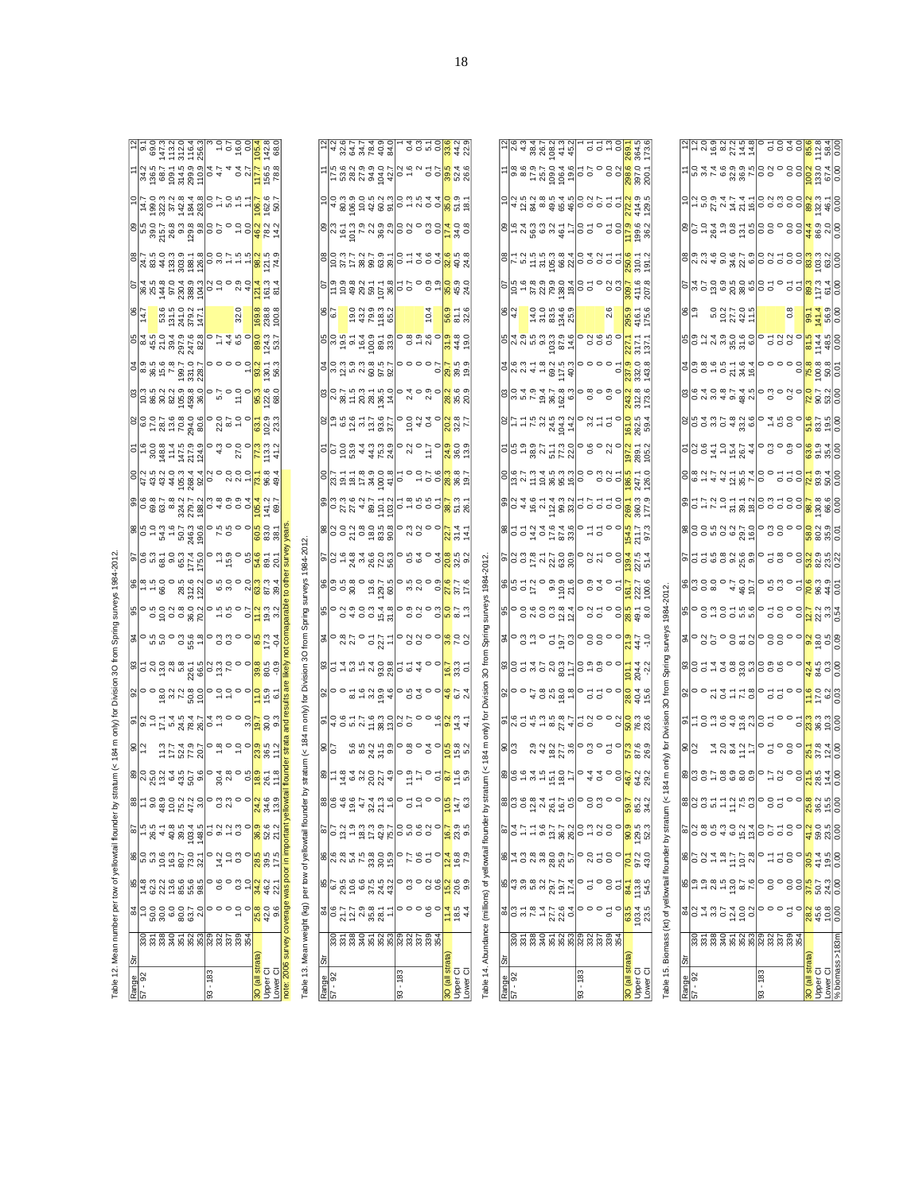Table 12. Mean number per tow of yellowtail flounder by stratum (< 184 m only) for Division 3O from Spring surveys 1984-2012.

| Range | Str | 84 | 85 | 86 | 87 | 88 | 89 | 90 | 91 | 92 | 93 | 94 | 95 | 96 | 97 | 98 | 99 | 00 | 01 | 02 | 03 | 04 | 05 | 06 | 07 | 08 | 09 | 10 | 11 | 12 |
|---|---|---|---|---|---|---|---|---|---|---|---|---|---|---|---|---|---|---|---|---|---|---|---|---|---|---|---|---|---|---|
| 57 - 92 | 330 | 1.0 | 14.8 | 5.0 | 1.5 | 1.1 | 2.0 | 1.2 | 9.2 | 0 | 0.1 | 0 | 0 | 1.8 | 0.6 | 0.5 | 0.6 | 47.2 | 1.6 | 6.0 | 10.3 | 8.9 | 8.4 | 14.7 | 36.4 | 24.7 | 5.5 | 14.7 | 34.2 | 9.1 |
| | 331 | 50.0 | 62.3 | 5.3 | 26.5 | 9.0 | 25.0 | | 1.0 | | 2.0 | 5.5 | 0.5 | 1.5 | 5.3 | 1.0 | 69.8 | 43.5 | 30.0 | 17.0 | 86.5 | 36.5 | 45.5 | | 25.5 | 83.5 | 39.0 | 199.0 | 136.5 | 69.0 |
| | 338 | 30.0 | 22.2 | 10.6 | 4.1 | 48.9 | 13.2 | 11.3 | 17.1 | 18.0 | 13.0 | 5.0 | 10.0 | 66.0 | 68.1 | 54.3 | 63.7 | 43.2 | 148.8 | 28.7 | 30.2 | 15.6 | 21.0 | 53.6 | 144.8 | 44.0 | 215.7 | 322.3 | 68.7 | 147.3 |
| | 340 | 6.0 | 13.6 | 16.3 | 40.8 | 10.0 | 6.4 | 17.7 | 5.4 | 3.2 | 2.8 | 0 | 0 | | | 9.0 | 9.0 | | 11.4 | 13.6 | 82.2 | 21.6 | 39.4 | 131.5 | 97.0 | 133.3 | 26.8 | 37.2 | 109.1 | 113.2 |
| | 351 | 80.0 | 85.6 | 80.7 | 39.5 | 75.2 | 43.5 | 52.4 | 24.5 | 7.2 | 5.8 | 0.3 | 0.8 | 28.5 | 65.3 | 1.6 | 324.2 | 105.3 | 147.5 | 70.8 | 105.9 | 199.7 | 297.9 | 241.0 | 230.4 | 303.9 | 9.3 | 142.8 | 314.5 | 312.0 |
| | 352 | 63.7 | 55.6 | 73.0 | 103.4 | 47.2 | 50.7 | 77.9 | 78.4 | 50.8 | 226.1 | 55.6 | 36.0 | 312.6 | 177.4 | 246.3 | 279.7 | 268.4 | 217.9 | 294.0 | 458.8 | 331.0 | 247.6 | 379.2 | 388.9 | 188.1 | 129.8 | 184.4 | 299.9 | 116.4 |
| | 353 | 2.0 | 98.5 | 32.1 | 148.5 | 3.0 | 9.6 | 20.7 | 26.7 | 10.0 | 66.5 | 1.8 | 70.2 | 122.2 | 175.0 | 190.6 | 188.2 | 92.4 | 124.9 | 80.6 | 36.0 | 228.7 | 82.8 | 147.1 | 104.3 | 126.8 | 9.9 | 263.8 | 110.9 | 256.3 |
| 93 - 183 | 329 | 0 | 0 | 0 | 0.1 | 0 | 0 | 0 | 0.4 | 0 | 0.2 | 0.3 | 0 | 0 | 0 | 0 | 0.3 | 0.2 | 0 | 0 | 0 | 0 | 0 | | 0.2 | 0 | 0 | 0.0 | 0.4 | 0 |
| | 332 | 0 | 0.6 | 14.2 | 0.3 | 0.3 | 30.4 | 1.8 | 1.3 | 1.0 | 13.3 | 0.3 | 1.5 | 6.5 | 1.3 | 7.5 | 4.8 | 2.0 | 4.3 | 22.0 | 5.7 | 0 | 1.7 | | 1.0 | 3.0 | 0.7 | 1.7 | 4.7 | 1.0 |
| | 337 | 0 | 0 | 1.0 | 1.2 | 2.3 | 2.8 | 0 | 0 | 1.0 | 7.0 | 0 | 0.5 | 3.0 | 15.9 | 0.5 | 0.9 | 2.0 | 0 | 8.7 | 0 | 0 | 4.4 | | 0 | 1.7 | 0 | 5.0 | 4 | 0.7 |
| | 339 | 1.0 | 0.3 | 0.3 | 0.3 | 0 | 0 | 1.0 | 0 | 0 | 0 | 0 | 0 | 0 | 0 | 0 | 0.9 | 0 | 27.0 | 1.0 | 11.0 | 0 | 6.5 | 32.0 | 2.9 | 1.5 | 1.0 | 1.5 | 0.4 | 16.0 |
| | 354 | 0 | 1.0 | 0 | 0 | 0 | 0.5 | 0 | 0 | 0 | 0 | 0 | 0.7 | 2.0 | 0.5 | 0 | 0.4 | 1.0 | 0 | 0.5 | 0 | 1.0 | 0 | | 4.0 | 1.5 | 0.0 | 0 | 2.7 | 0.0 |
| 3O (all strata) | | 25.8 | 34.2 | 28.5 | 36.9 | 24.2 | 18.9 | 23.9 | 19.7 | 11.0 | 39.8 | 8.5 | 11.2 | 63.3 | 54.6 | 60.5 | 105.4 | 73.1 | 77.3 | 63.1 | 95.3 | 93.2 | 89.0 | 169.8 | 121.4 | 98.2 | 46.2 | 106.7 | 117.7 | 105.4 |
| Upper CI | | 42.0 | 46.5 | 39.5 | 52.6 | 34.6 | 26.1 | 36.6 | 30.1 | 15.9 | 87.8 | 17.6 | 19.2 | 87.2 | 89.2 | 83.0 | 141.1 | 96.8 | 113.3 | 102.8 | 122.6 | 130.1 | 124.4 | 238.8 | 161.3 | 121.5 | 78.1 | 162.7 | 156.6 | 142.8 |
| Lower CI | | 9.6 | 22.1 | 17.5 | 21.2 | 13.9 | 11.8 | 11.2 | 9.3 | 6.1 | -0.9 | -0.4 | 3.2 | 39.4 | 20.1 | 38.1 | 69.7 | 49.4 | 41.2 | 23.3 | 68.0 | 56.3 | 53.7 | 100.8 | 81.4 | 74.9 | 14.2 | 50.7 | 78.8 | 68.0 |

note: 2006 survey coverage was poor in important yellowtail flounder strata and results are likely not comparable to other survey years.

Table 13. Mean weight (kg) per tow of yellowtail flounder by stratum (< 184 m only) for Division 3O from Spring surveys 1984-2012.

| Range | Str | 84 | 85 | 86 | 87 | 88 | 89 | 90 | 91 | 92 | 93 | 94 | 95 | 96 | 97 | 98 | 99 | 00 | 01 | 02 | 03 | 04 | 05 | 06 | 07 | 08 | 09 | 10 | 11 | 12 |
|---|---|---|---|---|---|---|---|---|---|---|---|---|---|---|---|---|---|---|---|---|---|---|---|---|---|---|---|---|---|---|
| 57 - 92 | 330 | 0.6 | 6.7 | 2.8 | 0.7 | 0.6 | 1.1 | | 4.0 | 0 | 0.1 | 0 | 0 | 0 | 0.2 | 0.2 | 0.7 | 23.7 | 0.7 | 1.9 | 2.7 | 3.0 | 3.0 | 6. | 11.9 | 10.3 | 2.3 | 4.0 | 17.5 | 4.2 |
| | 331 | 21.7 | 29.5 | 2.8 | 13.2 | 4.6 | 14.8 | | 0.6 | | 1.4 | 2.8 | 0.2 | 0.5 | 1.6 | 0.0 | 27.3 | 19.1 | 10.0 | 6.5 | 38.7 | 12.3 | 19.5 | | 10.9 | 37.3 | 16.1 | 80.3 | 53.6 | 32.6 |
| | 338 | 12.7 | 10.6 | 5.4 | 1.9 | 19.6 | 6.4 | 5.6 | 5.1 | 8.1 | 5.3 | 2.7 | 4.9 | 30.8 | 24.8 | 21.2 | 27.6 | 18.1 | 53.9 | 12.6 | 11.5 | 5.9 | 9.1 | 19.0 | 49.8 | 17.7 | 101.3 | 106.9 | 28.2 | 64.7 |
| | 340 | 2.9 | 6.6 | 7.5 | 18.3 | 4.7 | 3.2 | 8.5 | 2.7 | 1.6 | 1.5 | 0 | 0 | 0 | 3.4 | 0.8 | 4.2 | 17.8 | 4.4 | 3.1 | 20.3 | 21.6 | 16.4 | 43.2 | 29.2 | 38.2 | 7.9 | 10.0 | 27.9 | 34.7 |
| | 351 | 35.8 | 37.5 | 33.8 | 17.3 | 32.4 | 20.0 | 24.2 | 11.6 | 3.2 | 2.4 | 0.1 | 0.3 | 13.6 | 26.6 | 18.0 | 89.7 | 34.9 | 44.3 | 13.7 | 28.1 | 60.8 | 100.9 | 79.9 | 99.7 | 59.1 | 2.2 | 42.5 | 94.9 | 78.4 |
| | 352 | 28.1 | 24.5 | 30.0 | 42.9 | 21.3 | 22.7 | 31.5 | 38.3 | 19.9 | 93.0 | 22.7 | 15.4 | 129.7 | 72.0 | 83.5 | 110.1 | 100.0 | 72.0 | 93.6 | 136.5 | 97.5 | 89.1 | 118.3 | 107.1 | 63.9 | 36.9 | 60.2 | 104.0 | 40.9 |
| | 353 | 1.1 | 43.2 | 15.9 | 75.7 | 1.6 | 4.9 | 9.9 | 13.0 | 5.4 | 29.8 | 1.1 | 31.8 | 60.5 | 56.3 | 90.8 | 103.2 | 41.8 | 24.9 | 37.7 | 14.8 | 92.7 | 33.9 | 65.2 | 36.8 | 39.1 | 2.9 | 91.3 | 42.7 | 84.0 |
| 93 - 183 | 329 | 0 | 0 | 0 | 0 | 0 | 0 | 0 | 0.2 | 0 | 0.1 | 0.2 | 0 | 0 | 0 | 0 | 0.1 | 0.1 | 0 | 0 | 0 | 0 | 0 | | 0.1 | 0 | 0 | 0.0 | 0.2 | 0 |
| | 332 | 0 | 0.3 | 7.7 | 0.5 | 0.1 | 11.9 | 0.8 | 0.7 | 0.5 | 6.1 | 0.2 | 0.9 | 3.5 | 0.5 | 2.3 | 1.8 | 1.0 | 2.2 | 10.0 | 2.4 | 0 | 0.8 | | 0.7 | 1.1 | 0.2 | 1.3 | 1.6 | 0.4 |
| | 337 | 0 | 0 | 0.5 | 0.6 | 1.2 | 1.7 | 0 | 0 | 0.4 | 4.4 | 0 | 0.2 | 2.0 | 6.4 | 0.2 | 0.5 | 0.7 | 0 | 4.2 | 0 | 0 | 1.9 | | 0 | 0.4 | 0 | 2.5 | 2 | 0.3 |
| | 339 | 0.6 | 0.2 | 0.1 | 0.2 | 0 | 0 | 0.4 | 0 | 0 | 0 | 0 | 0 | 0 | 0 | 0 | 0.5 | 0 | 11.7 | 0.4 | 2.9 | 0 | 2.6 | 10.4 | 0.9 | 0.6 | 0.3 | 0.4 | 0.1 | 5.1 |
| | 354 | 0 | 0.6 | 0 | 0 | 0 | 0.1 | 0 | 1.6 | 0 | 0 | 0 | 0.3 | 0.9 | 0.4 | 0 | 0.1 | 0.6 | 0 | 0 | 0 | 0.7 | 0 | | 1.9 | 0.4 | 0.0 | 0 | 0.7 | 0.0 |
| 3O (all strata) | | 11.4 | 15.2 | 12.4 | 16.7 | 10.5 | 8.7 | 10.5 | 9.2 | 4.6 | 16.7 | 3.6 | 5.0 | 27.6 | 20.8 | 22.7 | 38.7 | 28.3 | 24.9 | 20.2 | 28.2 | 29.7 | 31.9 | 56.9 | 35.0 | 32.6 | 17.4 | 35.0 | 39.5 | 33.6 |
| Upper CI | | 18.5 | 20.6 | 16.8 | 23.9 | 14.7 | 11.6 | 15.8 | 14.3 | 6.7 | 33.3 | 6.7 | 8.7 | 37.6 | 32.5 | 31.4 | 51.3 | 36.8 | 36.0 | 32.8 | 35.6 | 39.5 | 44.8 | 81.1 | 45.9 | 40.5 | 34.0 | 51.9 | 52.4 | 44.2 |
| Lower CI | | 4.4 | 9.9 | 7.9 | 9.5 | 6.3 | 5.9 | 5.2 | 4.1 | 2.4 | 0.1 | 0.2 | 1.3 | 17.6 | 9.2 | 14.1 | 26.1 | 19.7 | 13.9 | 7.7 | 20.9 | 19.9 | 19.0 | 32.6 | 24.0 | 24.8 | 0.8 | 18.1 | 26.6 | 22.9 |

Table 14. Abundance (millions) of yellowtail flounder by stratum (< 184 m only) for Division 3O from Spring surveys 1984-2012.

| Range | Str | 84 | 85 | 86 | 87 | 88 | 89 | 90 | 91 | 92 | 93 | 94 | 95 | 96 | 97 | 98 | 99 | 00 | 01 | 02 | 03 | 04 | 05 | 06 | 07 | 08 | 09 | 10 | 11 | 12 |
|---|---|---|---|---|---|---|---|---|---|---|---|---|---|---|---|---|---|---|---|---|---|---|---|---|---|---|---|---|---|---|
| 57 - 92 | 330 | 0.3 | 4.3 | 1.4 | 0.4 | 0.3 | 0.6 | 0.3 | 2.6 | 0 | 0.0 | 0 | 0 | 0.5 | 0.2 | 0.1 | 0.2 | 13.6 | 0.5 | 1.7 | 3.0 | 2.6 | 2.4 | 4.2 | 10.5 | 7.1 | 1.6 | 4.2 | 9.8 | 2.6 |
| | 331 | 6.9 | 9.9 | 0.4 | 5.9 | 1.1 | 6.8 | | 0 | | 0.1 | 0.3 | 0 | 0 | 1.2 | 0 | 4.4 | 5.1 | 1.0 | 5.5 | 5.4 | 2.4 | 4.4 | | 7.5 | 24.1 | 2.4 | 12.4 | 8.6 | 4.3 |
| | 338 | 7.8 | 5.8 | 2.8 | 1.0 | 12.8 | 3.4 | 2.9 | 4.4 | 4.7 | 3.4 | 1.3 | 2.6 | 17.2 | 17.8 | 14.2 | 16.6 | 11.3 | 38.9 | 7.5 | 7.9 | 1.6 | 5.5 | 14.0 | 37.8 | 11.5 | 56.3 | 84.2 | 17.9 | 38.4 |
| | 340 | 1.4 | 3.2 | 3.8 | 9.6 | 3.4 | 1.5 | 4.2 | 1.3 | 0.8 | 0.7 | 0 | 0 | 0 | 0 | 0.4 | 2.1 | 10.4 | 2.7 | 3.2 | 19.4 | 9.6 | 9.3 | 31.0 | 22.9 | 31.5 | 1.9 | 8.8 | 25.7 | 26.7 |
| | 351 | 27.7 | 29.7 | 28.0 | 13.7 | 26.1 | 15.1 | 18.2 | 8.5 | 2.5 | 2.0 | 0.1 | 0.0 | 9.9 | 22.7 | 17.6 | 112.4 | 36.5 | 51.1 | 24.5 | 36.7 | 69.2 | 103.3 | 83.5 | 79.9 | 105.3 | 3.2 | 49.5 | 109.0 | 108.2 |
| | 352 | 22.6 | 19.7 | 25.9 | 36.7 | 16.7 | 18.0 | 27.7 | 27.8 | 18.0 | 80.3 | 19.7 | 0.3 | 110.9 | 63.0 | 87.4 | 99.3 | 95.3 | 77.3 | 104.3 | 162.8 | 117.5 | 87.9 | 134.6 | 138.0 | 66.8 | 46.1 | 65.4 | 106.4 | 41.3 |
| | 353 | 0.4 | 17.4 | 15.7 | 26.2 | 0.5 | 1.7 | 3.6 | 4.7 | 1.8 | 11.7 | 0.3 | 12.8 | 21.6 | 30.9 | 33.6 | 33.2 | 12.4 | 22.0 | 14.2 | 6.3 | 87.9 | 14.6 | 25.9 | 18.4 | 22.4 | 1.7 | 46.5 | 19.6 | 45.2 |
| 93 - 183 | 329 | 0 | 0 | 0 | 0.0 | 0 | 0 | 0 | 0.1 | 0 | 0.0 | 0.0 | 0 | 0 | 0 | 0 | 0.1 | 0.0 | 0 | 0 | 0 | 0 | 0 | | 0.0 | 0 | 0 | 0.0 | 0.1 | 0 |
| | 332 | 0 | 0.1 | 2.1 | 0.0 | 0.0 | 4.4 | 0.3 | 0.2 | 0.1 | 1.9 | 0.0 | 0.2 | 0.9 | 0.2 | 1.1 | 0.7 | 0.3 | 0.6 | 3.1 | 0.8 | 0 | 0.2 | | 0.1 | 0.4 | 0.1 | 0.2 | 0.7 | 0.1 |
| | 337 | 0 | 0 | 0.1 | 0.1 | 0.3 | 0.4 | 0 | 0 | 0.1 | 0.9 | 0 | 0.1 | 0.4 | 2.1 | 0.1 | 0.1 | 0.3 | 0 | 1.1 | 0 | 0 | 0.6 | | 0 | 0.2 | 0 | 0.7 | 0.5 | 0.1 |
| | 339 | 0.1 | 0.0 | 0.0 | 0.0 | 0 | 0 | 0.1 | 0 | 0 | 0 | 0 | 0 | 0 | 0 | 0 | 0.1 | 0 | 2.2 | 0.1 | 0.9 | 0 | 0.5 | 2.6 | 0.2 | 0.1 | 0.1 | 0.1 | 0.0 | 1.3 |
| | 354 | 0 | 0.1 | 0 | 0 | 0 | 0.0 | 0 | 0.2 | 0 | 0 | 0 | 0.1 | 0.1 | 0.0 | 0 | 0.0 | 0.1 | 0 | 0.0 | 0 | 0.1 | 0 | | 0.3 | 0.1 | 0.0 | 0 | 0.2 | 0.0 |
| 3O (all strata) | | 63.5 | 84.1 | 70.1 | 90.9 | 59.7 | 46.7 | 57.3 | 50.0 | 28.0 | 101.1 | 21.9 | 28.5 | 161.7 | 139.4 | 154.5 | 269.1 | 186.5 | 197.2 | 161.0 | 243.2 | 237.9 | 227.1 | 295.9 | 309.7 | 250.6 | 117.9 | 272.2 | 298.6 | 269.1 |
| Upper CI | | 103.4 | 113.8 | 97.2 | 129.5 | 85.2 | 64.2 | 87.6 | 76.3 | 40.4 | 204.4 | 44.7 | 49.1 | 222.7 | 227.5 | 211.7 | 360.3 | 247.1 | 289.1 | 262.5 | 312.8 | 332.0 | 317.1 | 416.1 | 411.6 | 310.1 | 199.6 | 414.9 | 397.0 | 364.5 |
| Lower CI | | 23.5 | 54.5 | 43.0 | 52.3 | 34.2 | 29.2 | 26.9 | 23.6 | 15.6 | -2.2 | -1.0 | 8.0 | 100.6 | 51.4 | 97.3 | 177.9 | 126.0 | 105.2 | 59.4 | 173.6 | 143.8 | 137.1 | 175.6 | 207.8 | 191.2 | 36.2 | 129.5 | 200.1 | 173.6 |

Table 15. Biomass (kt) of yellowtail flounder by stratum (< 184 m only) for Division 3O from Spring surveys 1984-2012.

| Range | Str | 84 | 85 | 86 | 87 | 88 | 89 | 90 | 91 | 92 | 93 | 94 | 95 | 96 | 97 | 98 | 99 | 00 | 01 | 02 | 03 | 04 | 05 | 06 | 07 | 08 | 09 | 10 | 11 | 12 |
|---|---|---|---|---|---|---|---|---|---|---|---|---|---|---|---|---|---|---|---|---|---|---|---|---|---|---|---|---|---|---|
| 57 - 92 | 330 | 0.2 | 1.9 | 0.7 | 0.2 | 0.2 | 0.3 | 0.2 | 1.1 | 0 | 0.0 | 0 | 0 | 0.3 | 0.1 | 0.0 | 0.1 | 6.8 | 0.2 | 0.5 | 0.6 | 0.8 | 0.9 | 1.9 | 3.4 | 2.9 | 0.7 | 1.2 | 5.0 | 1.2 |
| | 331 | 1.4 | 1.9 | 0.2 | 0.8 | 0.3 | 0.9 | | 0 | | 0.1 | 0.2 | 0.0 | 0.0 | 0.1 | 0.0 | 1.7 | 2.2 | 0.6 | 0.4 | 0.9 | 0.8 | 1.2 | | 0.7 | 2.3 | 1.2 | 5.0 | 3.4 | 2.0 |
| | 338 | 3.3 | 2.8 | 1.4 | 0.5 | 5.1 | 1.7 | 1.4 | 2.1 | 2.1 | 1.4 | 0.7 | 1.3 | 9.3 | 6.5 | 5.5 | 7.2 | 4.7 | 14.1 | 3.3 | 4.4 | 1.6 | 2.4 | 5.0 | 13.0 | 4.6 | 26.4 | 27.9 | 7.4 | 16.9 |
| | 340 | 0.7 | 1.5 | 1.8 | 4.3 | 1.4 | 0.6 | 2.0 | 0.4 | 0.4 | 0.4 | 0 | 0 | 0 | 1.1 | 0.5 | 1.1 | 1.1 | 1.1 | 0.7 | 4.8 | 4.8 | 3.8 | 10.2 | 6.9 | 9.0 | 1.9 | 2.4 | 6.6 | 8.2 |
| | 351 | 12.4 | 13.0 | 11.7 | 6.0 | 11.2 | 6.9 | 8.4 | 4.0 | 1.1 | 0.8 | 0.0 | 0.1 | 4.7 | 9.2 | 6.2 | 31.1 | 12.1 | 15.4 | 4.8 | 9.7 | 21.1 | 35.0 | 27.7 | 20.5 | 34.6 | 0.8 | 14.7 | 32.9 | 27.2 |
| | 352 | 10.0 | 8.7 | 10.7 | 15.2 | 7.5 | 8.0 | 11.2 | 13.6 | 7.1 | 33.0 | 8.1 | 5.5 | 46.0 | 25.6 | 29.7 | 39.1 | 35.5 | 26.7 | 33.2 | 48.4 | 34.6 | 31.6 | 42.0 | 38.0 | 22.7 | 13.1 | 21.4 | 36.9 | 14.5 |
| | 353 | 0.2 | 7.6 | 2.8 | 13.4 | 0.3 | 0.9 | 1.7 | 2.3 | 0.5 | 5.3 | 0.5 | 5.6 | 10.7 | 19.6 | 16.0 | 18.2 | 7.4 | 4.4 | 8.6 | 2.5 | 16.4 | 6.0 | 11.5 | 6.6 | 6.9 | 0.5 | 16.1 | 7.5 | 14.8 |
| 93 - 183 | 329 | 0 | 0 | 0 | 0 | 0 | 0 | 0 | 0.1 | 0 | 0.0 | 0.0 | 0 | 0 | 0 | 0 | 0.0 | 0.0 | 0 | 0 | 0 | 0 | 0 | | 0.0 | 0 | 0 | 0.0 | 0.0 | 0 |
| | 332 | 0 | 0.0 | 1.1 | 0.1 | 0.0 | 1.7 | 0.1 | 0.1 | 0.1 | 0.9 | 0.0 | 0.1 | 0.5 | 0.1 | 0.3 | 0.3 | 0.1 | 0.3 | 1.4 | 0.3 | 0 | 0.1 | | 0.1 | 0.2 | 0.0 | 0.2 | 0.0 | 0.1 |
| | 337 | 0 | 0 | 0.1 | 0.1 | 0.2 | 0.2 | 0 | 0 | 0.1 | 0.6 | 0 | 0.0 | 0.3 | 0.8 | 0.0 | 0.1 | 0.1 | 0 | 0.5 | 0 | 0 | 0.2 | | 0 | 0.1 | 0 | 0.3 | 0.0 | 0.0 |
| | 339 | 0.1 | 0.0 | 0.0 | 0.0 | 0 | 0 | 0.0 | 0 | 0 | 0 | 0 | 0 | 0 | 0 | 0 | 0.1 | 0 | 0.9 | 0.0 | 0.2 | 0 | 0.2 | 0.8 | 0.1 | 0.0 | 0.0 | 0.0 | 0.0 | 0.4 |
| | 354 | 0 | 0.0 | 0 | 0 | 0 | 0.0 | 0 | 0.1 | 0 | 0 | 0 | 0.0 | 0.0 | 0.0 | 0 | 0.0 | 0.0 | 0 | 0 | 0 | 0.0 | 0 | | 0.1 | 0.0 | 0.0 | 0 | 0.0 | 0.0 |
| 3O (all strata) | | 28.2 | 37.5 | 30.5 | 41.2 | 25.8 | 21.5 | 25.1 | 23.3 | 11.6 | 42.4 | 9.2 | 12.7 | 70.6 | 53.2 | 58.0 | 98.7 | 72.1 | 63.6 | 51.6 | 72.0 | 75.8 | 81.5 | 99.1 | 89.3 | 83.3 | 44.4 | 89.2 | 100.2 | 85.6 |
| Upper CI | | 45.6 | 50.7 | 41.9 | 59.0 | 36.2 | 28.5 | 37.8 | 36.3 | 17.0 | 84.5 | 18.0 | 22.2 | 96.3 | 82.9 | 80.2 | 130.8 | 93.9 | 91.9 | 83.7 | 90.7 | 100.8 | 114.4 | 141.4 | 117.3 | 103.3 | 86.9 | 132.3 | 133.0 | 112.8 |
| Lower CI | | 10.8 | 24.3 | 19.5 | 23.5 | 15.5 | 14.4 | 12.4 | 10.3 | 6.2 | 0.3 | 0.5 | 3.3 | 44.9 | 23.5 | 35.9 | 66.6 | 50.4 | 35.4 | 19.5 | 53.2 | 50.8 | 48.5 | 56.9 | 61.4 | 63.2 | 2.0 | 46.1 | 67.4 | 58.4 |
| % biomass >183m | | 0.00 | 0.00 | 0.00 | 0.00 | 0.00 | 0.00 | 0.00 | 0.00 | 0.03 | 0.00 | 0.09 | 0.54 | 0.01 | 0.22 | 0.01 | 0.00 | 0.00 | 0.00 | 0.00 | 0.00 | 0.01 | 0.00 | 0.00 | 0.00 | 0.00 | 0.00 | 0.00 | 0.00 | 0.00 |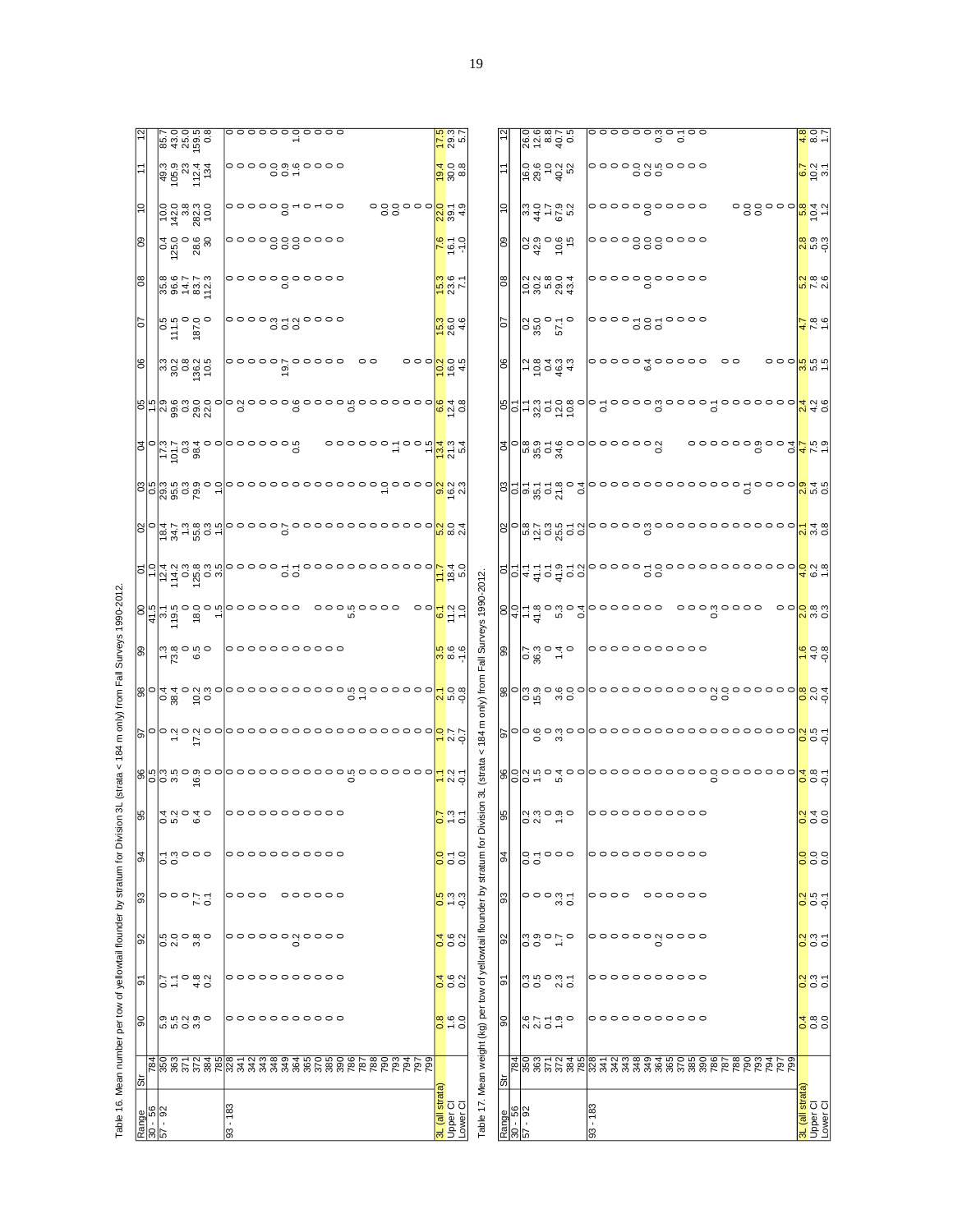Table 16. Mean number per tow of yellowtail flounder by stratum for Division 3L (strata < 184 m only) from Fall Surveys 1990-2012.

| Range | Str | 90 | 91 | 92 | 93 | 94 | 95 | 96 | 97 | 98 | 99 | 00 | 01 | 02 | 03 | 04 | 05 | 06 | 07 | 08 | 09 | 10 | 11 | 12 |
|---|---|---|---|---|---|---|---|---|---|---|---|---|---|---|---|---|---|---|---|---|---|---|---|---|
| 30 - 56 | 784 | | | | | | | 0.5 | 0 | 0 | | 41.5 | 1.0 | 0 | 0.5 | 0 | 1.5 | | | | | | | |
| 57 - 92 | 350 | 5.9 | 0.7 | 0.5 | 0 | 0.1 | 0.4 | 0.3 | 0 | 0.4 | 1.3 | 3.1 | 12.4 | 18.4 | 29.3 | 17.3 | 2.9 | 3.3 | 0.5 | 35.8 | 0.4 | 10.0 | 49.3 | 85.7 |
| | 363 | 5.5 | 1.1 | 2.0 | 0 | 0.3 | 5.2 | 3.5 | 1.2 | 38.4 | 73.8 | 119.5 | 114.2 | 34.7 | 95.5 | 101.7 | 99.6 | 30.2 | 111.5 | 96.6 | 125.0 | 142.0 | 105.9 | 43.0 |
| | 371 | 0.2 | 0 | 0 | 0 | 0 | 0 | 0 | 0 | 0 | 0 | 0 | 0.3 | 1.3 | 0.3 | 0.3 | 0.3 | 0.8 | 0 | 14.7 | 0 | 3.8 | 23 | 25.0 |
| | 372 | 3.9 | 4.8 | 3.8 | 7.7 | 0 | 6.4 | 16.9 | 17.2 | 10.2 | 6.5 | 18.0 | 125.8 | 55.8 | 79.9 | 98.4 | 29.0 | 136.2 | 187.0 | 83.7 | 28.6 | 282.3 | 112.4 | 159.5 |
| | 384 | 0 | 0.2 | 0 | 0.1 | 0 | 0 | 0 | 0 | 0.3 | 0 | 0 | 0.3 | 0.3 | 0 | 0 | 22.0 | 10.5 | 0 | 112.3 | 30 | 10.0 | 134 | 0.8 |
| | 785 | | | | | | | 0 | 0 | 0 | | 1.5 | 3.5 | 1.5 | 1.0 | 0 | 0 | | | | | | | |
| 93 - 183 | 328 | 0 | 0 | 0 | 0 | 0 | 0 | 0 | 0 | 0 | 0 | 0 | 0 | 0 | 0 | 0 | 0 | 0 | 0 | 0 | 0 | 0 | 0 | 0 |
| | 341 | 0 | 0 | 0 | 0 | 0 | 0 | 0 | 0 | 0 | 0 | 0 | 0 | 0 | 0 | 0 | 0.2 | 0 | 0 | 0 | 0 | 0 | 0 | 0 |
| | 342 | 0 | 0 | 0 | 0 | 0 | 0 | 0 | 0 | 0 | 0 | 0 | 0 | 0 | 0 | 0 | 0 | 0 | 0 | 0 | 0 | 0 | 0 | 0 |
| | 343 | 0 | 0 | 0 | 0 | 0 | 0 | 0 | 0 | 0 | 0 | 0 | 0 | 0 | 0 | 0 | 0 | 0 | 0 | 0 | 0 | 0 | 0 | 0 |
| | 348 | 0 | 0 | 0 | | 0 | 0 | 0 | 0 | 0 | 0 | 0 | 0 | 0 | 0 | 0 | 0 | 0 | 0.3 | 0 | 0.0 | 0.0 | 0.0 | 0 |
| | 349 | 0 | 0 | 0.2 | 0 | 0 | 0 | 0 | 0 | 0 | 0 | 0 | 0.1 | 0.7 | 0 | 0 | 0 | 19.7 | 0.1 | 0.0 | 0.0 | 1 | 0.9 | 1.0 |
| | 364 | 0 | 0 | 0 | 0 | 0 | 0 | 0 | 0 | 0 | 0 | 0 | 0.1 | 0 | 0 | 0.5 | 0.6 | 0 | 0.2 | 0 | 0.0 | 0 | 1.6 | 0 |
| | 365 | 0 | 0 | 0 | 0 | 0 | 0 | 0 | 0 | 0 | 0 | | 0 | 0 | 0 | | 0 | 0 | 0 | 0 | 0 | 1 | 0 | 0 |
| | 370 | 0 | 0 | 0 | 0 | 0 | 0 | 0 | 0 | 0 | 0 | 0 | 0 | 0 | 0 | | 0 | 0 | 0 | 0 | 0 | 0 | 0 | 0 |
| | 385 | 0 | 0 | 0 | 0 | 0 | 0 | 0 | 0 | 0 | 0 | 0 | 0 | 0 | 0 | 0 | 0 | 0 | 0 | 0 | 0 | 0 | 0 | 0 |
| | 390 | | | | | | | 0.5 | 0 | 0.5 | 0 | 5.5 | 0 | 0 | 0 | 0 | 0.5 | 0 | | | | | | |
| | 786 | | | | | | | 0 | 0 | 1.0 | | 0 | 0 | 0 | 0 | 0 | 0 | 0 | | | | | | |
| | 787 | | | | | | | 0 | 0 | 0 | | 0 | 0 | 0 | 0 | 0 | 0 | 0 | | | | | | |
| | 788 | | | | | | | 0 | 0 | 0 | | 0 | 0 | 0 | 0 | 0 | 0 | | | | | 0 | | |
| | 790 | | | | | | | 0 | 0 | 0 | | 0 | 0 | 0 | 1.0 | 0 | 0 | | | | | 0.0 | | |
| | 793 | | | | | | | 0 | 0 | 0 | | 0 | 0 | 0 | 0 | 1.1 | 0 | | | | | 0.0 | | |
| | 794 | | | | | | | 0 | 0 | 0 | | | 0 | 0 | 0 | 0 | 0 | | | | | 0 | | |
| | 797 | | | | | | | 0 | 0 | 0 | | 0 | 0 | 0 | 0 | 0 | 0 | 0 | | | | 0 | | |
| | 799 | | | | | | | 0 | 0 | 0 | | 0 | 0 | 0 | 0 | 1.5 | 0 | 0 | | | | 0 | | |
| 3L (all strata) | | 0.8 | 0.4 | 0.4 | 0.5 | 0.0 | 0.7 | 1.1 | 1.0 | 2.1 | 3.5 | 6.1 | 11.7 | 5.2 | 9.2 | 13.4 | 6.6 | 10.2 | 15.3 | 15.3 | 7.6 | 22.0 | 19.4 | 17.5 |
| Upper CI | | 1.6 | 0.6 | 0.6 | 1.3 | 0.1 | 1.3 | 2.2 | 2.7 | 5.0 | 8.6 | 11.2 | 18.4 | 8.0 | 16.2 | 21.3 | 12.4 | 16.0 | 26.0 | 23.6 | 16.1 | 39.1 | 30.0 | 29.3 |
| Lower CI | | 0.0 | 0.2 | 0.2 | -0.3 | 0.0 | 0.1 | -0.1 | -0.7 | -0.8 | -1.6 | 1.0 | 5.0 | 2.4 | 2.3 | 5.4 | 0.8 | 4.5 | 4.6 | 7.1 | -1.0 | 4.9 | 8.8 | 5.7 |

Table 17. Mean weight (kg) per tow of yellowtail flounder by stratum for Division 3L (strata < 184 m only) from Fall Surveys 1990-2012.

| Range | Str | 90 | 91 | 92 | 93 | 94 | 95 | 96 | 97 | 98 | 99 | 00 | 01 | 02 | 03 | 04 | 05 | 06 | 07 | 08 | 09 | 10 | 11 | 12 |
|---|---|---|---|---|---|---|---|---|---|---|---|---|---|---|---|---|---|---|---|---|---|---|---|---|
| 30 - 56 | 784 | | | | | | | 0.0 | 0 | 0 | | 4.0 | 0.1 | 0 | 0.1 | 0 | 0.1 | | | | | | | |
| 57 - 92 | 350 | 2.6 | 0.3 | 0.3 | 0 | 0.0 | 0.2 | 0.2 | 0 | 0.3 | 0.7 | 1.1 | 4.1 | 5.8 | 9.1 | 5.8 | 1.1 | 1.2 | 0.2 | 10.2 | 0.2 | 3.3 | 16.0 | 26.0 |
| | 363 | 2.7 | 0.5 | 0.9 | 0 | 0.1 | 2.3 | 1.5 | 0.6 | 15.9 | 36.3 | 41.8 | 41.1 | 12.7 | 35.1 | 35.9 | 32.3 | 10.8 | 35.0 | 30.2 | 42.9 | 44.0 | 29.6 | 12.6 |
| | 371 | 0.1 | 0 | 0 | 0 | 0 | 0 | 0 | 0 | 0 | 0 | 0 | 0.1 | 0.3 | 0.1 | 0.1 | 0.1 | 0.4 | 0 | 5.8 | 0 | 1.7 | 10 | 8.8 |
| | 372 | 1.9 | 2.3 | 1.7 | 3.3 | 0 | 1.9 | 5.4 | 3.3 | 3.6 | 1.4 | 5.3 | 41.9 | 25.5 | 21.8 | 34.6 | 12.0 | 46.3 | 57.1 | 29.0 | 10.6 | 67.9 | 40.2 | 40.7 |
| | 384 | 0 | 0.1 | 0 | 0.1 | 0 | 0 | 0 | 0 | 0.0 | 0 | 0 | 0.1 | 0.1 | 0 | 0 | 10.8 | 4.3 | 0 | 43.4 | 15 | 5.2 | 52 | 0.5 |
| | 785 | | | | | | | 0 | 0 | 0 | | 0.4 | 0.2 | 0.2 | 0.4 | 0 | 0 | | | | | | | |
| 93 - 183 | 328 | 0 | 0 | 0 | 0 | 0 | 0 | 0 | 0 | 0 | 0 | 0 | 0 | 0 | 0 | 0 | 0 | 0 | 0 | 0 | 0 | 0 | 0 | 0 |
| | 341 | 0 | 0 | 0 | 0 | 0 | 0 | 0 | 0 | 0 | 0 | 0 | 0 | 0 | 0 | 0 | 0.1 | 0 | 0 | 0 | 0 | 0 | 0 | 0 |
| | 342 | 0 | 0 | 0 | 0 | 0 | 0 | 0 | 0 | 0 | 0 | 0 | 0 | 0 | 0 | 0 | 0 | 0 | 0 | 0 | 0 | 0 | 0 | 0 |
| | 343 | 0 | 0 | 0 | 0 | 0 | 0 | 0 | 0 | 0 | 0 | 0 | 0 | 0 | 0 | 0 | 0 | 0 | 0 | 0 | 0 | 0 | 0 | 0 |
| | 348 | 0 | 0 | 0 | | 0 | 0 | 0 | 0 | 0 | 0 | 0 | 0 | 0 | 0 | 0 | 0 | 0 | 0.1 | 0 | 0.0 | 0.0 | 0.0 | 0 |
| | 349 | 0 | 0 | 0.2 | 0 | 0 | 0 | 0 | 0 | 0 | 0 | 0 | 0.1 | 0.3 | 0 | 0 | 0 | 6.4 | 0.0 | 0.0 | 0.0 | 0 | 0.2 | 0.3 |
| | 364 | 0 | 0 | 0 | 0 | 0 | 0 | 0 | 0 | 0 | 0 | 0 | 0.0 | 0 | 0 | 0.2 | 0.3 | 0 | 0.1 | 0 | 0.0 | 0 | 0.5 | 0 |
| | 365 | 0 | 0 | 0 | 0 | 0 | 0 | 0 | 0 | 0 | 0 | | 0 | 0 | 0 | | 0 | 0 | 0 | 0 | 0 | 0 | 0 | 0.1 |
| | 370 | 0 | 0 | 0 | 0 | 0 | 0 | 0 | 0 | 0 | 0 | 0 | 0 | 0 | 0 | | 0 | 0 | 0 | 0 | 0 | 0 | 0 | 0 |
| | 385 | 0 | 0 | 0 | 0 | 0 | 0 | 0 | 0 | 0 | 0 | 0 | 0 | 0 | 0 | 0 | 0 | 0 | 0 | 0 | 0 | 0 | 0 | 0 |
| | 390 | | | | | | | 0.0 | 0 | 0.2 | 0 | 0.3 | 0 | 0 | 0 | 0 | 0.1 | 0 | | | | | | |
| | 786 | | | | | | | 0 | 0 | 0.0 | | 0 | 0 | 0 | 0 | 0 | 0 | 0 | | | | | | |
| | 787 | | | | | | | 0 | 0 | 0 | | 0 | 0 | 0 | 0 | 0 | 0 | 0 | | | | | | |
| | 788 | | | | | | | 0 | 0 | 0 | | 0 | 0 | 0 | 0 | 0 | 0 | | | | | 0 | | |
| | 790 | | | | | | | 0 | 0 | 0 | | 0 | 0 | 0 | 0.1 | 0 | 0 | | | | | 0.0 | | |
| | 793 | | | | | | | 0 | 0 | 0 | | 0 | 0 | 0 | 0 | 0.9 | 0 | | | | | 0.0 | | |
| | 794 | | | | | | | 0 | 0 | 0 | | | 0 | 0 | 0 | 0 | 0 | | | | | 0 | | |
| | 797 | | | | | | | 0 | 0 | 0 | | 0 | 0 | 0 | 0 | 0 | 0 | 0 | | | | 0 | | |
| | 799 | | | | | | | 0 | 0 | 0 | | 0 | 0 | 0 | 0 | 0.4 | 0 | 0 | | | | 0 | | |
| 3L (all strata) | | 0.4 | 0.2 | 0.2 | 0.2 | 0.0 | 0.2 | 0.4 | 0.2 | 0.8 | 1.6 | 2.0 | 4.0 | 2.1 | 2.9 | 4.7 | 2.4 | 3.5 | 4.7 | 5.2 | 2.8 | 5.8 | 6.7 | 4.8 |
| Upper CI | | 0.8 | 0.3 | 0.3 | 0.5 | 0.0 | 0.4 | 0.8 | 0.5 | 2.0 | 4.0 | 3.8 | 6.2 | 3.4 | 5.4 | 7.5 | 4.2 | 5.5 | 7.8 | 7.8 | 5.9 | 10.4 | 10.2 | 8.0 |
| Lower CI | | 0.0 | 0.1 | 0.1 | -0.1 | 0.0 | 0.0 | -0.1 | -0.1 | -0.4 | -0.8 | 0.3 | 1.8 | 0.8 | 0.5 | 1.9 | 0.6 | 1.5 | 1.6 | 2.6 | -0.3 | 1.2 | 3.1 | 1.7 |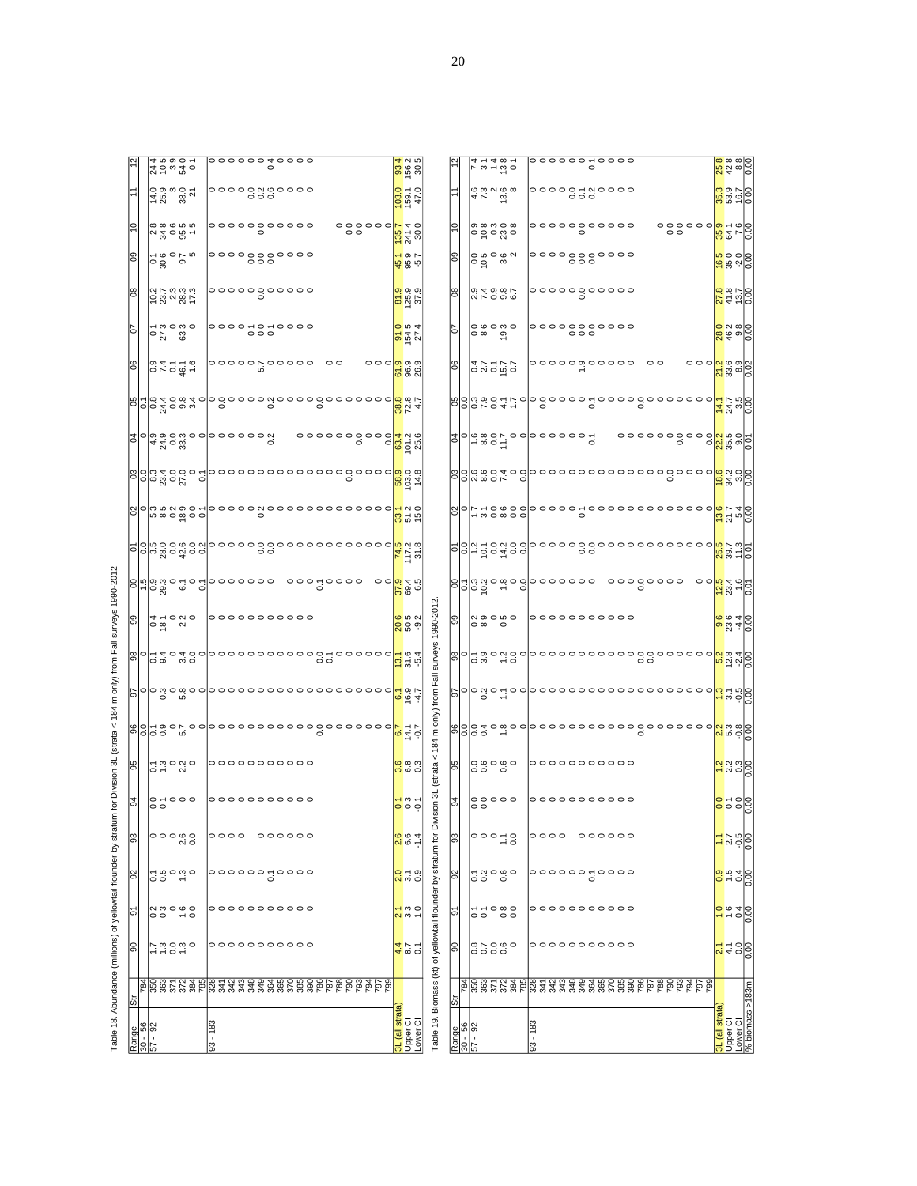Table 18. Abundance (millions) of yellowtail flounder by stratum for Division 3L (strata < 184 m only) from Fall surveys 1990-2012.

| Range | Str | 90 | 91 | 92 | 93 | 94 | 95 | 96 | 97 | 98 | 99 | 00 | 01 | 02 | 03 | 04 | 05 | 06 | 07 | 08 | 09 | 10 | 11 | 12 |
|---|---|---|---|---|---|---|---|---|---|---|---|---|---|---|---|---|---|---|---|---|---|---|---|---|
| 30 - 56 | 784 | | | | | | | 0.0 | 0 | 0 | | 1.5 | 0.0 | 0 | 0.0 | 0 | 0.1 | | | | | | | |
| 57 - 92 | 350 | 1.7 | 0.2 | 0.1 | 0 | 0.0 | 0.1 | 0.1 | | 0.1 | 0.4 | 0.9 | 3.5 | 5.3 | 8.3 | 4.9 | 0.8 | 0.9 | 0.1 | 10.2 | 0.1 | 2.8 | 14.0 | 24.4 |
| | 363 | 1.3 | 0.3 | 0.5 | 0 | 0.1 | 1.3 | 0.9 | 0.3 | 9.4 | 18.1 | 29.3 | 28.0 | 8.5 | 23.4 | 24.9 | 24.4 | 7.4 | 27.3 | 23.7 | 30.6 | 34.8 | 25.9 | 10.5 |
| | 371 | 0.0 | 0 | 0 | 0 | 0 | 0 | 0 | 0 | 0 | 0 | 0 | 0.0 | 0.2 | 0.0 | 0.0 | 0.0 | 0.1 | 0 | 2.3 | 0 | 0.6 | 3 | 3.9 |
| | 372 | 1.3 | 1.6 | 1.3 | 2.6 | 0 | 2.2 | 5.7 | 5.8 | 3.4 | 2.2 | 6.1 | 42.6 | 18.9 | 27.0 | 33.3 | 9.8 | 46.1 | 63.3 | 28.3 | 9.7 | 95.5 | 38.0 | 54.0 |
| | 384 | 0 | 0.0 | 0 | 0.0 | 0 | 0 | 0 | 0 | 0.0 | 0 | 0 | 0.0 | 0.0 | 0 | 0 | 3.4 | 1.6 | 0 | 17.3 | 5 | 1.5 | 21 | 0.1 |
| | 785 | | | | | | | | | | | 0.1 | 0.2 | 0.1 | 0.1 | 0 | 0 | | | | | | | |
| 93 - 183 | 328 | 0 | 0 | 0 | 0 | 0 | 0 | 0 | 0 | 0 | 0 | 0 | 0 | 0 | 0 | 0 | 0 | 0 | 0 | 0 | 0 | 0 | 0 | 0 |
| | 341 | 0 | 0 | 0 | 0 | 0 | 0 | 0 | 0 | 0 | 0 | 0 | 0 | 0 | 0 | 0 | 0.0 | 0 | 0 | 0 | 0 | 0 | 0 | 0 |
| | 342 | 0 | 0 | 0 | 0 | 0 | 0 | 0 | 0 | 0 | 0 | 0 | 0 | 0 | 0 | 0 | 0 | 0 | 0 | 0 | 0 | 0 | 0 | 0 |
| | 343 | 0 | 0 | 0 | | 0 | 0 | 0 | 0 | 0 | 0 | 0 | 0 | 0 | 0 | 0 | 0 | 0 | 0 | 0 | 0 | 0 | 0 | 0 |
| | 348 | 0 | 0 | 0 | 0 | 0 | 0 | 0 | 0 | 0 | 0 | 0 | 0.0 | 0 | 0 | 0 | 0 | 0 | 0.1 | 0 | 0.0 | 0 | 0.0 | 0 |
| | 349 | 0 | 0 | 0 | 0 | 0 | 0 | 0 | 0 | 0 | 0 | 0 | 0.0 | 0.2 | 0 | 0.2 | 0.2 | 5.7 | 0.0 | 0.0 | 0.0 | 0.0 | 0.2 | 0 |
| | 364 | 0 | 0 | 0.1 | 0 | 0 | 0 | 0 | 0 | 0 | 0 | 0 | 0 | 0 | 0 | 0 | 0 | 0 | 0.1 | 0 | 0.0 | 0 | 0.6 | 0 |
| | 365 | 0 | 0 | 0 | 0 | 0 | 0 | 0 | 0 | 0 | 0 | | 0 | 0 | 0 | 0 | 0 | 0 | 0 | 0 | 0 | 0 | 0 | 0.4 |
| | 370 | 0 | 0 | 0 | 0 | 0 | 0 | 0 | 0 | 0 | 0 | 0 | 0 | 0 | 0 | 0 | 0 | 0 | 0 | 0 | 0 | 0 | 0 | 0 |
| | 385 | 0 | 0 | 0 | 0 | 0 | 0 | 0 | 0 | 0 | 0 | 0 | 0 | 0 | 0 | 0 | 0 | 0 | 0 | 0 | 0 | 0 | 0 | 0 |
| | 390 | 0 | 0 | 0 | 0 | 0 | 0 | 0 | 0 | 0 | 0 | 0 | 0 | 0 | 0 | 0 | 0.0 | 0 | 0 | 0 | 0 | 0 | 0 | 0 |
| | 786 | | | | | | | 0.0 | 0 | 0.0 | | 0.1 | 0 | 0 | 0 | | 0 | 0 | | | | | | |
| | 787 | | | | | | | 0 | 0 | 0.1 | | 0 | 0 | 0 | 0 | 0 | 0 | 0 | | | | | | |
| | 788 | | | | | | | 0 | 0 | 0 | | 0 | 0 | 0 | 0 | 0 | 0 | | | | | 0 | | |
| | 790 | | | | | | | 0 | 0 | 0 | | 0 | 0 | 0 | 0 | 0.0 | 0 | | | | | 0.0 | | |
| | 793 | | | | | | | 0 | 0 | 0 | | 0 | 0 | 0 | 0.0 | 0 | 0 | | | | | 0.0 | | |
| | 794 | | | | | | | 0 | 0 | 0 | | | 0 | 0 | 0 | 0 | 0 | 0 | | | | 0 | | |
| | 797 | | | | | | | 0 | 0 | 0 | | 0 | 0 | 0 | 0 | 0 | 0 | 0 | | | | 0 | | |
| | 799 | | | | | | | 0 | 0 | 0 | | 0 | 0 | 0 | 0 | 0.0 | 0 | 0 | | | | 0 | | |
| 3L (all strata) | | 4.4 | 2.1 | 2.0 | 2.6 | 0.1 | 3.6 | 6.7 | 6.1 | 13.1 | 20.6 | 37.9 | 74.5 | 33.1 | 58.9 | 63.4 | 38.8 | 61.9 | 91.0 | 81.9 | 45.1 | 135.7 | 103.0 | 93.4 |
| Upper CI | | 8.7 | 3.3 | 3.1 | 6.6 | 0.3 | 6.8 | 14.1 | 16.9 | 31.6 | 50.5 | 69.4 | 117.2 | 51.1 | 103.0 | 101.2 | 72.8 | 96.9 | 154.5 | 125.9 | 95.9 | 241.4 | 159.1 | 156.2 |
| Lower CI | | 0.1 | 1.0 | 0.9 | -1.4 | -0.1 | 0.3 | -0.7 | -4.7 | -5.4 | -9.2 | 6.5 | 31.8 | 15.0 | 14.8 | 25.6 | 4.7 | 26.9 | 27.4 | 37.9 | -5.7 | 30.0 | 47.0 | 30.5 |

Table 19. Biomass (kt) of yellowtail flounder by stratum for Division 3L (strata < 184 m only) from Fall surveys 1990-2012.

| Range | Str | 90 | 91 | 92 | 93 | 94 | 95 | 96 | 97 | 98 | 99 | 00 | 01 | 02 | 03 | 04 | 05 | 06 | 07 | 08 | 09 | 10 | 11 | 12 |
|---|---|---|---|---|---|---|---|---|---|---|---|---|---|---|---|---|---|---|---|---|---|---|---|---|
| 30 - 56 | 784 | | | | | | | 0.0 | 0 | 0 | | 0 | 0.0 | 0 | 0.0 | 0 | 0.0 | | | | | | | |
| 57 - 92 | 350 | 0.8 | 0.1 | 0.1 | 0 | 0.0 | 0.0 | 0.0 | | 0.1 | 0.2 | 0.3 | 1.2 | 1.7 | 2.6 | 1.6 | 0.3 | 0.4 | 0.0 | 2.9 | 0.0 | 0.9 | 4.6 | 7.4 |
| | 363 | 0.7 | 0.1 | 0.2 | 0 | 0.0 | 0.6 | 0.4 | 0.2 | 3.9 | 8.9 | 10.2 | 10.1 | 3.1 | 6.6 | 8.8 | 7.9 | 2.7 | 8.6 | 7.4 | 10.5 | 10.8 | 7.3 | 3.1 |
| | 371 | 0.0 | 0 | 0 | 0 | 0 | 0 | 0 | 0 | 0 | 0 | 0 | 0.0 | 0.0 | 0.0 | 0.0 | 0.0 | 0.1 | 0 | 0.9 | 0 | 0.3 | 2 | 1.4 |
| | 372 | 0.6 | 0.8 | 0.6 | 1.1 | 0 | 0.6 | 1.8 | 1.1 | 1.2 | 0.5 | 1.8 | 14.2 | 8.6 | 7.4 | 11.7 | 4.1 | 15.7 | 19.3 | 9.8 | 3.6 | 23.0 | 13.6 | 13.8 |
| | 384 | 0 | 0.0 | 0 | 0.0 | 0 | 0 | 0 | 0 | 0.0 | 0 | 0 | 0.0 | 0.0 | 0 | 0 | 1.7 | 0.7 | 0 | 6.7 | 2 | 0.8 | 8 | 0.1 |
| | 785 | | | | | | | | | | | 0.0 | 0.0 | 0.0 | 0.0 | 0 | 0 | | | | | | | |
| 93 - 183 | 328 | 0 | 0 | 0 | 0 | 0 | 0 | 0 | 0 | 0 | 0 | 0 | 0 | 0 | 0 | 0 | 0 | 0 | 0 | 0 | 0 | 0 | 0 | 0 |
| | 341 | 0 | 0 | 0 | 0 | 0 | 0 | 0 | 0 | 0 | 0 | 0 | 0 | 0 | 0 | 0 | 0.0 | 0 | 0 | 0 | 0 | 0 | 0 | 0 |
| | 342 | 0 | 0 | 0 | 0 | 0 | 0 | 0 | 0 | 0 | 0 | 0 | 0 | 0 | 0 | 0 | 0 | 0 | 0 | 0 | 0 | 0 | 0 | 0 |
| | 343 | 0 | 0 | 0 | | 0 | 0 | 0 | 0 | 0 | 0 | 0 | 0 | 0 | 0 | 0 | 0 | 0 | 0 | 0 | 0 | 0 | 0 | 0 |
| | 348 | 0 | 0 | 0 | 0 | 0 | 0 | 0 | 0 | 0 | 0 | 0 | 0.0 | 0 | 0 | 0 | 0 | 0 | 0.0 | 0 | 0.0 | 0 | 0.0 | 0 |
| | 349 | 0 | 0 | 0 | 0 | 0 | 0 | 0 | 0 | 0 | 0 | 0 | 0.0 | 0.1 | 0 | 0.1 | 0.1 | 1.9 | 0.0 | 0.0 | 0.0 | 0.0 | 0.1 | 0 |
| | 364 | 0 | 0 | 0.1 | 0 | 0 | 0 | 0 | 0 | 0 | 0 | 0 | 0 | 0 | 0 | 0 | 0 | 0 | 0.0 | 0 | 0.0 | 0 | 0.2 | 0 |
| | 365 | 0 | 0 | 0 | 0 | 0 | 0 | 0 | 0 | 0 | 0 | | 0 | 0 | 0 | 0 | 0 | 0 | 0 | 0 | 0 | 0 | 0 | 0.1 |
| | 370 | 0 | 0 | 0 | 0 | 0 | 0 | 0 | 0 | 0 | 0 | 0 | 0 | 0 | 0 | 0 | 0 | 0 | 0 | 0 | 0 | 0 | 0 | 0 |
| | 385 | 0 | 0 | 0 | 0 | 0 | 0 | 0 | 0 | 0 | 0 | 0 | 0 | 0 | 0 | 0 | 0 | 0 | 0 | 0 | 0 | 0 | 0 | 0 |
| | 390 | 0 | 0 | 0 | 0 | 0 | 0 | 0 | 0 | 0 | 0 | 0 | 0 | 0 | 0 | 0 | 0.0 | 0 | 0 | 0 | 0 | 0 | 0 | 0 |
| | 786 | | | | | | | 0.0 | 0 | 0.0 | | 0.0 | 0 | 0 | 0 | | 0 | 0 | | | | | | |
| | 787 | | | | | | | 0 | 0 | 0.0 | | 0 | 0 | 0 | 0 | 0 | 0 | 0 | | | | | | |
| | 788 | | | | | | | 0 | 0 | 0 | | 0 | 0 | 0 | 0 | 0 | 0 | | | | | 0 | | |
| | 790 | | | | | | | 0 | 0 | 0 | | 0 | 0 | 0 | 0 | 0.0 | 0 | | | | | 0.0 | | |
| | 793 | | | | | | | 0 | 0 | 0 | | 0 | 0 | 0 | 0.0 | 0 | 0 | | | | | 0.0 | | |
| | 794 | | | | | | | 0 | 0 | 0 | | | 0 | 0 | 0 | 0 | 0 | 0 | | | | 0 | | |
| | 797 | | | | | | | 0 | 0 | 0 | | 0 | 0 | 0 | 0 | 0 | 0 | 0 | | | | 0 | | |
| | 799 | | | | | | | 0 | 0 | 0 | | 0 | 0 | 0 | 0 | 0.0 | 0 | 0 | | | | 0 | | |
| 3L (all strata) | | 2.1 | 1.0 | 0.9 | 1.1 | 0.0 | 1.2 | 2.2 | 1.3 | 5.2 | 9.6 | 12.5 | 25.5 | 13.6 | 18.6 | 22.2 | 14.1 | 21.2 | 28.0 | 27.8 | 16.5 | 35.9 | 35.3 | 25.8 |
| Upper CI | | 4.1 | 1.6 | 1.5 | 2.7 | 0.1 | 2.2 | 5.5 | 3.1 | 12.8 | 23.6 | 23.4 | 39.7 | 21.7 | 34.2 | 35.5 | 24.7 | 33.6 | 46.2 | 41.8 | 35.0 | 64.1 | 53.9 | 42.8 |
| Lower CI | | 0.0 | 0.4 | 0.4 | -0.5 | 0.0 | 0.3 | -0.8 | -0.5 | -2.4 | -4.4 | 1.6 | 11.3 | 5.4 | 3.0 | 9.0 | 3.5 | 8.9 | 9.8 | 13.7 | -2.0 | 7.6 | 16.7 | 8.8 |
| % biomass >183m | | 0.00 | 0.00 | 0.00 | 0.00 | 0.00 | 0.00 | 0.00 | 0.00 | 0.00 | 0.00 | 0.01 | 0.01 | 0.00 | 0.00 | 0.01 | 0.00 | 0.02 | 0.00 | 0.00 | 0.00 | 0.00 | 0.00 | 0.00 |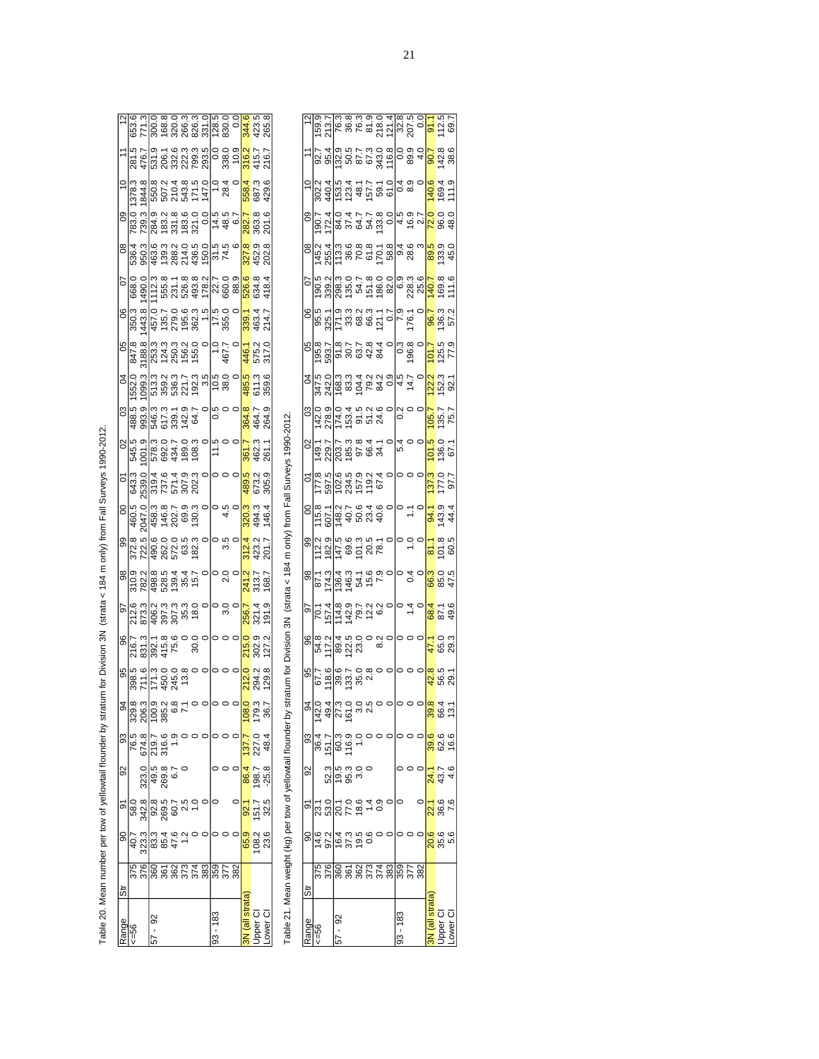Table 20. Mean number per tow of yellowtail flounder by stratum for Division 3N (strata < 184 m only) from Fall Surveys 1990-2012.

| Range | Str | 90 | 91 | 92 | 93 | 94 | 95 | 96 | 97 | 98 | 99 | 00 | 01 | 02 | 03 | 04 | 05 | 06 | 07 | 08 | 09 | 10 | 11 | 12 |
|---|---|---|---|---|---|---|---|---|---|---|---|---|---|---|---|---|---|---|---|---|---|---|---|---|
| <=56 | 375 | 40.7 | 58.0 | | 76.5 | 329.8 | 398.5 | 216.7 | 212.6 | 310.9 | 372.8 | 460.5 | 643.3 | 545.5 | 488.5 | 1552.0 | 847.8 | 350.3 | 668.0 | 536.4 | 783.0 | 1378.3 | 281.5 | 653.6 |
| | 376 | 323.3 | 342.8 | 323.0 | 674.8 | 206.3 | 711.6 | 831.3 | 873.3 | 782.2 | 722.5 | 2047.0 | 2539.0 | 1001.9 | 993.9 | 1099.3 | 3188.8 | 1443.8 | 1490.0 | 950.3 | 739.3 | 1844.8 | 476.7 | 771.3 |
| 57 - 92 | 360 | 83.3 | 92.8 | 49.5 | 219.7 | 100.9 | 171.3 | 392.1 | 406.2 | 498.8 | 490.6 | 458.3 | 319.4 | 578.3 | 546.3 | 513.3 | 253.3 | 457.0 | 1112.3 | 463.6 | 284.9 | 550.8 | 531.9 | 300.0 |
| | 361 | 85.4 | 269.5 | 269.8 | 316.6 | 385.2 | 450.0 | 415.8 | 397.3 | 528.5 | 262.0 | 146.8 | 737.6 | 692.0 | 617.3 | 359.2 | 124.3 | 135.7 | 555.8 | 139.3 | 183.2 | 507.2 | 206.1 | 168.8 |
| | 362 | 47.6 | 60.7 | 6.7 | 1.9 | 6.8 | 245.0 | 75.6 | 307.3 | 139.4 | 572.0 | 202.7 | 571.4 | 434.7 | 339.1 | 536.3 | 250.3 | 279.0 | 231.1 | 288.2 | 331.8 | 210.4 | 332.6 | 320.0 |
| | 373 | 1.2 | 2.5 | 0 | 0 | 7.1 | 13.8 | 0 | 35.3 | 35.4 | 63.5 | 69.9 | 307.9 | 189.0 | 142.9 | 221.7 | 156.2 | 195.6 | 526.8 | 214.0 | 183.6 | 543.8 | 222.3 | 266.3 |
| | 374 | 0 | 1.0 | | 0 | 0 | 0 | 30.0 | 18.0 | 15.7 | 182.3 | 130.3 | 202.3 | 108.3 | 64.7 | 192.3 | 155.0 | 362.3 | 493.8 | 436.5 | 321.0 | 171.5 | 799.3 | 826.3 |
| | 383 | 0 | 0 | | 0 | 0 | 0 | 0 | 0 | 0 | 0 | 0 | 0 | 0 | 0 | 3.5 | 0 | 1.5 | 178.2 | 150.0 | 0.0 | 147.0 | 293.5 | 331.0 |
| 93 - 183 | 359 | 0 | 0 | 0 | 0 | 0 | 0 | 0 | 0 | 0 | 0 | 0 | 0 | 11.5 | 0.5 | 10.5 | 1.0 | 17.5 | 22.7 | 31.5 | 14.5 | 1.0 | 0.0 | 128.5 |
| | 377 | 0 | | 0 | 0 | 0 | 0 | 0 | 3.0 | 2.0 | 3.5 | 4.5 | 0 | 0 | 0 | 38.0 | 467.7 | 355.0 | 660.0 | 74.5 | 48.5 | 28.4 | 338.0 | 830.0 |
| | 382 | 0 | 0 | 0 | 0 | 0 | 0 | 0 | 0 | 0 | 0 | 0 | 0 | 0 | 0 | 0 | 0 | 0 | 88.9 | 6 | 6.7 | 0 | 10.9 | 0.0 |
| 3N (all strata) | | 65.9 | 92.1 | 86.4 | 137.7 | 108.0 | 212.0 | 215.0 | 256.7 | 241.2 | 312.4 | 320.3 | 489.5 | 361.7 | 364.8 | 485.5 | 446.1 | 339.1 | 526.6 | 327.8 | 282.7 | 558.4 | 316.2 | 344.6 |
| Upper CI | | 108.2 | 151.7 | 198.7 | 227.0 | 179.3 | 294.2 | 302.9 | 321.4 | 313.7 | 423.2 | 494.3 | 673.2 | 462.3 | 464.7 | 611.3 | 575.2 | 463.4 | 634.8 | 452.9 | 363.8 | 687.3 | 415.7 | 423.5 |
| Lower CI | | 23.6 | 32.5 | -25.8 | 48.4 | 36.7 | 129.8 | 127.2 | 191.9 | 168.7 | 201.7 | 146.4 | 305.9 | 261.1 | 264.9 | 359.6 | 317.0 | 214.7 | 418.4 | 202.8 | 201.6 | 429.6 | 216.7 | 265.8 |

Table 21. Mean weight (kg) per tow of yellowtail flounder by stratum for Division 3N (strata < 184 m only) from Fall Surveys 1990-2012.

| Range | Str | 90 | 91 | 92 | 93 | 94 | 95 | 96 | 97 | 98 | 99 | 00 | 01 | 02 | 03 | 04 | 05 | 06 | 07 | 08 | 09 | 10 | 11 | 12 |
|---|---|---|---|---|---|---|---|---|---|---|---|---|---|---|---|---|---|---|---|---|---|---|---|---|
| <=56 | 375 | 14.6 | 23.1 | | 36.4 | 142.0 | 67.7 | 54.8 | 70.1 | 87.1 | 112.2 | 115.8 | 177.8 | 149.1 | 142.0 | 347.5 | 195.8 | 95.5 | 190.5 | 145.2 | 190.7 | 302.2 | 92.7 | 159.9 |
| | 376 | 97.2 | 53.0 | 52.3 | 151.7 | 49.4 | 118.6 | 117.2 | 157.4 | 174.3 | 182.9 | 607.1 | 597.5 | 229.7 | 278.9 | 242.0 | 593.7 | 325.1 | 339.2 | 255.4 | 172.4 | 440.4 | 95.4 | 213.7 |
| 57 - 92 | 360 | 16.4 | 20.1 | 19.5 | 60.3 | 27.3 | 39.6 | 89.4 | 114.8 | 136.4 | 147.5 | 148.2 | 102.6 | 203.7 | 174.0 | 168.3 | 91.8 | 171.9 | 298.3 | 113.3 | 84.0 | 153.5 | 132.9 | 76.3 |
| | 361 | 37.3 | 77.0 | 95.3 | 116.9 | 161.0 | 133.7 | 122.5 | 142.9 | 146.3 | 69.6 | 40.7 | 234.5 | 185.3 | 153.4 | 83.3 | 30.7 | 33.3 | 135.0 | 36.6 | 37.4 | 123.4 | 50.5 | 36.8 |
| | 362 | 19.5 | 18.6 | 3.0 | 1.0 | 3.0 | 35.0 | 23.0 | 79.7 | 54.1 | 101.3 | 50.6 | 157.9 | 97.8 | 91.5 | 104.4 | 63.7 | 68.2 | 54.7 | 70.8 | 64.7 | 48.1 | 87.7 | 76.3 |
| | 373 | 0.6 | 1.4 | 0 | 0 | 2.5 | 2.8 | 0 | 12.2 | 15.6 | 20.5 | 23.4 | 119.2 | 66.4 | 51.2 | 79.2 | 42.8 | 66.3 | 151.8 | 61.8 | 54.7 | 157.7 | 67.3 | 81.9 |
| | 374 | 0 | 0.9 | | 0 | 0 | 0 | 8.2 | 6.2 | 7.9 | 78.1 | 40.6 | 67.4 | 34.1 | 24.6 | 84.2 | 84.4 | 121.1 | 186.0 | 170.1 | 133.8 | 59.1 | 343.0 | 218.0 |
| | 383 | 0 | 0 | | 0 | 0 | 0 | 0 | 0 | 0 | 0 | 0 | 0 | 0 | 0 | 0.9 | 0 | 0.7 | 82.0 | 58.8 | 0.0 | 61.0 | 116.8 | 121.4 |
| 93 - 183 | 359 | 0 | 0 | 0 | 0 | 0 | 0 | 0 | 0 | 0 | 0 | 0 | 0 | 5.4 | 0.2 | 4.5 | 0.3 | 7.9 | 6.9 | 9.4 | 4.5 | 0.4 | 0.0 | 32.8 |
| | 377 | 0 | | 0 | 0 | 0 | 0 | 0 | 1.4 | 0.4 | 1.0 | 1.1 | 0 | 0 | 0 | 14.7 | 196.8 | 176.1 | 228.3 | 28.6 | 16.9 | 8.9 | 89.9 | 207.5 |
| | 382 | 0 | 0 | 0 | 0 | 0 | 0 | 0 | 0 | 0 | 0 | 0 | 0 | 0 | 0 | 0 | 0 | 0 | 25.6 | 3 | 2.7 | 0 | 4.0 | 0.0 |
| 3N (all strata) | | 20.6 | 22.1 | 24.1 | 39.6 | 39.8 | 42.8 | 47.1 | 68.4 | 66.3 | 81.1 | 94.1 | 137.3 | 101.5 | 105.7 | 122.2 | 101.7 | 96.7 | 140.7 | 89.5 | 72.0 | 140.6 | 90.7 | 91.1 |
| Upper CI | | 35.6 | 36.6 | 43.7 | 62.6 | 66.4 | 56.5 | 65.0 | 87.1 | 85.0 | 101.8 | 143.9 | 177.0 | 136.0 | 135.7 | 152.3 | 125.5 | 136.3 | 169.8 | 133.9 | 96.0 | 169.4 | 142.8 | 112.5 |
| Lower CI | | 5.6 | 7.6 | 4.6 | 16.6 | 13.1 | 29.1 | 29.3 | 49.6 | 47.5 | 60.5 | 44.4 | 97.7 | 67.1 | 75.7 | 92.1 | 77.9 | 57.2 | 111.6 | 45.0 | 48.0 | 111.9 | 38.6 | 69.7 |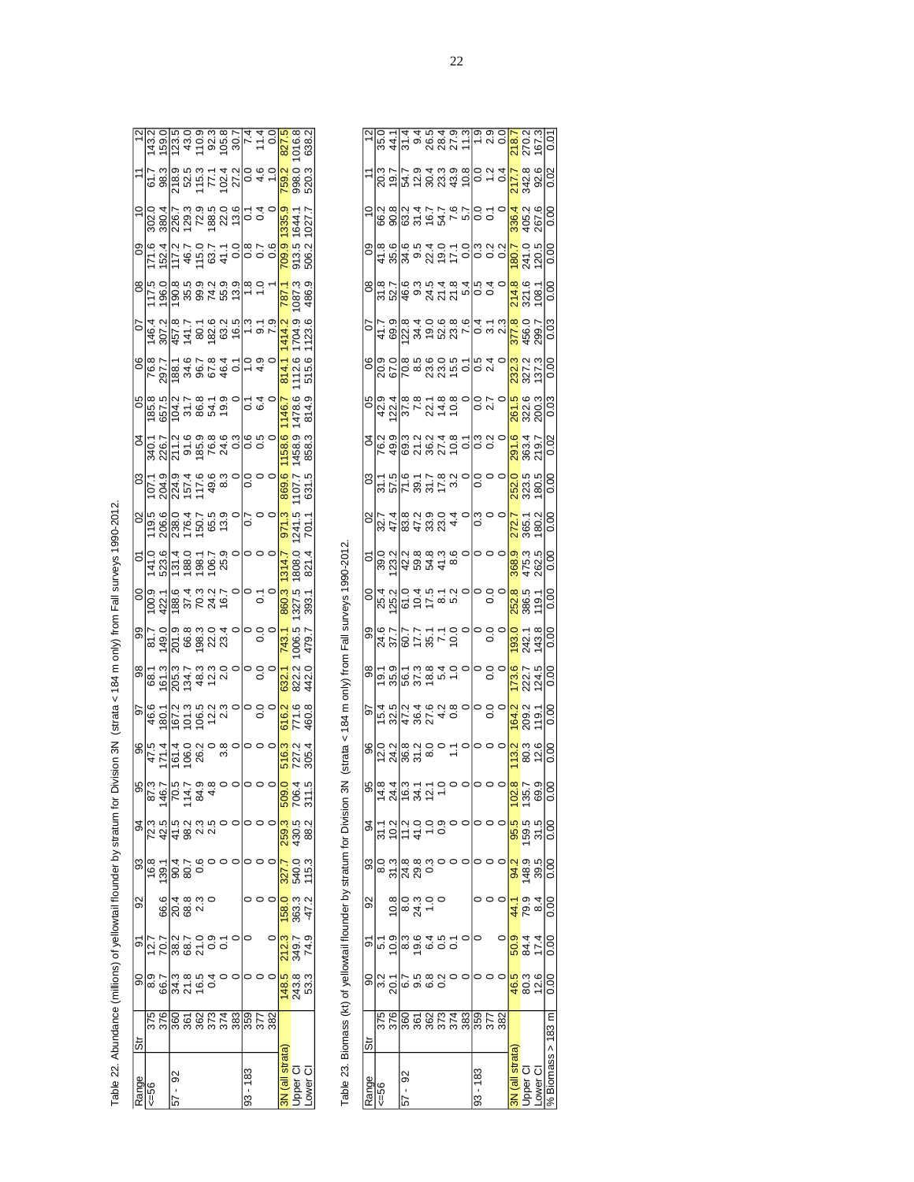Table 22. Abundance (millions) of yellowtail flounder by stratum for Division 3N (strata < 184 m only) from Fall surveys 1990-2012.

| Range | Str | 90 | 91 | 92 | 93 | 94 | 95 | 96 | 97 | 98 | 99 | 00 | 01 | 02 | 03 | 04 | 05 | 06 | 07 | 08 | 09 | 10 | 11 | 12 |
|---|---|---|---|---|---|---|---|---|---|---|---|---|---|---|---|---|---|---|---|---|---|---|---|---|
| <=56 | 375 | 8.9 | 12.7 | | 16.8 | 72.3 | 87.3 | 47.5 | 46.6 | 68.1 | 81.7 | 100.9 | 141.0 | 119.5 | 107.1 | 340.1 | 185.8 | 76.8 | 146.4 | 117.5 | 171.6 | 302.0 | 61.7 | 143.2 |
| | 376 | 66.7 | 70.7 | 66.6 | 139.1 | 42.5 | 146.7 | 171.4 | 180.1 | 161.3 | 149.0 | 422.1 | 523.6 | 206.6 | 204.9 | 226.7 | 657.5 | 297.7 | 307.2 | 196.0 | 152.4 | 380.4 | 98.3 | 159.0 |
| 57 - 92 | 360 | 34.3 | 38.2 | 20.4 | 90.4 | 41.5 | 70.5 | 161.4 | 167.2 | 205.3 | 201.9 | 188.6 | 131.4 | 238.0 | 224.9 | 211.2 | 104.2 | 188.1 | 457.8 | 190.8 | 117.2 | 226.7 | 218.9 | 123.5 |
| | 361 | 21.8 | 68.7 | 68.8 | 80.7 | 98.2 | 114.7 | 106.0 | 101.3 | 134.7 | 66.8 | 37.4 | 188.0 | 176.4 | 157.4 | 91.6 | 31.7 | 34.6 | 141.7 | 35.5 | 46.7 | 129.3 | 52.5 | 43.0 |
| | 362 | 16.5 | 21.0 | 2.3 | 0.6 | 2.3 | 84.9 | 26.2 | 106.5 | 48.3 | 198.3 | 70.3 | 198.1 | 150.7 | 117.6 | 185.9 | 86.8 | 96.7 | 80.1 | 99.9 | 115.0 | 72.9 | 115.3 | 110.9 |
| | 373 | 0.4 | 0.9 | 0 | 0 | 2.5 | 4.8 | 0 | 12.2 | 12.3 | 22.0 | 24.2 | 106.7 | 65.5 | 49.6 | 76.8 | 54.1 | 67.8 | 182.6 | 74.2 | 63.7 | 188.5 | 77.1 | 92.3 |
| | 374 | 0 | 0.1 | | 0 | 0 | 0 | 3.8 | 2.3 | 2.0 | 23.4 | 16.7 | 25.9 | 13.9 | 8.3 | 24.6 | 19.9 | 46.4 | 63.2 | 55.9 | 41.1 | 22.0 | 102.4 | 105.8 |
| | 383 | 0 | 0 | | 0 | 0 | 0 | 0 | 0 | 0 | 0 | 0 | 0 | 0 | 0 | 0.3 | 0 | 0.1 | 16.5 | 13.9 | 0.0 | 13.6 | 27.2 | 30.7 |
| 93 - 183 | 359 | 0 | 0 | 0 | 0 | 0 | 0 | 0 | 0 | 0 | 0 | 0 | 0 | 0.7 | 0.0 | 0.6 | 0.1 | 1.0 | 1.3 | 1.8 | 0.8 | 0.1 | 0.0 | 7.4 |
| | 377 | 0 | | 0 | 0 | 0 | 0 | 0 | 0.0 | 0.0 | 0.0 | 0.1 | 0 | 0 | 0 | 0.5 | 6.4 | 4.9 | 9.1 | 1.0 | 0.7 | 0.4 | 4.6 | 11.4 |
| | 382 | 0 | 0 | 0 | 0 | 0 | 0 | 0 | 0 | 0 | 0 | 0 | 0 | 0 | 0 | 0 | 0 | 0 | 7.9 | 1 | 0.6 | 0 | 1.0 | 0.0 |
| 3N (all strata) | | 148.5 | 212.3 | 158.0 | 327.7 | 259.3 | 509.0 | 516.3 | 616.2 | 632.1 | 743.1 | 860.3 | 1314.7 | 971.3 | 869.6 | 1158.6 | 1146.7 | 814.1 | 1414.2 | 787.1 | 709.9 | 1335.9 | 759.2 | 827.5 |
| Upper CI | | 243.8 | 349.7 | 363.3 | 540.0 | 430.5 | 706.4 | 727.2 | 771.6 | 822.2 | 1006.5 | 1327.5 | 1808.0 | 1241.5 | 1107.7 | 1458.9 | 1478.6 | 1112.6 | 1704.9 | 1087.3 | 913.5 | 1644.1 | 998.0 | 1016.8 |
| Lower CI | | 53.3 | 74.9 | -47.2 | 115.3 | 88.2 | 311.5 | 305.4 | 460.8 | 442.0 | 479.7 | 393.1 | 821.4 | 701.1 | 631.5 | 858.3 | 814.9 | 515.6 | 1123.6 | 486.9 | 506.2 | 1027.7 | 520.3 | 638.2 |

Table 23. Biomass (kt) of yellowtail flounder by stratum for Division 3N (strata < 184 m only) from Fall surveys 1990-2012.

| Range | Str | 90 | 91 | 92 | 93 | 94 | 95 | 96 | 97 | 98 | 99 | 00 | 01 | 02 | 03 | 04 | 05 | 06 | 07 | 08 | 09 | 10 | 11 | 12 |
|---|---|---|---|---|---|---|---|---|---|---|---|---|---|---|---|---|---|---|---|---|---|---|---|---|
| <=56 | 375 | 3.2 | 5.1 | | 8.0 | 31.1 | 14.8 | 12.0 | 15.4 | 19.1 | 24.6 | 25.4 | 39.0 | 32.7 | 31.1 | 76.2 | 42.9 | 20.9 | 41.7 | 31.8 | 41.8 | 66.2 | 20.3 | 35.0 |
| | 376 | 20.1 | 10.9 | 10.8 | 31.3 | 10.2 | 24.4 | 24.2 | 32.5 | 35.9 | 37.7 | 125.2 | 123.2 | 47.4 | 57.5 | 49.9 | 122.4 | 67.0 | 69.9 | 52.7 | 35.6 | 90.8 | 19.7 | 44.1 |
| 57 - 92 | 360 | 6.7 | 8.3 | 8.0 | 24.8 | 11.2 | 16.3 | 36.8 | 47.2 | 56.1 | 60.7 | 61.0 | 42.2 | 83.8 | 71.6 | 69.3 | 37.8 | 70.8 | 122.8 | 46.6 | 34.6 | 63.2 | 54.7 | 31.4 |
| | 361 | 9.5 | 19.6 | 24.3 | 29.8 | 41.0 | 34.1 | 31.2 | 36.4 | 37.3 | 17.7 | 10.4 | 59.8 | 47.2 | 39.1 | 21.2 | 7.8 | 8.5 | 34.4 | 9.3 | 9.5 | 31.4 | 12.9 | 9.4 |
| | 362 | 6.8 | 6.4 | 1.0 | 0.3 | 1.0 | 12.1 | 8.0 | 27.6 | 18.8 | 35.1 | 17.5 | 54.8 | 33.9 | 31.7 | 36.2 | 22.1 | 23.6 | 19.0 | 24.5 | 22.4 | 16.7 | 30.4 | 26.5 |
| | 373 | 0.2 | 0.5 | 0 | 0 | 0.9 | 1.0 | 0 | 4.2 | 5.4 | 7.1 | 8.1 | 41.3 | 23.0 | 17.8 | 27.4 | 14.8 | 23.0 | 52.6 | 21.4 | 19.0 | 54.7 | 23.3 | 28.4 |
| | 374 | 0 | 0.1 | | 0 | 0 | 0 | 1.1 | 0.8 | 1.0 | 10.0 | 5.2 | 8.6 | 4.4 | 3.2 | 10.8 | 10.8 | 15.5 | 23.8 | 21.8 | 17.1 | 7.6 | 43.9 | 27.9 |
| | 383 | 0 | 0 | | 0 | 0 | 0 | 0 | 0 | 0 | 0 | 0 | 0 | 0 | 0 | 0.1 | 0 | 0.1 | 7.6 | 5.4 | 0.0 | 5.7 | 10.8 | 11.3 |
| 93 - 183 | 359 | 0 | 0 | 0 | 0 | 0 | 0 | 0 | 0 | 0 | 0 | 0 | 0 | 0.3 | 0.0 | 0.3 | 0.0 | 0.5 | 0.4 | 0.5 | 0.3 | 0.0 | 0.0 | 1.9 |
| | 377 | 0 | | 0 | 0 | 0 | 0 | 0 | 0.0 | 0.0 | 0.0 | 0.0 | 0 | 0 | 0 | 0.2 | 2.7 | 2.4 | 3.1 | 0.4 | 0.2 | 0.1 | 1.2 | 2.9 |
| | 382 | 0 | 0 | 0 | 0 | 0 | 0 | 0 | 0 | 0 | 0 | 0 | 0 | 0 | 0 | 0 | 0 | 0 | 2.3 | 0 | 0.2 | 0 | 0.4 | 0.0 |
| 3N (all strata) | | 46.5 | 50.9 | 44.1 | 94.2 | 95.5 | 102.8 | 113.2 | 164.2 | 173.6 | 193.0 | 252.8 | 368.9 | 272.7 | 252.0 | 291.6 | 261.5 | 232.3 | 377.8 | 214.8 | 180.7 | 336.4 | 217.7 | 218.7 |
| Upper CI | | 80.3 | 84.4 | 79.9 | 148.9 | 159.5 | 135.7 | 80.3 | 209.2 | 222.7 | 242.1 | 386.5 | 475.3 | 365.1 | 323.5 | 363.4 | 322.6 | 327.2 | 456.0 | 321.6 | 241.0 | 405.2 | 342.8 | 270.2 |
| Lower CI | | 12.6 | 17.4 | 8.4 | 39.5 | 31.5 | 69.9 | 12.6 | 119.1 | 124.5 | 143.8 | 119.1 | 262.5 | 180.2 | 180.5 | 219.7 | 200.3 | 137.3 | 299.7 | 108.1 | 120.5 | 267.6 | 92.6 | 167.3 |
| % Biomass > 183 m | | 0.00 | 0.00 | 0.00 | 0.00 | 0.00 | 0.00 | 0.00 | 0.00 | 0.00 | 0.00 | 0.00 | 0.00 | 0.00 | 0.00 | 0.02 | 0.03 | 0.00 | 0.03 | 0.00 | 0.00 | 0.00 | 0.02 | 0.01 |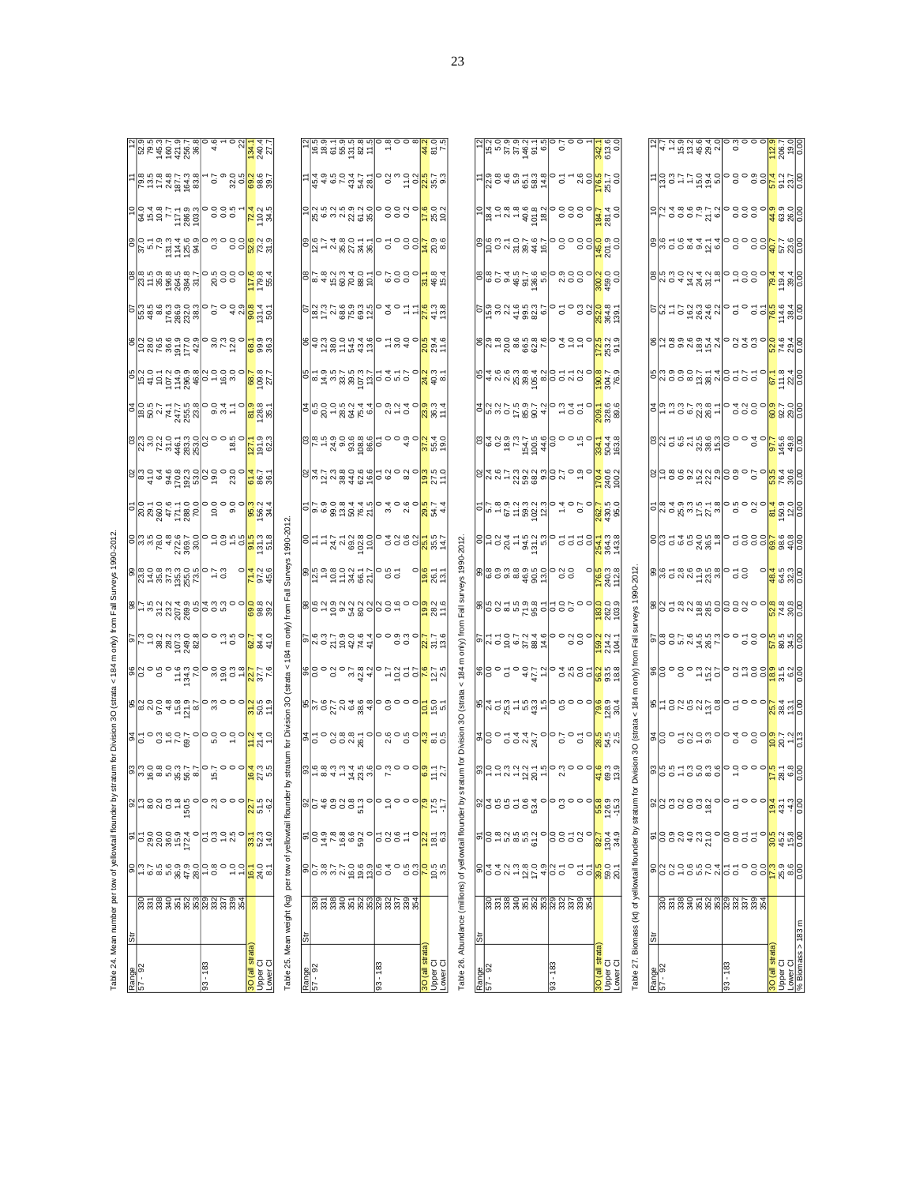Table 24. Mean number per tow of yellowtail flounder by stratum for Division 3O (strata < 184 m only) from Fall Surveys 1990-2012.

| Range | Str | 90 | 91 | 92 | 93 | 94 | 95 | 96 | 97 | 98 | 99 | 00 | 01 | 02 | 03 | 04 | 05 | 06 | 07 | 08 | 09 | 10 | 11 | 12 |
|---|---|---|---|---|---|---|---|---|---|---|---|---|---|---|---|---|---|---|---|---|---|---|---|---|
| 57 - 92 | 330 | 1.3 | 0.1 | 1.3 | 3.3 | 0.1 | 8.2 | 0.2 | 7.3 | 1.7 | 23.8 | 3.5 | 20.0 | 8.3 | 22.3 | 18.0 | 15.2 | 10.2 | 55.3 | 23.8 | 37.0 | 64.0 | 79.8 | 52.9 |
| | 331 | 6.7 | 29.0 | 8.0 | 16.0 | 0 | 2.0 | 0 | 1.0 | 3.5 | 14.0 | 3.5 | 29.1 | 41.0 | 3.0 | 50.5 | 41.0 | 28.0 | 48.5 | 11.5 | 5.1 | 15.4 | 13.5 | 79.5 |
| | 338 | 8.5 | 20.0 | 2.0 | 8.8 | 0.3 | 97.0 | 0.5 | 38.2 | 31.2 | 35.8 | 78.0 | 260.0 | 6.4 | 72.2 | 2.7 | 10.1 | 76.5 | 8.6 | 35.9 | 7.9 | 10.8 | 17.8 | 145.3 |
| | 340 | 16.7 | 36.0 | 8.5 | 5.0 | 1.6 | 4.8 | 0 | 28.2 | 23.2 | 37.3 | 4.8 | 47.7 | 94.6 | 31.0 | 74.1 | 107.2 | 36.6 | 176.3 | 196.8 | 131.3 | 7.7 | 24.8 | 160.7 |
| | 351 | 36.9 | 15.9 | 1.8 | 35.3 | 7.0 | 15.8 | 11.6 | 107.3 | 207.4 | 135.3 | 272.6 | 171.1 | 170.8 | 446.1 | 247.7 | 114.9 | 191.9 | 286.9 | 164.5 | 114.4 | 117.1 | 187.7 | 421.9 |
| | 352 | 47.9 | 172.4 | 150.5 | 56.7 | 69.7 | 121.9 | 134.3 | 249.0 | 269.6 | 255.0 | 369.7 | 288.0 | 192.3 | 283.3 | 255.5 | 296.9 | 177.0 | 232.0 | 384.8 | 125.6 | 286.9 | 164.3 | 256.7 |
| | 353 | 28.0 | 0 | 0 | 8.7 | 0 | 8.7 | 7.0 | 82.8 | 0 | 73.5 | 30.0 | 70.0 | 53.0 | 253.0 | 23.8 | 46.8 | 42.9 | 38.3 | 31.7 | 94.9 | 103.3 | 83.8 | 36.8 |
| 93 - 183 | 329 | 1.0 | 0.1 | 0 | 0 | 0 | 0 | 3.0 | 0 | 0.4 | 0 | 0.4 | 10.0 | 0.2 | 0.2 | 0 | 0.2 | 0 | 0 | 0 | 0 | 0 | 1 | 0 |
| | 332 | 0.8 | 0.3 | 2.3 | 15.7 | 5.0 | 3.3 | 19.0 | 0 | 0.3 | 1.7 | 1.0 | 0 | 19.0 | 0 | 9.0 | 1.0 | 3.0 | 0.7 | 20.5 | 0.3 | 0.0 | 0.7 | 4.6 |
| | 337 | 0 | 1.0 | 0 | 0 | 0 | 0 | 0 | 1.3 | 5.3 | 0.3 | 0.9 | 0 | 0 | 0 | 3.4 | 16.0 | 7.3 | 0 | 0.0 | 0 | 0.0 | 9 | 1 |
| | 339 | 1.0 | 2.5 | 0 | 0 | 1.0 | 0 | 1.3 | 0.3 | 0 | 0 | 1.5 | 9.0 | 23.0 | 18.5 | 1.1 | 3.0 | 12.0 | 4.0 | 0.0 | 0.0 | 0.5 | 32.0 | 0 |
| | 354 | 0 | 0 | 0 | 0 | 0 | 0 | 1.8 | 0 | 0 | 0 | 0.5 | 0 | 0 | 0 | 0 | 0 | 0 | 2.9 | 0 | 0 | 1 | 0.5 | 22 |
| 3O (all strata) | | 16.1 | 33.1 | 22.7 | 16.4 | 11.2 | 31.2 | 22.7 | 62.7 | 69.0 | 71.4 | 91.5 | 95.3 | 61.4 | 127.1 | 81.9 | 68.7 | 68.1 | 90.8 | 117.6 | 52.6 | 72.4 | 69.2 | 134.1 |
| Upper CI | | 24.0 | 52.3 | 51.5 | 27.3 | 21.4 | 50.5 | 37.7 | 84.4 | 98.8 | 97.2 | 131.3 | 156.2 | 86.7 | 191.9 | 128.8 | 109.8 | 99.9 | 131.4 | 179.8 | 73.2 | 110.2 | 98.6 | 240.4 |
| Lower CI | | 8.1 | 14.0 | -6.2 | 5.5 | 1.0 | 11.9 | 7.6 | 41.0 | 39.2 | 45.6 | 51.8 | 34.4 | 36.1 | 62.3 | 35.1 | 27.7 | 36.3 | 50.1 | 55.4 | 31.9 | 34.5 | 39.7 | 27.7 |

Table 25. Mean weight (kg) per tow of yellowtail flounder by stratum for Division 3O (strata < 184 m only) from Fall Surveys 1990-2012.

| Range | Str | 90 | 91 | 92 | 93 | 94 | 95 | 96 | 97 | 98 | 99 | 00 | 01 | 02 | 03 | 04 | 05 | 06 | 07 | 08 | 09 | 10 | 11 | 12 |
|---|---|---|---|---|---|---|---|---|---|---|---|---|---|---|---|---|---|---|---|---|---|---|---|---|
| 57 - 92 | 330 | 0.7 | 0.0 | 0.7 | 1.6 | 0.1 | 3.7 | 0.0 | 2.6 | 0.6 | 12.5 | 1.1 | 9.7 | 3.4 | 7.8 | 6.5 | 8.1 | 4.0 | 18.2 | 8.7 | 12.6 | 25.2 | 45.4 | 16.5 |
| | 331 | 3.8 | 14.9 | 4.6 | 8.8 | 0 | 0.6 | 0 | 0.3 | 1.2 | 1.9 | 1.1 | 6.9 | 12.7 | 1.5 | 20.0 | 14.9 | 12.3 | 17.3 | 4.8 | 1.7 | 6.5 | 4.9 | 18.9 |
| | 338 | 3.7 | 7.8 | 0.9 | 4.3 | 0.2 | 27.7 | 0.2 | 21.7 | 10.9 | 10.8 | 24.7 | 99.0 | 2.3 | 24.9 | 1.0 | 3.5 | 38.0 | 2.7 | 15.2 | 2.4 | 3.2 | 6.5 | 61.1 |
| | 340 | 7.6 | 16.8 | 0.9 | 1.3 | 0.8 | 2.0 | 0 | 10.0 | 9.2 | 11.0 | 2.1 | 13.6 | 38.0 | 7.1 | 28.4 | 33.8 | 11.0 | 68.6 | 60.3 | 35.8 | 7.0 | 7.7 | 55.9 |
| | 351 | 16.0 | 6.6 | 0.8 | 14.4 | 2.8 | 6.4 | 3.7 | 42.0 | 54.2 | 34.2 | 69.2 | 50.4 | 44.0 | 93.6 | 64.2 | 39.5 | 54.5 | 75.9 | 70.4 | 27.0 | 22.9 | 43.4 | 131.5 |
| | 352 | 19.6 | 59.2 | 51.3 | 23.5 | 26.1 | 38.6 | 42.8 | 74.6 | 80.2 | 66.1 | 102.8 | 76.4 | 62.6 | 108.8 | 75.4 | 107.3 | 43.4 | 69.3 | 88.0 | 34.1 | 61.2 | 54.7 | 82.8 |
| | 353 | 13.9 | 0 | 0 | 3.6 | 0 | 4.8 | 4.2 | 41.4 | 0.2 | 21.7 | 10.0 | 21.5 | 16.6 | 86.6 | 6.4 | 13.7 | 13.6 | 12.5 | 10.1 | 36.1 | 35.0 | 28.1 | 11.5 |
| 93 - 183 | 329 | 0.6 | 0.1 | 0 | 0 | 0 | 0 | 1.7 | 0 | 0.2 | 0 | 0.4 | 0 | 0.1 | 0.1 | 0 | 0.1 | 0 | 0 | 0 | 0 | 0 | 0 | 0 |
| | 332 | 0.4 | 0.2 | 1.0 | 7.3 | 2.6 | 0.9 | 10.2 | 0 | 0.0 | 0.5 | 0.2 | 3.4 | 6.2 | 0 | 2.9 | 0.4 | 1.1 | 0.4 | 6.7 | 0.1 | 0.0 | 0.2 | 1.8 |
| | 337 | 0 | 0.6 | 0 | 0 | 0 | 0 | 0 | 0.9 | 1.6 | 0.1 | 0.6 | 0 | 0 | 0 | 1.2 | 5.1 | 3.3 | 0 | 0.0 | 0 | 0.0 | 3 | 0 |
| | 339 | 0.5 | 1.1 | 0 | 0 | 0.5 | 0 | 0.1 | 0.3 | 0 | 0 | 0.2 | 2.6 | 8.2 | 4.9 | 0.4 | 0.7 | 4.0 | 1.1 | 0.0 | 0.0 | 0.2 | 11.0 | 0 |
| | 354 | 0.3 | 0 | 0 | 0 | 0 | 0 | 0.7 | 0 | 0 | 0 | 0 | 0 | 0 | 0 | 0 | 0 | 0 | 1.1 | 0 | 0.0 | 0 | 0.2 | 8 |
| 3O (all strata) | | 7.0 | 12.2 | 7.9 | 6.9 | 4.3 | 10.1 | 7.6 | 22.7 | 19.9 | 19.6 | 25.1 | 29.5 | 19.3 | 37.2 | 23.9 | 24.2 | 20.5 | 27.6 | 31.1 | 14.7 | 17.6 | 22.5 | 44.2 |
| Upper CI | | 10.5 | 18.1 | 17.5 | 11.1 | 8.1 | 15.0 | 12.7 | 31.7 | 28.2 | 26.1 | 35.5 | 54.7 | 27.5 | 55.4 | 36.3 | 40.3 | 29.4 | 41.3 | 46.8 | 20.9 | 25.0 | 35.7 | 81.0 |
| Lower CI | | 3.5 | 6.3 | -1.7 | 2.7 | 0.5 | 5.1 | 2.5 | 13.6 | 11.6 | 13.1 | 14.7 | 4.4 | 11.0 | 19.0 | 11.4 | 8.1 | 11.6 | 13.8 | 15.4 | 8.6 | 10.2 | 9.3 | 7.5 |

Table 26. Abundance (millions) of yellowtail flounder by stratum for Division 3O (strata < 184 m only) from Fall surveys 1990-2012.

| Range | Str | 90 | 91 | 92 | 93 | 94 | 95 | 96 | 97 | 98 | 99 | 00 | 01 | 02 | 03 | 04 | 05 | 06 | 07 | 08 | 09 | 10 | 11 | 12 |
|---|---|---|---|---|---|---|---|---|---|---|---|---|---|---|---|---|---|---|---|---|---|---|---|---|
| 57 - 92 | 330 | 0.4 | 0.0 | 0.4 | 1.0 | 0.0 | 2.4 | 0.0 | 2.1 | 0.5 | 6.8 | 1.0 | 5.7 | 2.4 | 6.4 | 5.2 | 4.4 | 2.9 | 15.9 | 6.8 | 10.6 | 18.4 | 22.9 | 15.2 |
| | 331 | 0.4 | 8.8 | 3.0 | 0.0 | 0 | 0.1 | 0 | 0.1 | 0.2 | 0.9 | 0.9 | 1.4 | 6.0 | 0.9 | 7.7 | 2.6 | 1.8 | 3.0 | 0.7 | 0.3 | 1.0 | 0.8 | 5.0 |
| | 338 | 2.4 | 5.2 | 0.2 | 0.5 | 0.1 | 25.3 | 0.1 | 10.0 | 8.1 | 9.9 | 20.4 | 67.8 | 1.7 | 18.8 | 0.7 | 2.5 | 20.8 | 2.0 | 9.4 | 2.1 | 1.8 | 4.6 | 37.9 |
| | 340 | 3.2 | 8.5 | 0.5 | 1.2 | 0.4 | 1.1 | 0 | 6.7 | 5.5 | 8.8 | 1.1 | 11.2 | 22.3 | 7.3 | 17.5 | 25.3 | 8.6 | 41.6 | 46.5 | 31.0 | 1.8 | 5.9 | 37.9 |
| | 351 | 12.8 | 5.5 | 0.6 | 12.2 | 2.4 | 5.5 | 4.0 | 37.2 | 71.9 | 46.9 | 94.5 | 59.3 | 59.2 | 154.7 | 85.6 | 39.8 | 66.5 | 99.5 | 91.7 | 39.7 | 40.6 | 65.1 | 146.2 |
| | 352 | 17.0 | 61.2 | 53.4 | 20.1 | 24.7 | 43.3 | 47.7 | 88.4 | 95.8 | 90.5 | 131.2 | 102.2 | 68.2 | 100.5 | 90.7 | 105.4 | 62.8 | 82.3 | 136.6 | 44.6 | 101.8 | 58.3 | 91.1 |
| | 353 | 4.9 | 0 | 0 | 1.5 | 0 | 1.5 | 1.2 | 14.6 | 0.1 | 13.0 | 5.3 | 12.3 | 9.3 | 44.6 | 4.8 | 8.2 | 5.6 | 6.7 | 5.6 | 16.7 | 18.2 | 14.8 | 6.5 |
| 93 - 183 | 329 | 0.2 | 0.0 | 0 | 0 | 0 | 0 | 0.4 | 0 | 0.0 | 0 | 0.1 | 0 | 0.0 | 0.0 | 0 | 0.1 | 0 | 0 | 0 | 0 | 0 | 0 | 0 |
| | 332 | 0.1 | 0.0 | 0.3 | 2.3 | 0.7 | 0.5 | 2.5 | 0 | 0.0 | 0.2 | 0.1 | 1.4 | 2.7 | 0 | 1.3 | 0.1 | 0.4 | 0.1 | 2.9 | 0.0 | 0.0 | 0.1 | 0.7 |
| | 337 | 0 | 0.1 | 0 | 0 | 0 | 0 | 0 | 0.2 | 0.7 | 0.0 | 0.1 | 0 | 0 | 0 | 0.4 | 2.1 | 1.0 | 0 | 0.0 | 0 | 0.0 | 1 | 0 |
| | 339 | 0.1 | 0.2 | 0 | 0 | 0.1 | 0 | 0 | 0.0 | 0 | 0 | 0.1 | 0.7 | 1.9 | 1.5 | 0.1 | 0.2 | 1.0 | 0.3 | 0.0 | 0.0 | 0.0 | 2.6 | 0 |
| | 354 | 0 | 0 | 0 | 0 | 0 | 0 | 0.1 | 0 | 0 | 0 | 0 | 0 | 0 | 0 | 0 | 0 | 0 | 0.2 | 0 | 0.0 | 0 | 0.0 | 0 |
| 3O (all strata) | | 39.5 | 82.7 | 55.8 | 41.6 | 28.5 | 79.6 | 56.2 | 159.2 | 183.0 | 176.5 | 254.1 | 262.7 | 170.4 | 334.1 | 209.1 | 190.8 | 172.5 | 252.0 | 300.2 | 145.0 | 184.7 | 176.5 | 342.1 |
| Upper CI | | 59.0 | 130.4 | 126.9 | 69.4 | 54.5 | 128.9 | 93.5 | 214.3 | 262.0 | 240.3 | 364.4 | 430.3 | 240.5 | 504.3 | 328.6 | 304.7 | 253.1 | 364.9 | 459.0 | 201.0 | 281.4 | 251.7 | 613.6 |
| Lower CI | | 20.1 | 34.9 | -15.3 | 13.9 | 2.5 | 30.4 | 18.8 | 104.1 | 103.9 | 112.8 | 143.8 | 95.0 | 100.2 | 163.8 | 89.6 | 76.9 | 91.9 | 139.1 | 0.0 | 0.0 | 0.0 | 0.0 | 0.0 |

Table 27. Biomass (kt) of yellowtail flounder by stratum for Division 3O (strata < 184 m only) from Fall surveys 1990-2012.

| Range | Str | 90 | 91 | 92 | 93 | 94 | 95 | 96 | 97 | 98 | 99 | 00 | 01 | 02 | 03 | 04 | 05 | 06 | 07 | 08 | 09 | 10 | 11 | 12 |
|---|---|---|---|---|---|---|---|---|---|---|---|---|---|---|---|---|---|---|---|---|---|---|---|---|
| 57 - 92 | 330 | 0.2 | 0.0 | 0.2 | 0.5 | 0.0 | 1.1 | 0.0 | 0.8 | 0.2 | 3.6 | 0.3 | 2.8 | 1.0 | 2.2 | 1.9 | 2.3 | 1.2 | 5.2 | 2.5 | 3.6 | 7.2 | 13.0 | 4.7 |
| | 331 | 0.2 | 0.9 | 0.3 | 0.5 | 0 | 0.0 | 0 | 0.0 | 0.1 | 0.1 | 0.4 | 0.4 | 0.8 | 0.1 | 1.3 | 0.9 | 0.8 | 1.1 | 0.3 | 0.1 | 0.4 | 0.3 | 1.2 |
| | 338 | 1.0 | 2.0 | 0.2 | 1.1 | 0.1 | 7.2 | 0.0 | 5.7 | 2.8 | 2.8 | 6.4 | 25.9 | 0.6 | 6.5 | 0.3 | 0.9 | 9.9 | 0.7 | 4.0 | 0.6 | 0.8 | 1.7 | 15.9 |
| | 340 | 0.6 | 4.0 | 0.1 | 0.3 | 0.2 | 0.5 | 0 | 2.6 | 2.2 | 2.6 | 0.5 | 3.3 | 9.2 | 2.1 | 6.7 | 8.0 | 2.6 | 16.2 | 14.2 | 8.4 | 0.6 | 1.7 | 13.2 |
| | 351 | 5.5 | 2.3 | 0.3 | 5.0 | 1.0 | 2.2 | 1.3 | 14.5 | 18.8 | 11.9 | 24.0 | 17.5 | 15.2 | 32.5 | 22.3 | 13.7 | 18.9 | 26.3 | 24.4 | 9.4 | 7.9 | 15.0 | 45.6 |
| | 352 | 6.5 | 21.0 | 18.2 | 8.3 | 9.3 | 13.7 | 15.2 | 26.5 | 28.5 | 23.5 | 36.5 | 27.1 | 22.2 | 38.6 | 26.8 | 38.1 | 15.4 | 24.6 | 31.2 | 12.1 | 21.7 | 19.4 | 29.4 |
| | 353 | 2.4 | 0 | 0 | 0.8 | 0 | 0.8 | 0.7 | 7.0 | 0.0 | 3.8 | 1.8 | 3.8 | 2.8 | 15.3 | 1.2 | 2.4 | 2.4 | 2.1 | 1.8 | 6.4 | 6.2 | 5.0 | 2.0 |
| 93 - 183 | 329 | 0.1 | 0.0 | 0 | 0 | 0 | 0 | 0.2 | 0 | 0.0 | 0 | 0.1 | 0 | 0.0 | 0.0 | 0 | 0.0 | 0 | 0 | 0 | 0 | 0 | 0 | 0 |
| | 332 | 0.1 | 0.0 | 0.1 | 1.0 | 0.4 | 0.1 | 1.3 | 0 | 0.0 | 0.1 | 0.0 | 0.5 | 0.9 | 0 | 0.4 | 0.1 | 0.2 | 0.1 | 1.0 | 0.0 | 0.0 | 0.0 | 0.3 |
| | 337 | 0 | 0.1 | 0 | 0 | 0 | 0 | 0 | 0.1 | 0.2 | 0.0 | 0.0 | 0 | 0 | 0 | 0.2 | 0.7 | 0.4 | 0 | 0.0 | 0 | 0.0 | 0 | 0 |
| | 339 | 0.0 | 0.1 | 0 | 0 | 0.0 | 0 | 0.0 | 0.0 | 0 | 0 | 0.0 | 0.2 | 0.7 | 0.4 | 0.0 | 0.1 | 0.3 | 0.1 | 0.0 | 0.0 | 0.0 | 0.9 | 0 |
| | 354 | 0 | 0 | 0 | 0 | 0 | 0 | 0.0 | 0 | 0 | 0 | 0 | 0 | 0 | 0 | 0 | 0 | 0 | 0.1 | 0 | 0.0 | 0 | 0.0 | 0 |
| 3O (all strata) | | 17.3 | 30.5 | 19.4 | 17.5 | 10.9 | 25.7 | 18.9 | 57.5 | 52.8 | 48.4 | 69.7 | 81.4 | 53.5 | 97.7 | 60.9 | 67.1 | 52.0 | 76.5 | 79.4 | 40.7 | 44.9 | 57.4 | 112.9 |
| Upper CI | | 25.9 | 45.2 | 43.1 | 28.1 | 20.7 | 38.4 | 31.5 | 80.5 | 74.8 | 64.5 | 98.6 | 150.9 | 76.4 | 145.6 | 92.7 | 111.8 | 74.6 | 114.6 | 119.4 | 57.7 | 63.9 | 91.2 | 206.7 |
| Lower CI | | 8.6 | 15.8 | -4.3 | 6.8 | 1.2 | 13.1 | 6.2 | 34.5 | 30.8 | 32.3 | 40.8 | 12.0 | 30.6 | 49.8 | 29.0 | 22.4 | 29.4 | 38.4 | 39.4 | 23.6 | 26.0 | 23.7 | 19.0 |
| % Biomass > 183 m | | 0.00 | 0.00 | 0.00 | 0.00 | 0.13 | 0.00 | 0.00 | 0.00 | 0.00 | 0.00 | 0.00 | 0.00 | 0.00 | 0.00 | 0.00 | 0.00 | 0.00 | 0.00 | 0.00 | 0.00 | 0.00 | 0.00 | 0.00 |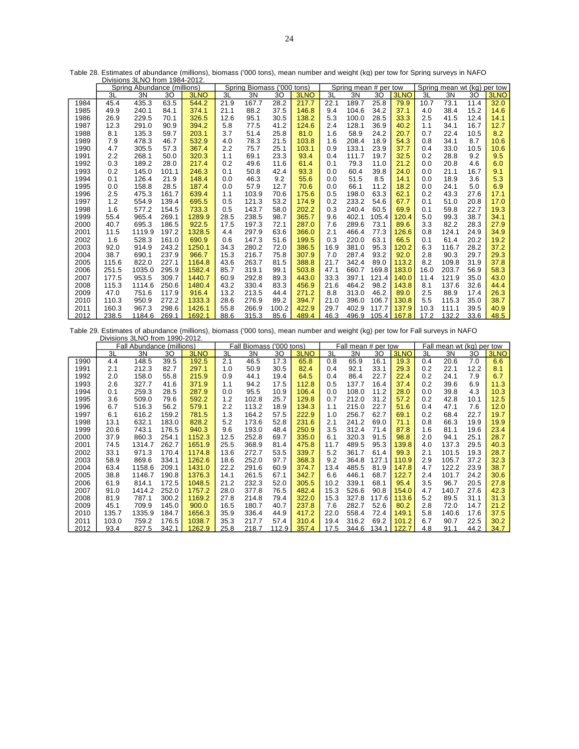Table 28. Estimates of abundance (millions), biomass ('000 tons), mean number and weight (kg) per tow for Spring surveys in NAFO Divisions 3LNO from 1984-2012.

| | Spring Abundance (millions) | | | | Spring Biomass ('000 tons) | | | | Spring mean # per tow | | | | Spring mean wt (kg) per tow | | | |
|---|---|---|---|---|---|---|---|---|---|---|---|---|---|---|---|---|
| | 3L | 3N | 3O | 3LNO | 3L | 3N | 3O | 3LNO | 3L | 3N | 3O | 3LNO | 3L | 3N | 3O | 3LNO |
| 1984 | 45.4 | 435.3 | 63.5 | 544.2 | 21.9 | 167.7 | 28.2 | 217.7 | 22.1 | 189.7 | 25.8 | 79.9 | 10.7 | 73.1 | 11.4 | 32.0 |
| 1985 | 49.9 | 240.1 | 84.1 | 374.1 | 21.1 | 88.2 | 37.5 | 146.8 | 9.4 | 104.6 | 34.2 | 37.1 | 4.0 | 38.4 | 15.2 | 14.6 |
| 1986 | 26.9 | 229.5 | 70.1 | 326.5 | 12.6 | 95.1 | 30.5 | 138.2 | 5.3 | 100.0 | 28.5 | 33.3 | 2.5 | 41.5 | 12.4 | 14.1 |
| 1987 | 12.3 | 291.0 | 90.9 | 394.2 | 5.8 | 77.5 | 41.2 | 124.6 | 2.4 | 128.1 | 36.9 | 40.2 | 1.1 | 34.1 | 16.7 | 12.7 |
| 1988 | 8.1 | 135.3 | 59.7 | 203.1 | 3.7 | 51.4 | 25.8 | 81.0 | 1.6 | 58.9 | 24.2 | 20.7 | 0.7 | 22.4 | 10.5 | 8.2 |
| 1989 | 7.9 | 478.3 | 46.7 | 532.9 | 4.0 | 78.3 | 21.5 | 103.8 | 1.6 | 208.4 | 18.9 | 54.3 | 0.8 | 34.1 | 8.7 | 10.6 |
| 1990 | 4.7 | 305.5 | 57.3 | 367.4 | 2.2 | 75.7 | 25.1 | 103.1 | 0.9 | 133.1 | 23.9 | 37.7 | 0.4 | 33.0 | 10.5 | 10.6 |
| 1991 | 2.2 | 268.1 | 50.0 | 320.3 | 1.1 | 69.1 | 23.3 | 93.4 | 0.4 | 111.7 | 19.7 | 32.5 | 0.2 | 28.8 | 9.2 | 9.5 |
| 1992 | 0.3 | 189.2 | 28.0 | 217.4 | 0.2 | 49.6 | 11.6 | 61.4 | 0.1 | 79.3 | 11.0 | 21.2 | 0.0 | 20.8 | 4.6 | 6.0 |
| 1993 | 0.2 | 145.0 | 101.1 | 246.3 | 0.1 | 50.8 | 42.4 | 93.3 | 0.0 | 60.4 | 39.8 | 24.0 | 0.0 | 21.1 | 16.7 | 9.1 |
| 1994 | 0.1 | 126.4 | 21.9 | 148.4 | 0.0 | 46.3 | 9.2 | 55.6 | 0.0 | 51.5 | 8.5 | 14.1 | 0.0 | 18.9 | 3.6 | 5.3 |
| 1995 | 0.0 | 158.8 | 28.5 | 187.4 | 0.0 | 57.9 | 12.7 | 70.6 | 0.0 | 66.1 | 11.2 | 18.2 | 0.0 | 24.1 | 5.0 | 6.9 |
| 1996 | 2.5 | 475.3 | 161.7 | 639.4 | 1.1 | 103.9 | 70.6 | 175.6 | 0.5 | 198.0 | 63.3 | 62.1 | 0.2 | 43.3 | 27.6 | 17.1 |
| 1997 | 1.2 | 554.9 | 139.4 | 695.5 | 0.5 | 121.3 | 53.2 | 174.9 | 0.2 | 233.2 | 54.6 | 67.7 | 0.1 | 51.0 | 20.8 | 17.0 |
| 1998 | 1.6 | 577.2 | 154.5 | 733.3 | 0.5 | 143.7 | 58.0 | 202.2 | 0.3 | 240.4 | 60.5 | 69.9 | 0.1 | 59.8 | 22.7 | 19.3 |
| 1999 | 55.4 | 965.4 | 269.1 | 1289.9 | 28.5 | 238.5 | 98.7 | 365.7 | 9.6 | 402.1 | 105.4 | 120.4 | 5.0 | 99.3 | 38.7 | 34.1 |
| 2000 | 40.7 | 695.3 | 186.5 | 922.5 | 17.5 | 197.3 | 72.1 | 287.0 | 7.6 | 289.6 | 73.1 | 89.6 | 3.3 | 82.2 | 28.3 | 27.9 |
| 2001 | 11.5 | 1119.9 | 197.2 | 1328.5 | 4.4 | 297.9 | 63.6 | 366.0 | 2.1 | 466.4 | 77.3 | 126.6 | 0.8 | 124.1 | 24.9 | 34.9 |
| 2002 | 1.6 | 528.3 | 161.0 | 690.9 | 0.6 | 147.3 | 51.6 | 199.5 | 0.3 | 220.0 | 63.1 | 66.5 | 0.1 | 61.4 | 20.2 | 19.2 |
| 2003 | 92.0 | 914.9 | 243.2 | 1250.1 | 34.3 | 280.2 | 72.0 | 386.5 | 16.9 | 381.0 | 95.3 | 120.2 | 6.3 | 116.7 | 28.2 | 37.2 |
| 2004 | 38.7 | 690.1 | 237.9 | 966.7 | 15.3 | 216.7 | 75.8 | 307.9 | 7.0 | 287.4 | 93.2 | 92.0 | 2.8 | 90.3 | 29.7 | 29.3 |
| 2005 | 115.6 | 822.0 | 227.1 | 1164.8 | 43.6 | 263.7 | 81.5 | 388.8 | 21.7 | 342.4 | 89.0 | 113.2 | 8.2 | 109.8 | 31.9 | 37.8 |
| 2006 | 251.5 | 1035.0 | 295.9 | 1582.4 | 85.7 | 319.1 | 99.1 | 503.8 | 47.1 | 660.7 | 169.8 | 183.0 | 16.0 | 203.7 | 56.9 | 58.3 |
| 2007 | 177.5 | 953.5 | 309.7 | 1440.7 | 60.9 | 292.8 | 89.3 | 443.0 | 33.3 | 397.1 | 121.4 | 140.0 | 11.4 | 121.9 | 35.0 | 43.0 |
| 2008 | 115.3 | 1114.6 | 250.6 | 1480.4 | 43.2 | 330.4 | 83.3 | 456.9 | 21.6 | 464.2 | 98.2 | 143.8 | 8.1 | 137.6 | 32.6 | 44.4 |
| 2009 | 47.0 | 751.6 | 117.9 | 916.4 | 13.2 | 213.5 | 44.4 | 271.2 | 8.8 | 313.0 | 46.2 | 89.0 | 2.5 | 88.9 | 17.4 | 26.3 |
| 2010 | 110.3 | 950.9 | 272.2 | 1333.3 | 28.6 | 276.9 | 89.2 | 394.7 | 21.0 | 396.0 | 106.7 | 130.8 | 5.5 | 115.3 | 35.0 | 38.7 |
| 2011 | 160.3 | 967.3 | 298.6 | 1426.1 | 55.8 | 266.9 | 100.2 | 422.9 | 29.7 | 402.9 | 117.7 | 137.9 | 10.3 | 111.1 | 39.5 | 40.9 |
| 2012 | 238.5 | 1184.6 | 269.1 | 1692.1 | 88.6 | 315.3 | 85.6 | 489.4 | 46.3 | 496.9 | 105.4 | 167.8 | 17.2 | 132.2 | 33.6 | 48.5 |

Table 29. Estimates of abundance (millions), biomass ('000 tons), mean number and weight (kg) per tow for Fall surveys in NAFO Divisions 3LNO from 1990-2012.

| | Fall Abundance (millions) | | | | Fall Biomass ('000 tons) | | | | Fall mean # per tow | | | | Fall mean wt (kg) per tow | | | |
|---|---|---|---|---|---|---|---|---|---|---|---|---|---|---|---|---|
| | 3L | 3N | 3O | 3LNO | 3L | 3N | 3O | 3LNO | 3L | 3N | 3O | 3LNO | 3L | 3N | 3O | 3LNO |
| 1990 | 4.4 | 148.5 | 39.5 | 192.5 | 2.1 | 46.5 | 17.3 | 65.8 | 0.8 | 65.9 | 16.1 | 19.3 | 0.4 | 20.6 | 7.0 | 6.6 |
| 1991 | 2.1 | 212.3 | 82.7 | 297.1 | 1.0 | 50.9 | 30.5 | 82.4 | 0.4 | 92.1 | 33.1 | 29.3 | 0.2 | 22.1 | 12.2 | 8.1 |
| 1992 | 2.0 | 158.0 | 55.8 | 215.9 | 0.9 | 44.1 | 19.4 | 64.5 | 0.4 | 86.4 | 22.7 | 22.4 | 0.2 | 24.1 | 7.9 | 6.7 |
| 1993 | 2.6 | 327.7 | 41.6 | 371.9 | 1.1 | 94.2 | 17.5 | 112.8 | 0.5 | 137.7 | 16.4 | 37.4 | 0.2 | 39.6 | 6.9 | 11.3 |
| 1994 | 0.1 | 259.3 | 28.5 | 287.9 | 0.0 | 95.5 | 10.9 | 106.4 | 0.0 | 108.0 | 11.2 | 28.0 | 0.0 | 39.8 | 4.3 | 10.3 |
| 1995 | 3.6 | 509.0 | 79.6 | 592.2 | 1.2 | 102.8 | 25.7 | 129.8 | 0.7 | 212.0 | 31.2 | 57.2 | 0.2 | 42.8 | 10.1 | 12.5 |
| 1996 | 6.7 | 516.3 | 56.2 | 579.1 | 2.2 | 113.2 | 18.9 | 134.3 | 1.1 | 215.0 | 22.7 | 51.6 | 0.4 | 47.1 | 7.6 | 12.0 |
| 1997 | 6.1 | 616.2 | 159.2 | 781.5 | 1.3 | 164.2 | 57.5 | 222.9 | 1.0 | 256.7 | 62.7 | 69.1 | 0.2 | 68.4 | 22.7 | 19.7 |
| 1998 | 13.1 | 632.1 | 183.0 | 828.2 | 5.2 | 173.6 | 52.8 | 231.6 | 2.1 | 241.2 | 69.0 | 71.1 | 0.8 | 66.3 | 19.9 | 19.9 |
| 1999 | 20.6 | 743.1 | 176.5 | 940.3 | 9.6 | 193.0 | 48.4 | 250.9 | 3.5 | 312.4 | 71.4 | 87.8 | 1.6 | 81.1 | 19.6 | 23.4 |
| 2000 | 37.9 | 860.3 | 254.1 | 1152.3 | 12.5 | 252.8 | 69.7 | 335.0 | 6.1 | 320.3 | 91.5 | 98.8 | 2.0 | 94.1 | 25.1 | 28.7 |
| 2001 | 74.5 | 1314.7 | 262.7 | 1651.9 | 25.5 | 368.9 | 81.4 | 475.8 | 11.7 | 489.5 | 95.3 | 139.8 | 4.0 | 137.3 | 29.5 | 40.3 |
| 2002 | 33.1 | 971.3 | 170.4 | 1174.8 | 13.6 | 272.7 | 53.5 | 339.7 | 5.2 | 361.7 | 61.4 | 99.3 | 2.1 | 101.5 | 19.3 | 28.7 |
| 2003 | 58.9 | 869.6 | 334.1 | 1262.6 | 18.6 | 252.0 | 97.7 | 368.3 | 9.2 | 364.8 | 127.1 | 110.9 | 2.9 | 105.7 | 37.2 | 32.3 |
| 2004 | 63.4 | 1158.6 | 209.1 | 1431.0 | 22.2 | 291.6 | 60.9 | 374.7 | 13.4 | 485.5 | 81.9 | 147.8 | 4.7 | 122.2 | 23.9 | 38.7 |
| 2005 | 38.8 | 1146.7 | 190.8 | 1376.3 | 14.1 | 261.5 | 67.1 | 342.7 | 6.6 | 446.1 | 68.7 | 122.7 | 2.4 | 101.7 | 24.2 | 30.6 |
| 2006 | 61.9 | 814.1 | 172.5 | 1048.5 | 21.2 | 232.3 | 52.0 | 305.5 | 10.2 | 339.1 | 68.1 | 95.4 | 3.5 | 96.7 | 20.5 | 27.8 |
| 2007 | 91.0 | 1414.2 | 252.0 | 1757.2 | 28.0 | 377.8 | 76.5 | 482.4 | 15.3 | 526.6 | 90.8 | 154.0 | 4.7 | 140.7 | 27.6 | 42.3 |
| 2008 | 81.9 | 787.1 | 300.2 | 1169.2 | 27.8 | 214.8 | 79.4 | 322.0 | 15.3 | 327.8 | 117.6 | 113.6 | 5.2 | 89.5 | 31.1 | 31.3 |
| 2009 | 45.1 | 709.9 | 145.0 | 900.0 | 16.5 | 180.7 | 40.7 | 237.8 | 7.6 | 282.7 | 52.6 | 80.2 | 2.8 | 72.0 | 14.7 | 21.2 |
| 2010 | 135.7 | 1335.9 | 184.7 | 1656.3 | 35.9 | 336.4 | 44.9 | 417.2 | 22.0 | 558.4 | 72.4 | 149.1 | 5.8 | 140.6 | 17.6 | 37.5 |
| 2011 | 103.0 | 759.2 | 176.5 | 1038.7 | 35.3 | 217.7 | 57.4 | 310.4 | 19.4 | 316.2 | 69.2 | 101.2 | 6.7 | 90.7 | 22.5 | 30.2 |
| 2012 | 93.4 | 827.5 | 342.1 | 1262.9 | 25.8 | 218.7 | 112.9 | 357.4 | 17.5 | 344.6 | 134.1 | 122.7 | 4.8 | 91.1 | 44.2 | 34.7 |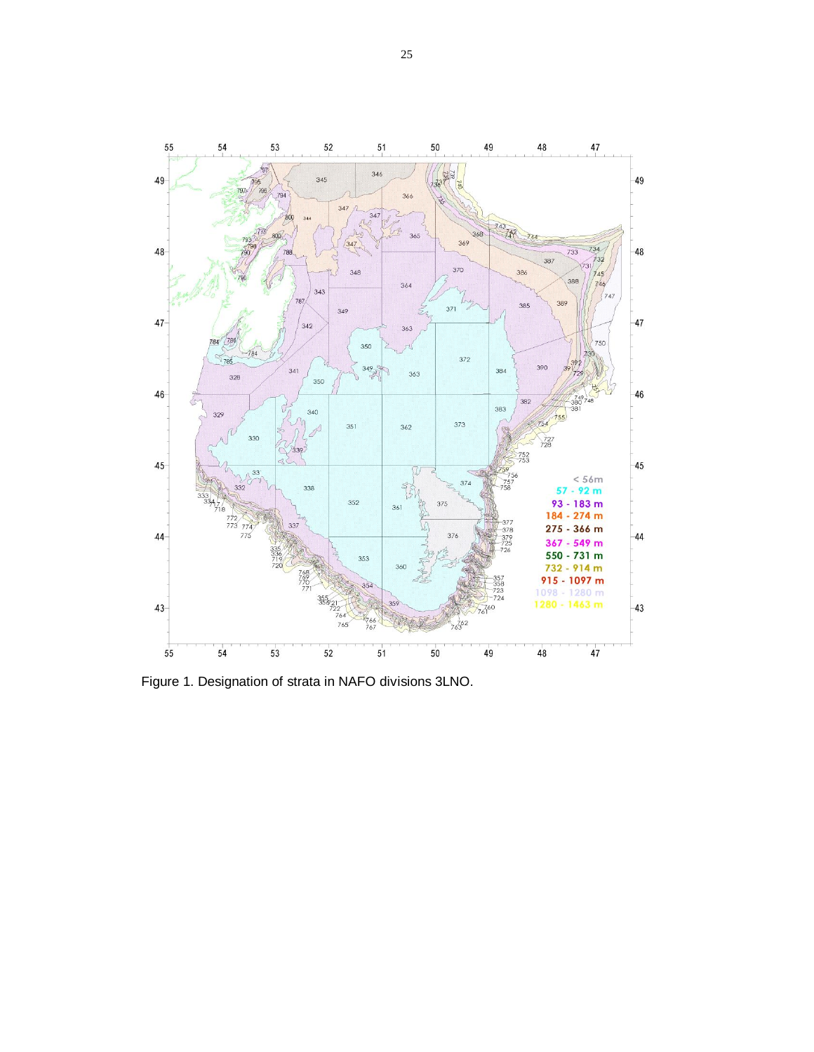Figure 1. Designation of strata in NAFO divisions 3LNO.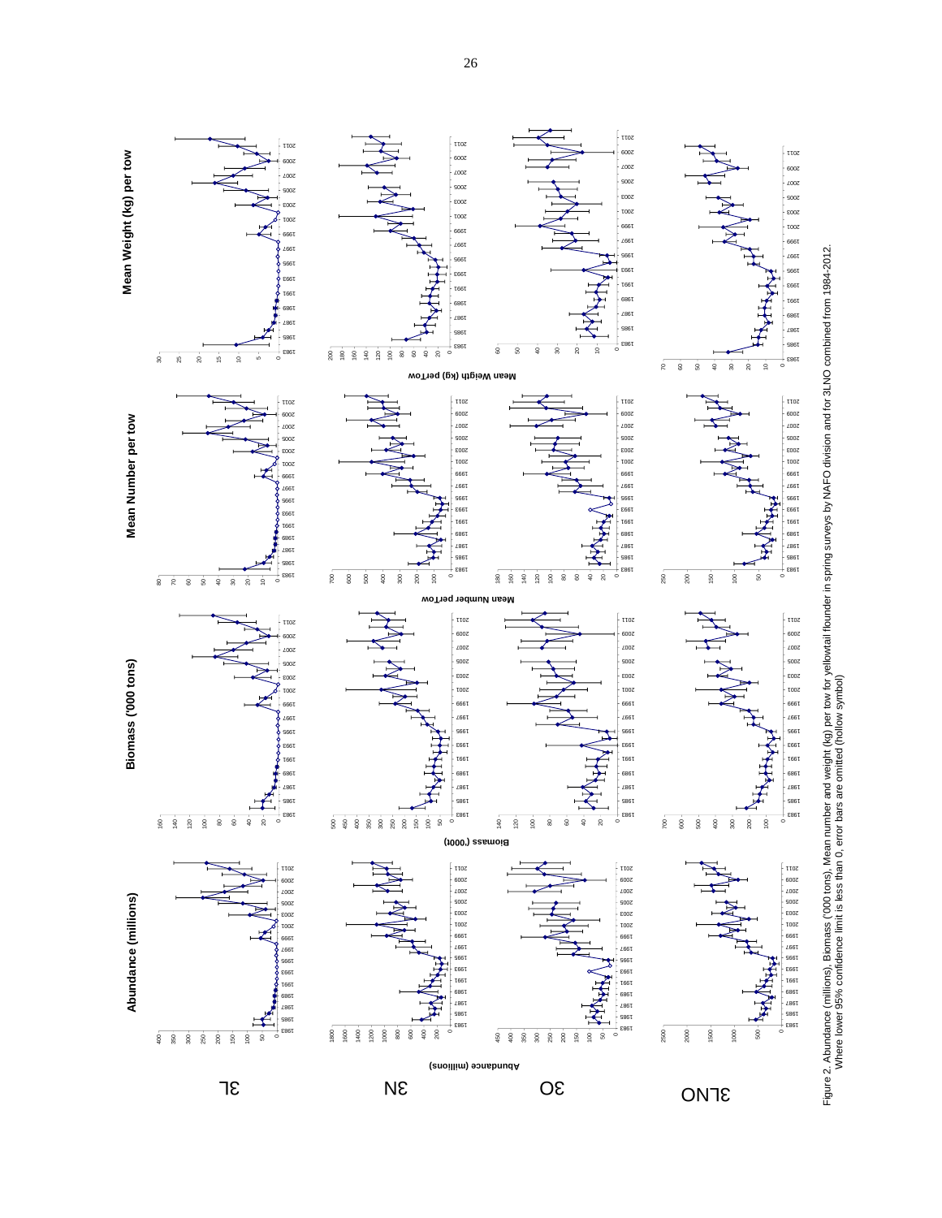Figure 2. Abundance (millions), Biomass ('000 tons), Mean number and weight (kg) per tow for yellowtail flounder in spring surveys by NAFO division and for 3LNO combined from 1984-2012. Where lower 95% confidence limit is less than 0, error bars are omitted (hollow symbol)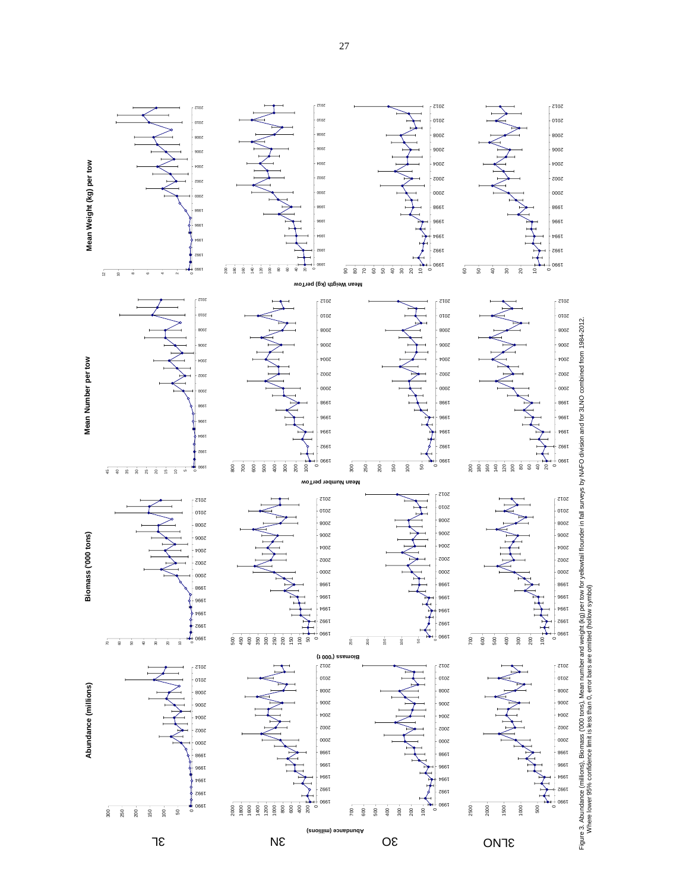Figure 3. Abundance (millions), Biomass ('000 tons), Mean number and weight (kg) per tow for yellowtail flounder in fall surveys by NAFO division and for 3LNO combined from 1984-2012. Where lower 95% confidence limit is less than 0, error bars are omitted (hollow symbol)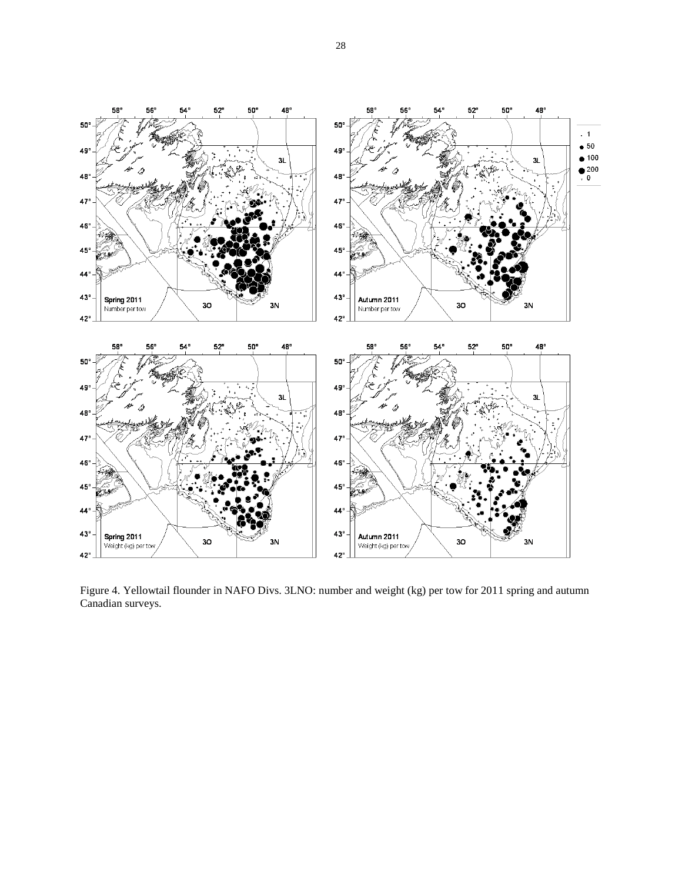Figure 4. Yellowtail flounder in NAFO Divs. 3LNO: number and weight (kg) per tow for 2011 spring and autumn Canadian surveys.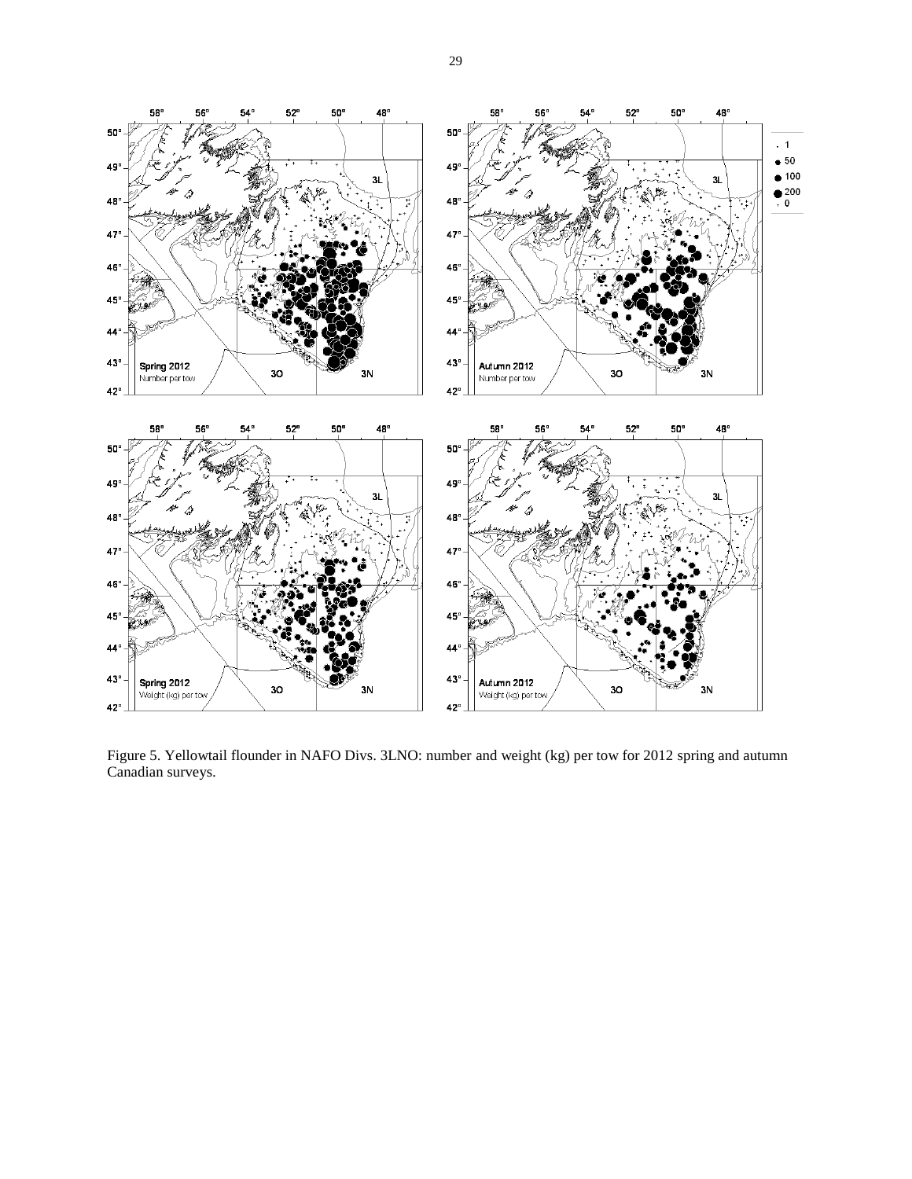Figure 5. Yellowtail flounder in NAFO Divs. 3LNO: number and weight (kg) per tow for 2012 spring and autumn Canadian surveys.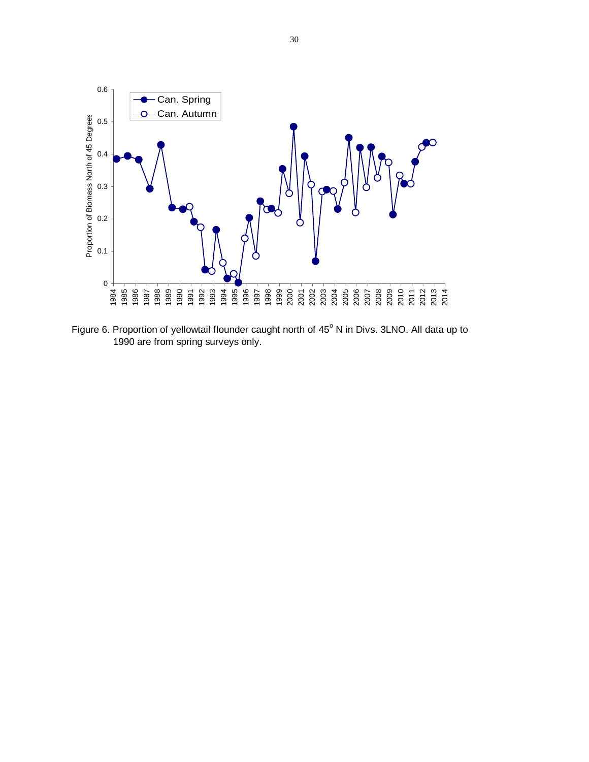0.6
0.5
0.4
0.3
0.2
0.1
0

Proportion of Biomass North of 45 Degrees

Can. Spring
Can. Autumn

1984 1985 1986 1987 1988 1989 1990 1991 1992 1993 1994 1995 1996 1997 1998 1999 2000 2001 2002 2003 2004 2005 2006 2007 2008 2009 2010 2011 2012 2013 2014

Figure 6. Proportion of yellowtail flounder caught north of 45$^{o}$ N in Divs. 3LNO. All data up to 1990 are from spring surveys only.